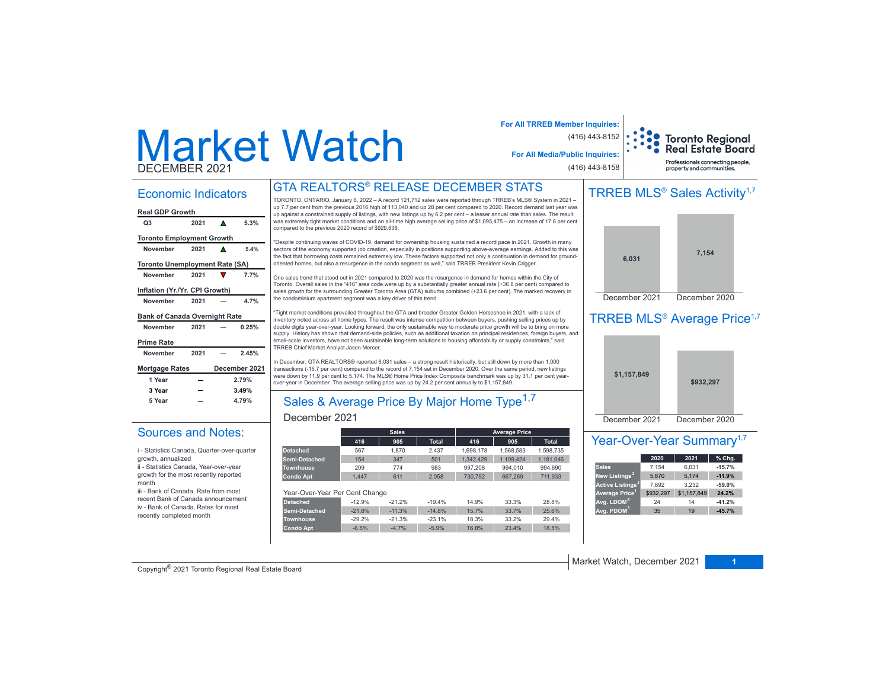# Market Watch

DECEMBER 2021

**For All TRREB Member Inquiries:** (416) 443-8152

**For All Media/Public Inquiries:** (416) 443-8158

Toronto Regional Real Estate Board
Professionals connecting people, property and communities.

## Economic Indicators

| Real GDP Growth | | | |
|---|---|---|---|
| Q3 | 2021 | ▲ | 5.3% |

| Toronto Employment Growth | | | |
|---|---|---|---|
| November | 2021 | ▲ | 5.4% |

| Toronto Unemployment Rate (SA) | | | |
|---|---|---|---|
| November | 2021 | ▼ | 7.7% |

| Inflation (Yr./Yr. CPI Growth) | | | |
|---|---|---|---|
| November | 2021 | — | 4.7% |

| Bank of Canada Overnight Rate | | | |
|---|---|---|---|
| November | 2021 | — | 0.25% |

| Prime Rate | | | |
|---|---|---|---|
| November | 2021 | — | 2.45% |

| Mortgage Rates | | December 2021 |
|---|---|---|
| 1 Year | — | 2.79% |
| 3 Year | — | 3.49% |
| 5 Year | — | 4.79% |

## Sources and Notes:

i - Statistics Canada, Quarter-over-quarter growth, annualized

ii - Statistics Canada, Year-over-year growth for the most recently reported month

iii - Bank of Canada, Rate from most recent Bank of Canada announcement

iv - Bank of Canada, Rates for most recently completed month

## GTA REALTORS® RELEASE DECEMBER STATS

TORONTO, ONTARIO, January 6, 2022 – A record 121,712 sales were reported through TRREB's MLS® System in 2021 – up 7.7 per cent from the previous 2016 high of 113,040 and up 28 per cent compared to 2020. Record demand last year was up against a constrained supply of listings, with new listings up by 6.2 per cent – a lesser annual rate than sales. The result was extremely tight market conditions and an all-time high average selling price of $1,095,475 – an increase of 17.8 per cent compared to the previous 2020 record of $929,636.

"Despite continuing waves of COVID-19, demand for ownership housing sustained a record pace in 2021. Growth in many sectors of the economy supported job creation, especially in positions supporting above-average earnings. Added to this was the fact that borrowing costs remained extremely low. These factors supported not only a continuation in demand for ground-oriented homes, but also a resurgence in the condo segment as well," said TRREB President Kevin Crigger.

One sales trend that stood out in 2021 compared to 2020 was the resurgence in demand for homes within the City of Toronto. Overall sales in the "416" area code were up by a substantially greater annual rate (+36.8 per cent) compared to sales growth for the surrounding Greater Toronto Area (GTA) suburbs combined (+23.6 per cent). The marked recovery in the condominium apartment segment was a key driver of this trend.

"Tight market conditions prevailed throughout the GTA and broader Greater Golden Horseshoe in 2021, with a lack of inventory noted across all home types. The result was intense competition between buyers, pushing selling prices up by double digits year-over-year. Looking forward, the only sustainable way to moderate price growth will be to bring on more supply. History has shown that demand-side policies, such as additional taxation on principal residences, foreign buyers, and small-scale investors, have not been sustainable long-term solutions to housing affordability or supply constraints," said TRREB Chief Market Analyst Jason Mercer.

In December, GTA REALTORS® reported 6,031 sales – a strong result historically, but still down by more than 1,000 transactions (-15.7 per cent) compared to the record of 7,154 set in December 2020. Over the same period, new listings were down by 11.9 per cent to 5,174. The MLS® Home Price Index Composite benchmark was up by 31.1 per cent year-over-year in December. The average selling price was up by 24.2 per cent annually to $1,157,849.

## Sales & Average Price By Major Home Type[1,7]

December 2021

| | Sales | | | Average Price | | |
|---|---|---|---|---|---|---|
| | 416 | 905 | Total | 416 | 905 | Total |
| Detached | 567 | 1,870 | 2,437 | 1,698,178 | 1,568,583 | 1,598,735 |
| Semi-Detached | 154 | 347 | 501 | 1,342,429 | 1,109,424 | 1,181,046 |
| Townhouse | 209 | 774 | 983 | 997,208 | 994,010 | 994,690 |
| Condo Apt | 1,447 | 611 | 2,058 | 730,792 | 667,269 | 711,933 |

Year-Over-Year Per Cent Change

| | 416 | 905 | Total | 416 | 905 | Total |
|---|---|---|---|---|---|---|
| Detached | -12.9% | -21.2% | -19.4% | 14.9% | 33.3% | 28.8% |
| Semi-Detached | -21.8% | -11.3% | -14.8% | 15.7% | 33.7% | 25.6% |
| Townhouse | -29.2% | -21.3% | -23.1% | 18.3% | 33.2% | 29.4% |
| Condo Apt | -6.5% | -4.7% | -5.9% | 16.8% | 23.4% | 18.5% |

## TRREB MLS® Sales Activity[1,7]

| December 2021 | December 2020 |
|---|---|
| 6,031 | 7,154 |

## TRREB MLS® Average Price[1,7]

| December 2021 | December 2020 |
|---|---|
| $1,157,849 | $932,297 |

## Year-Over-Year Summary[1,7]

| | 2020 | 2021 | % Chg. |
|---|---|---|---|
| Sales | 7,154 | 6,031 | -15.7% |
| New Listings[2] | 5,870 | 5,174 | -11.9% |
| Active Listings[3] | 7,892 | 3,232 | -59.0% |
| Average Price[1] | $932,297 | $1,157,849 | 24.2% |
| Avg. LDOM[5] | 24 | 14 | -41.2% |
| Avg. PDOM[5] | 35 | 19 | -45.7% |

Copyright® 2021 Toronto Regional Real Estate Board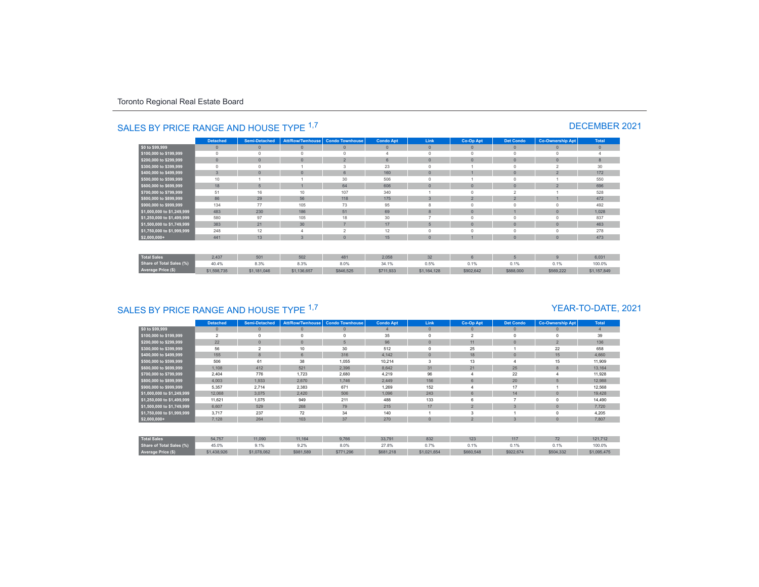Toronto Regional Real Estate Board

## SALES BY PRICE RANGE AND HOUSE TYPE [1,7]

DECEMBER 2021

| | Detached | Semi-Detached | Att/Row/Twnhouse | Condo Townhouse | Condo Apt | Link | Co-Op Apt | Det Condo | Co-Ownership Apt | Total |
|---|---|---|---|---|---|---|---|---|---|---|
| $0 to $99,999 | 0 | 0 | 0 | 0 | 0 | 0 | 0 | 0 | 0 | 0 |
| $100,000 to $199,999 | 0 | 0 | 0 | 0 | 4 | 0 | 0 | 0 | 0 | 4 |
| $200,000 to $299,999 | 0 | 0 | 0 | 2 | 6 | 0 | 0 | 0 | 0 | 8 |
| $300,000 to $399,999 | 0 | 0 | 1 | 3 | 23 | 0 | 1 | 0 | 2 | 30 |
| $400,000 to $499,999 | 3 | 0 | 0 | 6 | 160 | 0 | 1 | 0 | 2 | 172 |
| $500,000 to $599,999 | 10 | 1 | 1 | 30 | 506 | 0 | 1 | 0 | 1 | 550 |
| $600,000 to $699,999 | 18 | 5 | 1 | 64 | 606 | 0 | 0 | 0 | 2 | 696 |
| $700,000 to $799,999 | 51 | 16 | 10 | 107 | 340 | 1 | 0 | 2 | 1 | 528 |
| $800,000 to $899,999 | 86 | 29 | 56 | 118 | 175 | 3 | 2 | 2 | 1 | 472 |
| $900,000 to $999,999 | 134 | 77 | 105 | 73 | 95 | 8 | 0 | 0 | 0 | 492 |
| $1,000,000 to $1,249,999 | 483 | 230 | 186 | 51 | 69 | 8 | 0 | 1 | 0 | 1,028 |
| $1,250,000 to $1,499,999 | 580 | 97 | 105 | 18 | 30 | 7 | 0 | 0 | 0 | 837 |
| $1,500,000 to $1,749,999 | 383 | 21 | 30 | 7 | 17 | 5 | 0 | 0 | 0 | 463 |
| $1,750,000 to $1,999,999 | 248 | 12 | 4 | 2 | 12 | 0 | 0 | 0 | 0 | 278 |
| $2,000,000+ | 441 | 13 | 3 | 0 | 15 | 0 | 1 | 0 | 0 | 473 |
| Total Sales | 2,437 | 501 | 502 | 481 | 2,058 | 32 | 6 | 5 | 9 | 6,031 |
| Share of Total Sales (%) | 40.4% | 8.3% | 8.3% | 8.0% | 34.1% | 0.5% | 0.1% | 0.1% | 0.1% | 100.0% |
| Average Price ($) | $1,598,735 | $1,181,046 | $1,136,657 | $846,525 | $711,933 | $1,164,128 | $902,642 | $888,000 | $569,222 | $1,157,849 |

## SALES BY PRICE RANGE AND HOUSE TYPE [1,7]

YEAR-TO-DATE, 2021

| | Detached | Semi-Detached | Att/Row/Twnhouse | Condo Townhouse | Condo Apt | Link | Co-Op Apt | Det Condo | Co-Ownership Apt | Total |
|---|---|---|---|---|---|---|---|---|---|---|
| $0 to $99,999 | 0 | 0 | 0 | 0 | 4 | 0 | 0 | 0 | 0 | 4 |
| $100,000 to $199,999 | 2 | 0 | 0 | 0 | 35 | 0 | 2 | 0 | 0 | 39 |
| $200,000 to $299,999 | 22 | 0 | 0 | 5 | 96 | 0 | 11 | 0 | 2 | 136 |
| $300,000 to $399,999 | 56 | 2 | 10 | 30 | 512 | 0 | 25 | 1 | 22 | 658 |
| $400,000 to $499,999 | 155 | 8 | 6 | 316 | 4,142 | 0 | 18 | 0 | 15 | 4,660 |
| $500,000 to $599,999 | 506 | 61 | 38 | 1,055 | 10,214 | 3 | 13 | 4 | 15 | 11,909 |
| $600,000 to $699,999 | 1,108 | 412 | 521 | 2,396 | 8,642 | 31 | 21 | 25 | 8 | 13,164 |
| $700,000 to $799,999 | 2,404 | 776 | 1,723 | 2,680 | 4,219 | 96 | 4 | 22 | 4 | 11,928 |
| $800,000 to $899,999 | 4,003 | 1,933 | 2,670 | 1,746 | 2,449 | 156 | 6 | 20 | 5 | 12,988 |
| $900,000 to $999,999 | 5,357 | 2,714 | 2,383 | 671 | 1,269 | 152 | 4 | 17 | 1 | 12,568 |
| $1,000,000 to $1,249,999 | 12,068 | 3,075 | 2,420 | 506 | 1,096 | 243 | 6 | 14 | 0 | 19,428 |
| $1,250,000 to $1,499,999 | 11,621 | 1,075 | 949 | 211 | 488 | 133 | 6 | 7 | 0 | 14,490 |
| $1,500,000 to $1,749,999 | 6,607 | 529 | 268 | 79 | 215 | 17 | 2 | 3 | 0 | 7,720 |
| $1,750,000 to $1,999,999 | 3,717 | 237 | 72 | 34 | 140 | 1 | 3 | 1 | 0 | 4,205 |
| $2,000,000+ | 7,128 | 264 | 103 | 37 | 270 | 0 | 2 | 3 | 0 | 7,807 |
| Total Sales | 54,757 | 11,090 | 11,164 | 9,766 | 33,791 | 832 | 123 | 117 | 72 | 121,712 |
| Share of Total Sales (%) | 45.0% | 9.1% | 9.2% | 8.0% | 27.8% | 0.7% | 0.1% | 0.1% | 0.1% | 100.0% |
| Average Price ($) | $1,438,926 | $1,078,062 | $981,589 | $771,296 | $681,218 | $1,021,654 | $660,548 | $922,674 | $504,332 | $1,095,475 |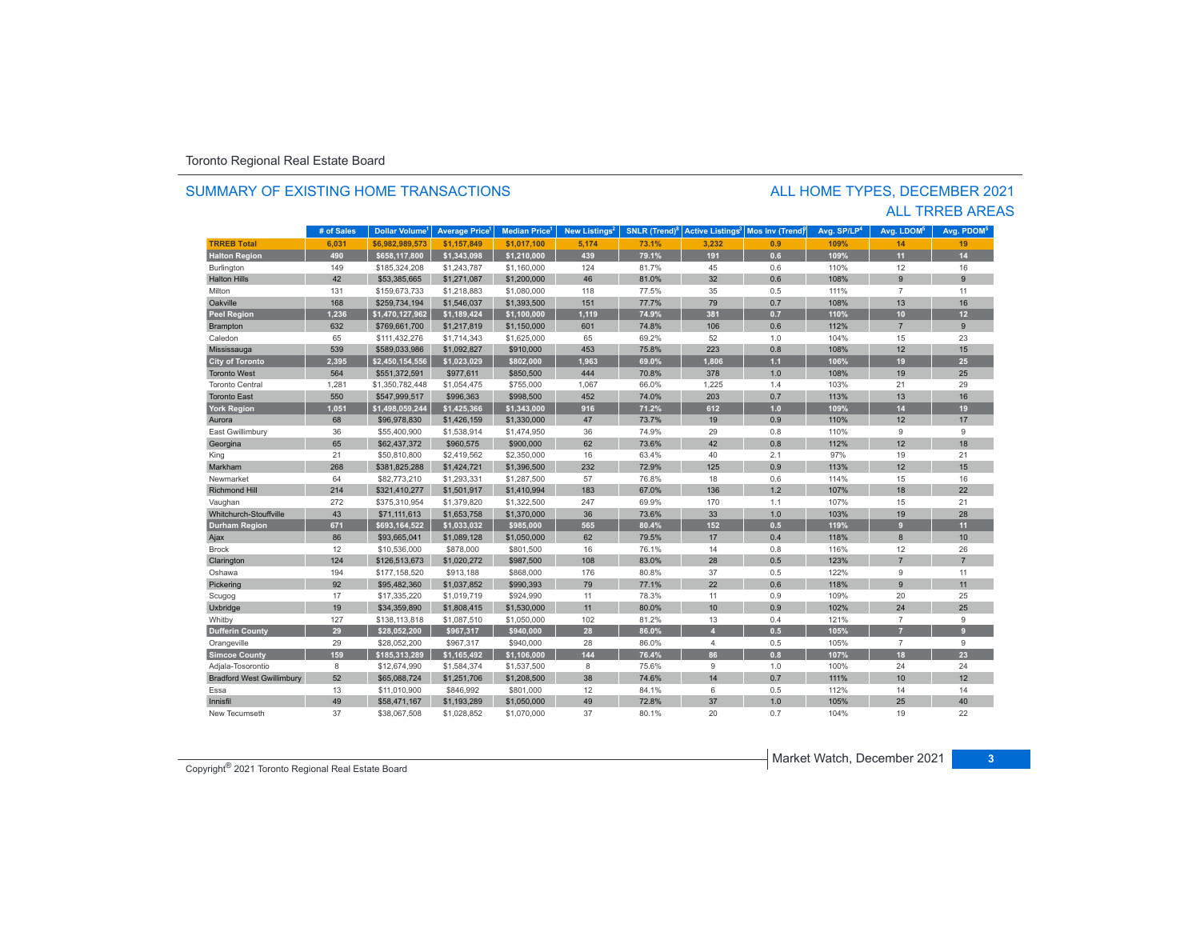Toronto Regional Real Estate Board

## SUMMARY OF EXISTING HOME TRANSACTIONS

## ALL HOME TYPES, DECEMBER 2021
## ALL TRREB AREAS

| | # of Sales | Dollar Volume[1] | Average Price[1] | Median Price[1] | New Listings[2] | SNLR (Trend)[8] | Active Listings[3] | Mos Inv (Trend)[9] | Avg. SP/LP[4] | Avg. LDOM[5] | Avg. PDOM[5] |
|---|---|---|---|---|---|---|---|---|---|---|---|
| **TRREB Total** | **6,031** | **$6,982,989,573** | **$1,157,849** | **$1,017,100** | **5,174** | **73.1%** | **3,232** | **0.9** | **109%** | **14** | **19** |
| **Halton Region** | **490** | **$658,117,800** | **$1,343,098** | **$1,210,000** | **439** | **79.1%** | **191** | **0.6** | **109%** | **11** | **14** |
| Burlington | 149 | $185,324,208 | $1,243,787 | $1,160,000 | 124 | 81.7% | 45 | 0.6 | 110% | 12 | 16 |
| Halton Hills | 42 | $53,385,665 | $1,271,087 | $1,200,000 | 46 | 81.0% | 32 | 0.6 | 108% | 9 | 9 |
| Milton | 131 | $159,673,733 | $1,218,883 | $1,080,000 | 118 | 77.5% | 35 | 0.5 | 111% | 7 | 11 |
| Oakville | 168 | $259,734,194 | $1,546,037 | $1,393,500 | 151 | 77.7% | 79 | 0.7 | 108% | 13 | 16 |
| **Peel Region** | **1,236** | **$1,470,127,962** | **$1,189,424** | **$1,100,000** | **1,119** | **74.9%** | **381** | **0.7** | **110%** | **10** | **12** |
| Brampton | 632 | $769,661,700 | $1,217,819 | $1,150,000 | 601 | 74.8% | 106 | 0.6 | 112% | 7 | 9 |
| Caledon | 65 | $111,432,276 | $1,714,343 | $1,625,000 | 65 | 69.2% | 52 | 1.0 | 104% | 15 | 23 |
| Mississauga | 539 | $589,033,986 | $1,092,827 | $910,000 | 453 | 75.8% | 223 | 0.8 | 108% | 12 | 15 |
| **City of Toronto** | **2,395** | **$2,450,154,556** | **$1,023,029** | **$802,000** | **1,963** | **69.0%** | **1,806** | **1.1** | **106%** | **19** | **25** |
| Toronto West | 564 | $551,372,591 | $977,611 | $850,500 | 444 | 70.8% | 378 | 1.0 | 108% | 19 | 25 |
| Toronto Central | 1,281 | $1,350,782,448 | $1,054,475 | $755,000 | 1,067 | 66.0% | 1,225 | 1.4 | 103% | 21 | 29 |
| Toronto East | 550 | $547,999,517 | $996,363 | $998,500 | 452 | 74.0% | 203 | 0.7 | 113% | 13 | 16 |
| **York Region** | **1,051** | **$1,498,059,244** | **$1,425,366** | **$1,343,000** | **916** | **71.2%** | **612** | **1.0** | **109%** | **14** | **19** |
| Aurora | 68 | $96,978,830 | $1,426,159 | $1,330,000 | 47 | 73.7% | 19 | 0.9 | 110% | 12 | 17 |
| East Gwillimbury | 36 | $55,400,900 | $1,538,914 | $1,474,950 | 36 | 74.9% | 29 | 0.8 | 110% | 9 | 9 |
| Georgina | 65 | $62,437,372 | $960,575 | $900,000 | 62 | 73.6% | 42 | 0.8 | 112% | 12 | 18 |
| King | 21 | $50,810,800 | $2,419,562 | $2,350,000 | 16 | 63.4% | 40 | 2.1 | 97% | 19 | 21 |
| Markham | 268 | $381,825,288 | $1,424,721 | $1,396,500 | 232 | 72.9% | 125 | 0.9 | 113% | 12 | 15 |
| Newmarket | 64 | $82,773,210 | $1,293,331 | $1,287,500 | 57 | 76.8% | 18 | 0.6 | 114% | 15 | 16 |
| Richmond Hill | 214 | $321,410,277 | $1,501,917 | $1,410,994 | 183 | 67.0% | 136 | 1.2 | 107% | 18 | 22 |
| Vaughan | 272 | $375,310,954 | $1,379,820 | $1,322,500 | 247 | 69.9% | 170 | 1.1 | 107% | 15 | 21 |
| Whitchurch-Stouffville | 43 | $71,111,613 | $1,653,758 | $1,370,000 | 36 | 73.6% | 33 | 1.0 | 103% | 19 | 28 |
| **Durham Region** | **671** | **$693,164,522** | **$1,033,032** | **$985,000** | **565** | **80.4%** | **152** | **0.5** | **119%** | **9** | **11** |
| Ajax | 86 | $93,665,041 | $1,089,128 | $1,050,000 | 62 | 79.5% | 17 | 0.4 | 118% | 8 | 10 |
| Brock | 12 | $10,536,000 | $878,000 | $801,500 | 16 | 76.1% | 14 | 0.8 | 116% | 12 | 26 |
| Clarington | 124 | $126,513,673 | $1,020,272 | $987,500 | 108 | 83.0% | 28 | 0.5 | 123% | 7 | 7 |
| Oshawa | 194 | $177,158,520 | $913,188 | $868,000 | 176 | 80.8% | 37 | 0.5 | 122% | 9 | 11 |
| Pickering | 92 | $95,482,360 | $1,037,852 | $990,393 | 79 | 77.1% | 22 | 0.6 | 118% | 9 | 11 |
| Scugog | 17 | $17,335,220 | $1,019,719 | $924,990 | 11 | 78.3% | 11 | 0.9 | 109% | 20 | 25 |
| Uxbridge | 19 | $34,359,890 | $1,808,415 | $1,530,000 | 11 | 80.0% | 10 | 0.9 | 102% | 24 | 25 |
| Whitby | 127 | $138,113,818 | $1,087,510 | $1,050,000 | 102 | 81.2% | 13 | 0.4 | 121% | 7 | 9 |
| **Dufferin County** | **29** | **$28,052,200** | **$967,317** | **$940,000** | **28** | **86.0%** | **4** | **0.5** | **105%** | **7** | **9** |
| Orangeville | 29 | $28,052,200 | $967,317 | $940,000 | 28 | 86.0% | 4 | 0.5 | 105% | 7 | 9 |
| **Simcoe County** | **159** | **$185,313,289** | **$1,165,492** | **$1,106,000** | **144** | **76.4%** | **86** | **0.8** | **107%** | **18** | **23** |
| Adjala-Tosorontio | 8 | $12,674,990 | $1,584,374 | $1,537,500 | 8 | 75.6% | 9 | 1.0 | 100% | 24 | 24 |
| Bradford West Gwillimbury | 52 | $65,088,724 | $1,251,706 | $1,208,500 | 38 | 74.6% | 14 | 0.7 | 111% | 10 | 12 |
| Essa | 13 | $11,010,900 | $846,992 | $801,000 | 12 | 84.1% | 6 | 0.5 | 112% | 14 | 14 |
| Innisfil | 49 | $58,471,167 | $1,193,289 | $1,050,000 | 49 | 72.8% | 37 | 1.0 | 105% | 25 | 40 |
| New Tecumseth | 37 | $38,067,508 | $1,028,852 | $1,070,000 | 37 | 80.1% | 20 | 0.7 | 104% | 19 | 22 |

Copyright® 2021 Toronto Regional Real Estate Board

Market Watch, December 2021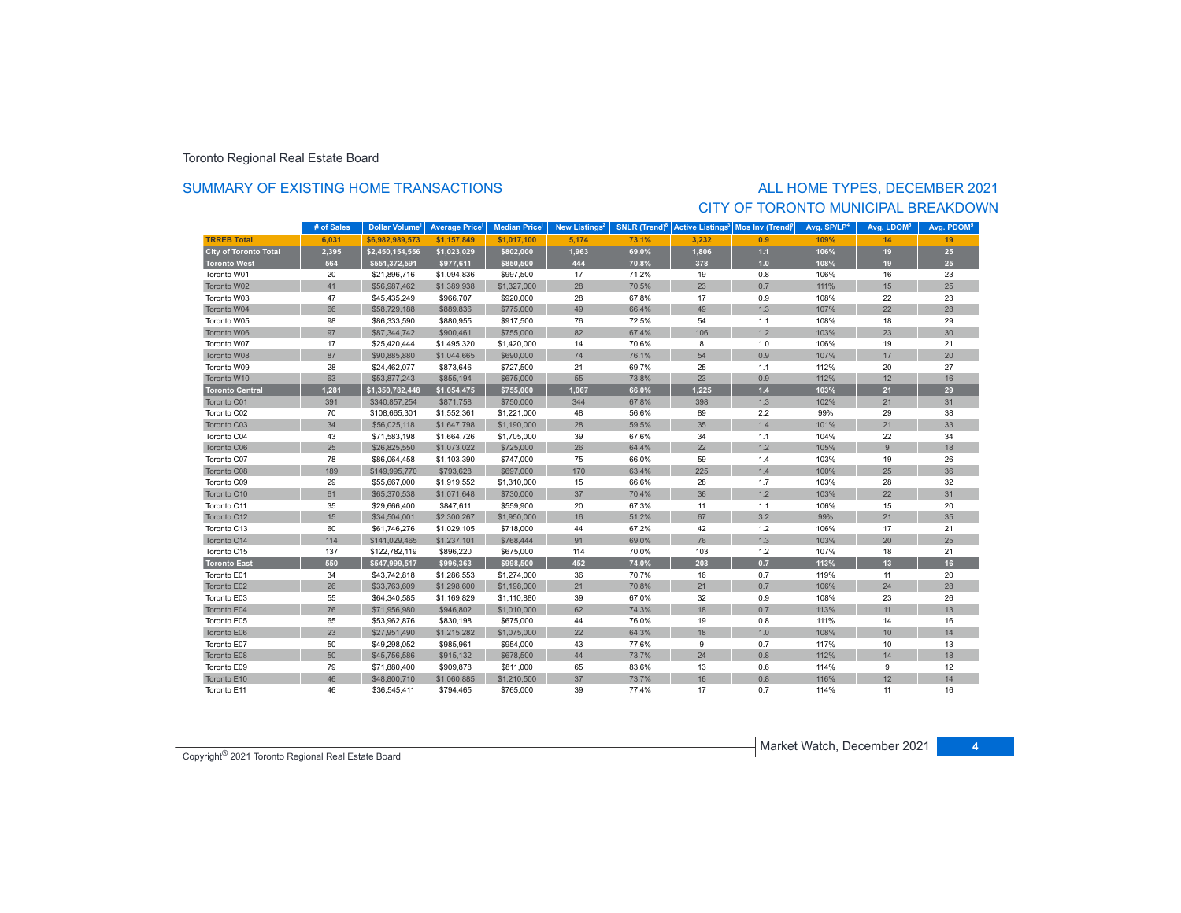Toronto Regional Real Estate Board

## SUMMARY OF EXISTING HOME TRANSACTIONS

## ALL HOME TYPES, DECEMBER 2021
## CITY OF TORONTO MUNICIPAL BREAKDOWN

| | # of Sales | Dollar Volume[1] | Average Price[1] | Median Price[1] | New Listings[2] | SNLR (Trend)[8] | Active Listings[3] | Mos Inv (Trend)[9] | Avg. SP/LP[4] | Avg. LDOM[5] | Avg. PDOM[5] |
|---|---|---|---|---|---|---|---|---|---|---|---|
| **TRREB Total** | **6,031** | **$6,982,989,573** | **$1,157,849** | **$1,017,100** | **5,174** | **73.1%** | **3,232** | **0.9** | **109%** | **14** | **19** |
| **City of Toronto Total** | **2,395** | **$2,450,154,556** | **$1,023,029** | **$802,000** | **1,963** | **69.0%** | **1,806** | **1.1** | **106%** | **19** | **25** |
| **Toronto West** | **564** | **$551,372,591** | **$977,611** | **$850,500** | **444** | **70.8%** | **378** | **1.0** | **108%** | **19** | **25** |
| Toronto W01 | 20 | $21,896,716 | $1,094,836 | $997,500 | 17 | 71.2% | 19 | 0.8 | 106% | 16 | 23 |
| Toronto W02 | 41 | $56,987,462 | $1,389,938 | $1,327,000 | 28 | 70.5% | 23 | 0.7 | 111% | 15 | 25 |
| Toronto W03 | 47 | $45,435,249 | $966,707 | $920,000 | 28 | 67.8% | 17 | 0.9 | 108% | 22 | 23 |
| Toronto W04 | 66 | $58,729,188 | $889,836 | $775,000 | 49 | 66.4% | 49 | 1.3 | 107% | 22 | 28 |
| Toronto W05 | 98 | $86,333,590 | $880,955 | $917,500 | 76 | 72.5% | 54 | 1.1 | 108% | 18 | 29 |
| Toronto W06 | 97 | $87,344,742 | $900,461 | $755,000 | 82 | 67.4% | 106 | 1.2 | 103% | 23 | 30 |
| Toronto W07 | 17 | $25,420,444 | $1,495,320 | $1,420,000 | 14 | 70.6% | 8 | 1.0 | 106% | 19 | 21 |
| Toronto W08 | 87 | $90,885,880 | $1,044,665 | $690,000 | 74 | 76.1% | 54 | 0.9 | 107% | 17 | 20 |
| Toronto W09 | 28 | $24,462,077 | $873,646 | $727,500 | 21 | 69.7% | 25 | 1.1 | 112% | 20 | 27 |
| Toronto W10 | 63 | $53,877,243 | $855,194 | $675,000 | 55 | 73.8% | 23 | 0.9 | 112% | 12 | 16 |
| **Toronto Central** | **1,281** | **$1,350,782,448** | **$1,054,475** | **$755,000** | **1,067** | **66.0%** | **1,225** | **1.4** | **103%** | **21** | **29** |
| Toronto C01 | 391 | $340,857,254 | $871,758 | $750,000 | 344 | 67.8% | 398 | 1.3 | 102% | 21 | 31 |
| Toronto C02 | 70 | $108,665,301 | $1,552,361 | $1,221,000 | 48 | 56.6% | 89 | 2.2 | 99% | 29 | 38 |
| Toronto C03 | 34 | $56,025,118 | $1,647,798 | $1,190,000 | 28 | 59.5% | 35 | 1.4 | 101% | 21 | 33 |
| Toronto C04 | 43 | $71,583,198 | $1,664,726 | $1,705,000 | 39 | 67.6% | 34 | 1.1 | 104% | 22 | 34 |
| Toronto C06 | 25 | $26,825,550 | $1,073,022 | $725,000 | 26 | 64.4% | 22 | 1.2 | 105% | 9 | 18 |
| Toronto C07 | 78 | $86,064,458 | $1,103,390 | $747,000 | 75 | 66.0% | 59 | 1.4 | 103% | 19 | 26 |
| Toronto C08 | 189 | $149,995,770 | $793,628 | $697,000 | 170 | 63.4% | 225 | 1.4 | 100% | 25 | 36 |
| Toronto C09 | 29 | $55,667,000 | $1,919,552 | $1,310,000 | 15 | 66.6% | 28 | 1.7 | 103% | 28 | 32 |
| Toronto C10 | 61 | $65,370,538 | $1,071,648 | $730,000 | 37 | 70.4% | 36 | 1.2 | 103% | 22 | 31 |
| Toronto C11 | 35 | $29,666,400 | $847,611 | $559,900 | 20 | 67.3% | 11 | 1.1 | 106% | 15 | 20 |
| Toronto C12 | 15 | $34,504,001 | $2,300,267 | $1,950,000 | 16 | 51.2% | 67 | 3.2 | 99% | 21 | 35 |
| Toronto C13 | 60 | $61,746,276 | $1,029,105 | $718,000 | 44 | 67.2% | 42 | 1.2 | 106% | 17 | 21 |
| Toronto C14 | 114 | $141,029,465 | $1,237,101 | $768,444 | 91 | 69.0% | 76 | 1.3 | 103% | 20 | 25 |
| Toronto C15 | 137 | $122,782,119 | $896,220 | $675,000 | 114 | 70.0% | 103 | 1.2 | 107% | 18 | 21 |
| **Toronto East** | **550** | **$547,999,517** | **$996,363** | **$998,500** | **452** | **74.0%** | **203** | **0.7** | **113%** | **13** | **16** |
| Toronto E01 | 34 | $43,742,818 | $1,286,553 | $1,274,000 | 36 | 70.7% | 16 | 0.7 | 119% | 11 | 20 |
| Toronto E02 | 26 | $33,763,609 | $1,298,600 | $1,198,000 | 21 | 70.8% | 21 | 0.7 | 106% | 24 | 28 |
| Toronto E03 | 55 | $64,340,585 | $1,169,829 | $1,110,880 | 39 | 67.0% | 32 | 0.9 | 108% | 23 | 26 |
| Toronto E04 | 76 | $71,956,980 | $946,802 | $1,010,000 | 62 | 74.3% | 18 | 0.7 | 113% | 11 | 13 |
| Toronto E05 | 65 | $53,962,876 | $830,198 | $675,000 | 44 | 76.0% | 19 | 0.8 | 111% | 14 | 16 |
| Toronto E06 | 23 | $27,951,490 | $1,215,282 | $1,075,000 | 22 | 64.3% | 18 | 1.0 | 108% | 10 | 14 |
| Toronto E07 | 50 | $49,298,052 | $985,961 | $954,000 | 43 | 77.6% | 9 | 0.7 | 117% | 10 | 13 |
| Toronto E08 | 50 | $45,756,586 | $915,132 | $678,500 | 44 | 73.7% | 24 | 0.8 | 112% | 14 | 18 |
| Toronto E09 | 79 | $71,880,400 | $909,878 | $811,000 | 65 | 83.6% | 13 | 0.6 | 114% | 9 | 12 |
| Toronto E10 | 46 | $48,800,710 | $1,060,885 | $1,210,500 | 37 | 73.7% | 16 | 0.8 | 116% | 12 | 14 |
| Toronto E11 | 46 | $36,545,411 | $794,465 | $765,000 | 39 | 77.4% | 17 | 0.7 | 114% | 11 | 16 |

Copyright® 2021 Toronto Regional Real Estate Board

Market Watch, December 2021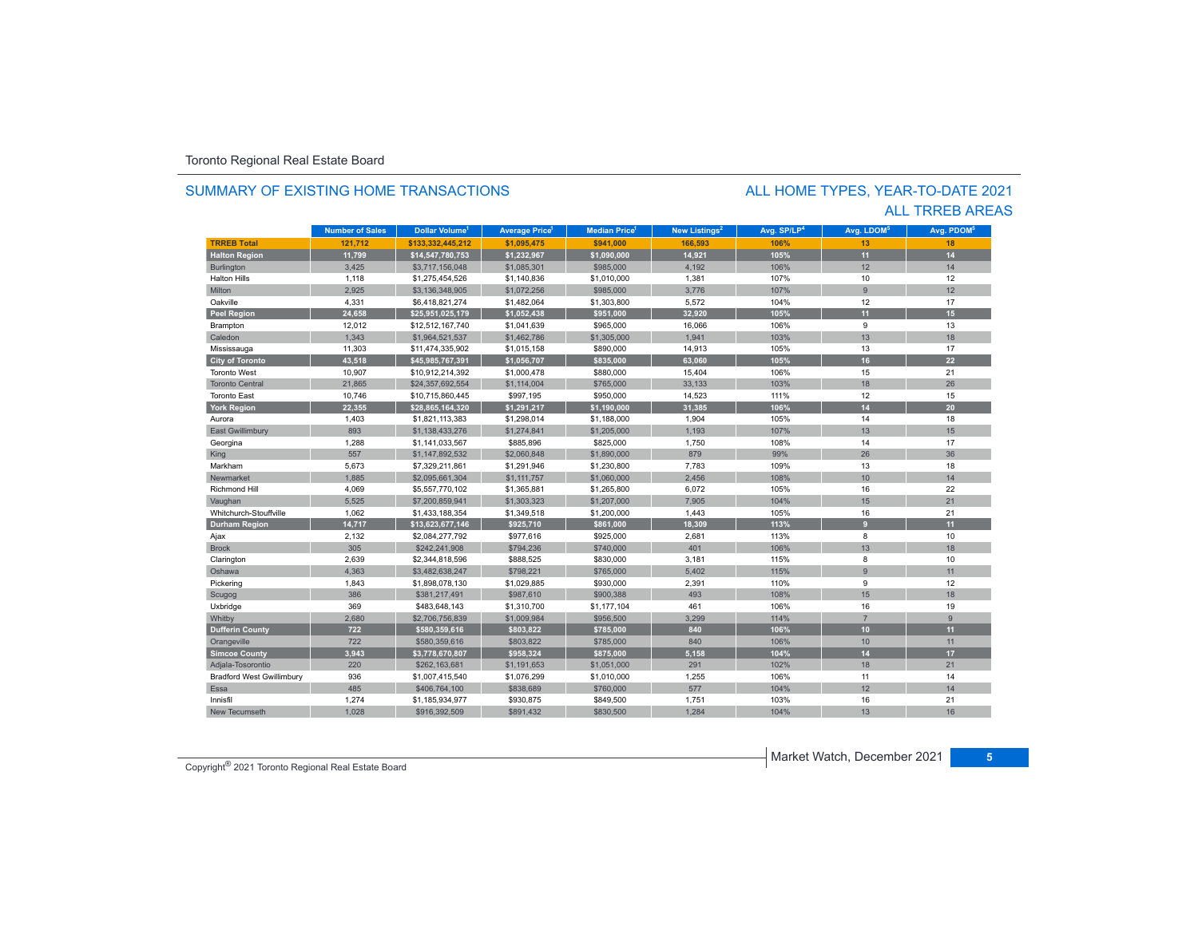Toronto Regional Real Estate Board

## SUMMARY OF EXISTING HOME TRANSACTIONS

## ALL HOME TYPES, YEAR-TO-DATE 2021
## ALL TRREB AREAS

| | Number of Sales | Dollar Volume[1] | Average Price[1] | Median Price[1] | New Listings[2] | Avg. SP/LP[4] | Avg. LDOM[5] | Avg. PDOM[5] |
|---|---|---|---|---|---|---|---|---|
| **TRREB Total** | **121,712** | **$133,332,445,212** | **$1,095,475** | **$941,000** | **166,593** | **106%** | **13** | **18** |
| **Halton Region** | **11,799** | **$14,547,780,753** | **$1,232,967** | **$1,090,000** | **14,921** | **105%** | **11** | **14** |
| Burlington | 3,425 | $3,717,156,048 | $1,085,301 | $985,000 | 4,192 | 106% | 12 | 14 |
| Halton Hills | 1,118 | $1,275,454,526 | $1,140,836 | $1,010,000 | 1,381 | 107% | 10 | 12 |
| Milton | 2,925 | $3,136,348,905 | $1,072,256 | $985,000 | 3,776 | 107% | 9 | 12 |
| Oakville | 4,331 | $6,418,821,274 | $1,482,064 | $1,303,800 | 5,572 | 104% | 12 | 17 |
| **Peel Region** | **24,658** | **$25,951,025,179** | **$1,052,438** | **$951,000** | **32,920** | **105%** | **11** | **15** |
| Brampton | 12,012 | $12,512,167,740 | $1,041,639 | $965,000 | 16,066 | 106% | 9 | 13 |
| Caledon | 1,343 | $1,964,521,537 | $1,462,786 | $1,305,000 | 1,941 | 103% | 13 | 18 |
| Mississauga | 11,303 | $11,474,335,902 | $1,015,158 | $890,000 | 14,913 | 105% | 13 | 17 |
| **City of Toronto** | **43,518** | **$45,985,767,391** | **$1,056,707** | **$835,000** | **63,060** | **105%** | **16** | **22** |
| Toronto West | 10,907 | $10,912,214,392 | $1,000,478 | $880,000 | 15,404 | 106% | 15 | 21 |
| Toronto Central | 21,865 | $24,357,692,554 | $1,114,004 | $765,000 | 33,133 | 103% | 18 | 26 |
| Toronto East | 10,746 | $10,715,860,445 | $997,195 | $950,000 | 14,523 | 111% | 12 | 15 |
| **York Region** | **22,355** | **$28,865,164,320** | **$1,291,217** | **$1,190,000** | **31,385** | **106%** | **14** | **20** |
| Aurora | 1,403 | $1,821,113,383 | $1,298,014 | $1,188,000 | 1,904 | 105% | 14 | 18 |
| East Gwillimbury | 893 | $1,138,433,276 | $1,274,841 | $1,205,000 | 1,193 | 107% | 13 | 15 |
| Georgina | 1,288 | $1,141,033,567 | $885,896 | $825,000 | 1,750 | 108% | 14 | 17 |
| King | 557 | $1,147,892,532 | $2,060,848 | $1,890,000 | 879 | 99% | 26 | 36 |
| Markham | 5,673 | $7,329,211,861 | $1,291,946 | $1,230,800 | 7,783 | 109% | 13 | 18 |
| Newmarket | 1,885 | $2,095,661,304 | $1,111,757 | $1,060,000 | 2,456 | 108% | 10 | 14 |
| Richmond Hill | 4,069 | $5,557,770,102 | $1,365,881 | $1,265,800 | 6,072 | 105% | 16 | 22 |
| Vaughan | 5,525 | $7,200,859,941 | $1,303,323 | $1,207,000 | 7,905 | 104% | 15 | 21 |
| Whitchurch-Stouffville | 1,062 | $1,433,188,354 | $1,349,518 | $1,200,000 | 1,443 | 105% | 16 | 21 |
| **Durham Region** | **14,717** | **$13,623,677,146** | **$925,710** | **$861,000** | **18,309** | **113%** | **9** | **11** |
| Ajax | 2,132 | $2,084,277,792 | $977,616 | $925,000 | 2,681 | 113% | 8 | 10 |
| Brock | 305 | $242,241,908 | $794,236 | $740,000 | 401 | 106% | 13 | 18 |
| Clarington | 2,639 | $2,344,818,596 | $888,525 | $830,000 | 3,181 | 115% | 8 | 10 |
| Oshawa | 4,363 | $3,482,638,247 | $798,221 | $765,000 | 5,402 | 115% | 9 | 11 |
| Pickering | 1,843 | $1,898,078,130 | $1,029,885 | $930,000 | 2,391 | 110% | 9 | 12 |
| Scugog | 386 | $381,217,491 | $987,610 | $900,388 | 493 | 108% | 15 | 18 |
| Uxbridge | 369 | $483,648,143 | $1,310,700 | $1,177,104 | 461 | 106% | 16 | 19 |
| Whitby | 2,680 | $2,706,756,839 | $1,009,984 | $956,500 | 3,299 | 114% | 7 | 9 |
| **Dufferin County** | **722** | **$580,359,616** | **$803,822** | **$785,000** | **840** | **106%** | **10** | **11** |
| Orangeville | 722 | $580,359,616 | $803,822 | $785,000 | 840 | 106% | 10 | 11 |
| **Simcoe County** | **3,943** | **$3,778,670,807** | **$958,324** | **$875,000** | **5,158** | **104%** | **14** | **17** |
| Adjala-Tosorontio | 220 | $262,163,681 | $1,191,653 | $1,051,000 | 291 | 102% | 18 | 21 |
| Bradford West Gwillimbury | 936 | $1,007,415,540 | $1,076,299 | $1,010,000 | 1,255 | 106% | 11 | 14 |
| Essa | 485 | $406,764,100 | $838,689 | $760,000 | 577 | 104% | 12 | 14 |
| Innisfil | 1,274 | $1,185,934,977 | $930,875 | $849,500 | 1,751 | 103% | 16 | 21 |
| New Tecumseth | 1,028 | $916,392,509 | $891,432 | $830,500 | 1,284 | 104% | 13 | 16 |

Copyright® 2021 Toronto Regional Real Estate Board

Market Watch, December 2021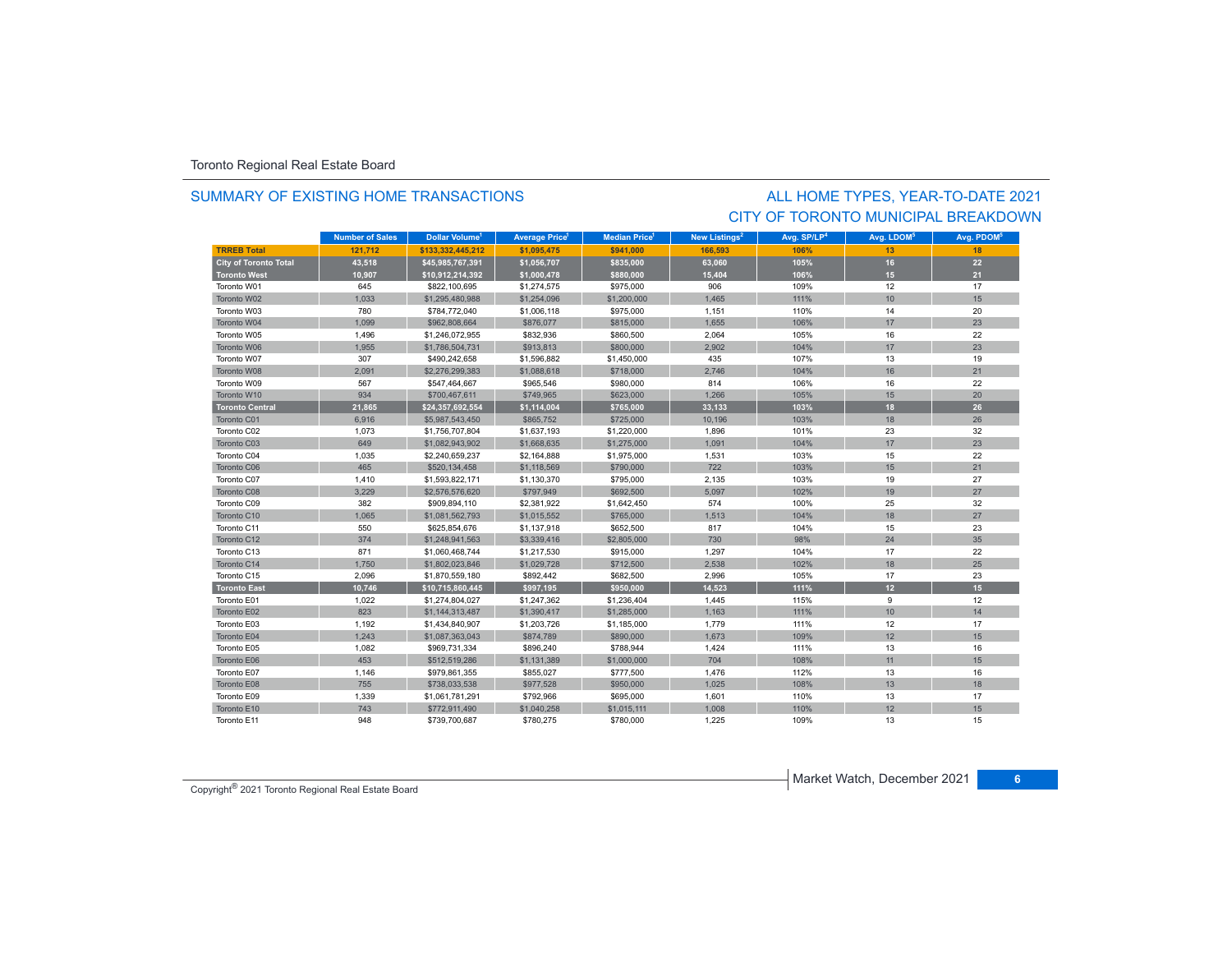Toronto Regional Real Estate Board

## SUMMARY OF EXISTING HOME TRANSACTIONS

## ALL HOME TYPES, YEAR-TO-DATE 2021
## CITY OF TORONTO MUNICIPAL BREAKDOWN

| | Number of Sales | Dollar Volume[1] | Average Price[1] | Median Price[1] | New Listings[2] | Avg. SP/LP[4] | Avg. LDOM[5] | Avg. PDOM[5] |
|---|---|---|---|---|---|---|---|---|
| **TRREB Total** | **121,712** | **$133,332,445,212** | **$1,095,475** | **$941,000** | **166,593** | **106%** | **13** | **18** |
| **City of Toronto Total** | **43,518** | **$45,985,767,391** | **$1,056,707** | **$835,000** | **63,060** | **105%** | **16** | **22** |
| **Toronto West** | **10,907** | **$10,912,214,392** | **$1,000,478** | **$880,000** | **15,404** | **106%** | **15** | **21** |
| Toronto W01 | 645 | $822,100,695 | $1,274,575 | $975,000 | 906 | 109% | 12 | 17 |
| Toronto W02 | 1,033 | $1,295,480,988 | $1,254,096 | $1,200,000 | 1,465 | 111% | 10 | 15 |
| Toronto W03 | 780 | $784,772,040 | $1,006,118 | $975,000 | 1,151 | 110% | 14 | 20 |
| Toronto W04 | 1,099 | $962,808,664 | $876,077 | $815,000 | 1,655 | 106% | 17 | 23 |
| Toronto W05 | 1,496 | $1,246,072,955 | $832,936 | $860,500 | 2,064 | 105% | 16 | 22 |
| Toronto W06 | 1,955 | $1,786,504,731 | $913,813 | $800,000 | 2,902 | 104% | 17 | 23 |
| Toronto W07 | 307 | $490,242,658 | $1,596,882 | $1,450,000 | 435 | 107% | 13 | 19 |
| Toronto W08 | 2,091 | $2,276,299,383 | $1,088,618 | $718,000 | 2,746 | 104% | 16 | 21 |
| Toronto W09 | 567 | $547,464,667 | $965,546 | $980,000 | 814 | 106% | 16 | 22 |
| Toronto W10 | 934 | $700,467,611 | $749,965 | $623,000 | 1,266 | 105% | 15 | 20 |
| **Toronto Central** | **21,865** | **$24,357,692,554** | **$1,114,004** | **$765,000** | **33,133** | **103%** | **18** | **26** |
| Toronto C01 | 6,916 | $5,987,543,450 | $865,752 | $725,000 | 10,196 | 103% | 18 | 26 |
| Toronto C02 | 1,073 | $1,756,707,804 | $1,637,193 | $1,220,000 | 1,896 | 101% | 23 | 32 |
| Toronto C03 | 649 | $1,082,943,902 | $1,668,635 | $1,275,000 | 1,091 | 104% | 17 | 23 |
| Toronto C04 | 1,035 | $2,240,659,237 | $2,164,888 | $1,975,000 | 1,531 | 103% | 15 | 22 |
| Toronto C06 | 465 | $520,134,458 | $1,118,569 | $790,000 | 722 | 103% | 15 | 21 |
| Toronto C07 | 1,410 | $1,593,822,171 | $1,130,370 | $795,000 | 2,135 | 103% | 19 | 27 |
| Toronto C08 | 3,229 | $2,576,576,620 | $797,949 | $692,500 | 5,097 | 102% | 19 | 27 |
| Toronto C09 | 382 | $909,894,110 | $2,381,922 | $1,642,450 | 574 | 100% | 25 | 32 |
| Toronto C10 | 1,065 | $1,081,562,793 | $1,015,552 | $765,000 | 1,513 | 104% | 18 | 27 |
| Toronto C11 | 550 | $625,854,676 | $1,137,918 | $652,500 | 817 | 104% | 15 | 23 |
| Toronto C12 | 374 | $1,248,941,563 | $3,339,416 | $2,805,000 | 730 | 98% | 24 | 35 |
| Toronto C13 | 871 | $1,060,468,744 | $1,217,530 | $915,000 | 1,297 | 104% | 17 | 22 |
| Toronto C14 | 1,750 | $1,802,023,846 | $1,029,728 | $712,500 | 2,538 | 102% | 18 | 25 |
| Toronto C15 | 2,096 | $1,870,559,180 | $892,442 | $682,500 | 2,996 | 105% | 17 | 23 |
| **Toronto East** | **10,746** | **$10,715,860,445** | **$997,195** | **$950,000** | **14,523** | **111%** | **12** | **15** |
| Toronto E01 | 1,022 | $1,274,804,027 | $1,247,362 | $1,236,404 | 1,445 | 115% | 9 | 12 |
| Toronto E02 | 823 | $1,144,313,487 | $1,390,417 | $1,285,000 | 1,163 | 111% | 10 | 14 |
| Toronto E03 | 1,192 | $1,434,840,907 | $1,203,726 | $1,185,000 | 1,779 | 111% | 12 | 17 |
| Toronto E04 | 1,243 | $1,087,363,043 | $874,789 | $890,000 | 1,673 | 109% | 12 | 15 |
| Toronto E05 | 1,082 | $969,731,334 | $896,240 | $788,944 | 1,424 | 111% | 13 | 16 |
| Toronto E06 | 453 | $512,519,286 | $1,131,389 | $1,000,000 | 704 | 108% | 11 | 15 |
| Toronto E07 | 1,146 | $979,861,355 | $855,027 | $777,500 | 1,476 | 112% | 13 | 16 |
| Toronto E08 | 755 | $738,033,538 | $977,528 | $950,000 | 1,025 | 108% | 13 | 18 |
| Toronto E09 | 1,339 | $1,061,781,291 | $792,966 | $695,000 | 1,601 | 110% | 13 | 17 |
| Toronto E10 | 743 | $772,911,490 | $1,040,258 | $1,015,111 | 1,008 | 110% | 12 | 15 |
| Toronto E11 | 948 | $739,700,687 | $780,275 | $780,000 | 1,225 | 109% | 13 | 15 |

Market Watch, December 2021

Copyright® 2021 Toronto Regional Real Estate Board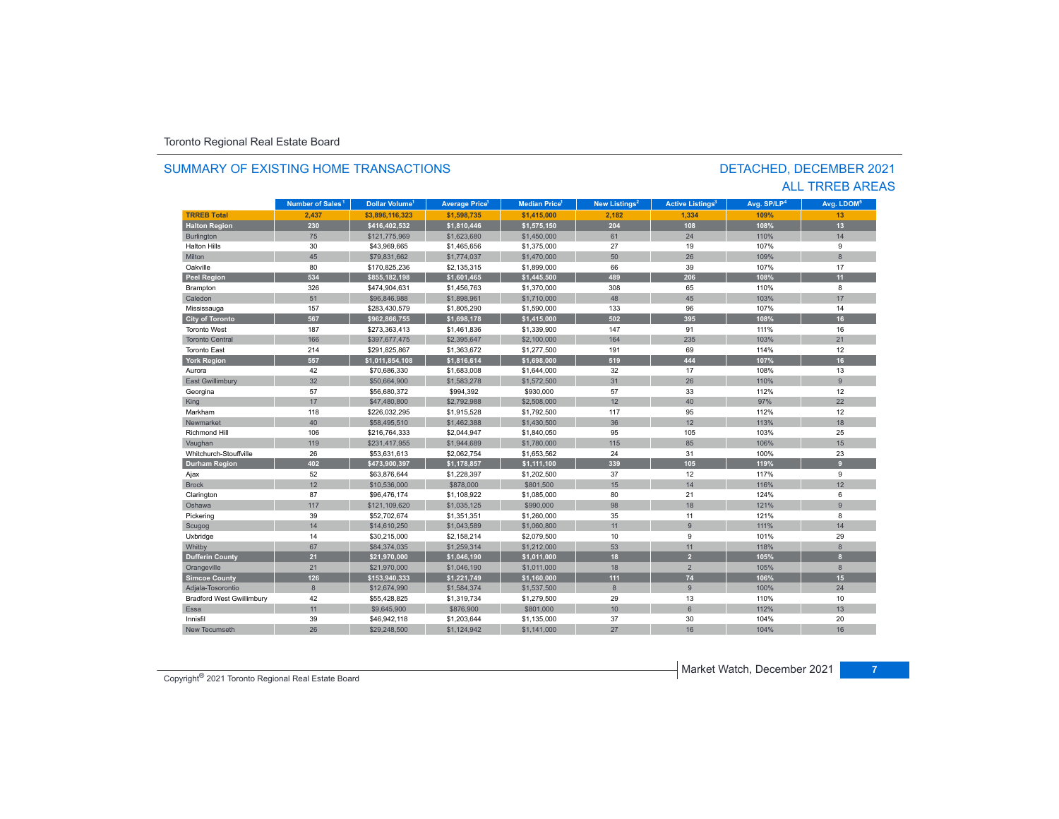Toronto Regional Real Estate Board

## SUMMARY OF EXISTING HOME TRANSACTIONS

## DETACHED, DECEMBER 2021
## ALL TRREB AREAS

| | Number of Sales[1] | Dollar Volume[1] | Average Price[1] | Median Price[1] | New Listings[2] | Active Listings[3] | Avg. SP/LP[4] | Avg. LDOM[5] |
|---|---|---|---|---|---|---|---|---|
| **TRREB Total** | **2,437** | **$3,896,116,323** | **$1,598,735** | **$1,415,000** | **2,182** | **1,334** | **109%** | **13** |
| **Halton Region** | **230** | **$416,402,532** | **$1,810,446** | **$1,575,150** | **204** | **108** | **108%** | **13** |
| Burlington | 75 | $121,775,969 | $1,623,680 | $1,450,000 | 61 | 24 | 110% | 14 |
| Halton Hills | 30 | $43,969,665 | $1,465,656 | $1,375,000 | 27 | 19 | 107% | 9 |
| Milton | 45 | $79,831,662 | $1,774,037 | $1,470,000 | 50 | 26 | 109% | 8 |
| Oakville | 80 | $170,825,236 | $2,135,315 | $1,899,000 | 66 | 39 | 107% | 17 |
| **Peel Region** | **534** | **$855,182,198** | **$1,601,465** | **$1,445,500** | **489** | **206** | **108%** | **11** |
| Brampton | 326 | $474,904,631 | $1,456,763 | $1,370,000 | 308 | 65 | 110% | 8 |
| Caledon | 51 | $96,846,988 | $1,898,961 | $1,710,000 | 48 | 45 | 103% | 17 |
| Mississauga | 157 | $283,430,579 | $1,805,290 | $1,590,000 | 133 | 96 | 107% | 14 |
| **City of Toronto** | **567** | **$962,866,755** | **$1,698,178** | **$1,415,000** | **502** | **395** | **108%** | **16** |
| Toronto West | 187 | $273,363,413 | $1,461,836 | $1,339,900 | 147 | 91 | 111% | 16 |
| Toronto Central | 166 | $397,677,475 | $2,395,647 | $2,100,000 | 164 | 235 | 103% | 21 |
| Toronto East | 214 | $291,825,867 | $1,363,672 | $1,277,500 | 191 | 69 | 114% | 12 |
| **York Region** | **557** | **$1,011,854,108** | **$1,816,614** | **$1,698,000** | **519** | **444** | **107%** | **16** |
| Aurora | 42 | $70,686,330 | $1,683,008 | $1,644,000 | 32 | 17 | 108% | 13 |
| East Gwillimbury | 32 | $50,664,900 | $1,583,278 | $1,572,500 | 31 | 26 | 110% | 9 |
| Georgina | 57 | $56,680,372 | $994,392 | $930,000 | 57 | 33 | 112% | 12 |
| King | 17 | $47,480,800 | $2,792,988 | $2,508,000 | 12 | 40 | 97% | 22 |
| Markham | 118 | $226,032,295 | $1,915,528 | $1,792,500 | 117 | 95 | 112% | 12 |
| Newmarket | 40 | $58,495,510 | $1,462,388 | $1,430,500 | 36 | 12 | 113% | 18 |
| Richmond Hill | 106 | $216,764,333 | $2,044,947 | $1,840,050 | 95 | 105 | 103% | 25 |
| Vaughan | 119 | $231,417,955 | $1,944,689 | $1,780,000 | 115 | 85 | 106% | 15 |
| Whitchurch-Stouffville | 26 | $53,631,613 | $2,062,754 | $1,653,562 | 24 | 31 | 100% | 23 |
| **Durham Region** | **402** | **$473,900,397** | **$1,178,857** | **$1,111,100** | **339** | **105** | **119%** | **9** |
| Ajax | 52 | $63,876,644 | $1,228,397 | $1,202,500 | 37 | 12 | 117% | 9 |
| Brock | 12 | $10,536,000 | $878,000 | $801,500 | 15 | 14 | 116% | 12 |
| Clarington | 87 | $96,476,174 | $1,108,922 | $1,085,000 | 80 | 21 | 124% | 6 |
| Oshawa | 117 | $121,109,620 | $1,035,125 | $990,000 | 98 | 18 | 121% | 9 |
| Pickering | 39 | $52,702,674 | $1,351,351 | $1,260,000 | 35 | 11 | 121% | 8 |
| Scugog | 14 | $14,610,250 | $1,043,589 | $1,060,800 | 11 | 9 | 111% | 14 |
| Uxbridge | 14 | $30,215,000 | $2,158,214 | $2,079,500 | 10 | 9 | 101% | 29 |
| Whitby | 67 | $84,374,035 | $1,259,314 | $1,212,000 | 53 | 11 | 118% | 8 |
| **Dufferin County** | **21** | **$21,970,000** | **$1,046,190** | **$1,011,000** | **18** | **2** | **105%** | **8** |
| Orangeville | 21 | $21,970,000 | $1,046,190 | $1,011,000 | 18 | 2 | 105% | 8 |
| **Simcoe County** | **126** | **$153,940,333** | **$1,221,749** | **$1,160,000** | **111** | **74** | **106%** | **15** |
| Adjala-Tosorontio | 8 | $12,674,990 | $1,584,374 | $1,537,500 | 8 | 9 | 100% | 24 |
| Bradford West Gwillimbury | 42 | $55,428,825 | $1,319,734 | $1,279,500 | 29 | 13 | 110% | 10 |
| Essa | 11 | $9,645,900 | $876,900 | $801,000 | 10 | 6 | 112% | 13 |
| Innisfil | 39 | $46,942,118 | $1,203,644 | $1,135,000 | 37 | 30 | 104% | 20 |
| New Tecumseth | 26 | $29,248,500 | $1,124,942 | $1,141,000 | 27 | 16 | 104% | 16 |

Copyright® 2021 Toronto Regional Real Estate Board

Market Watch, December 2021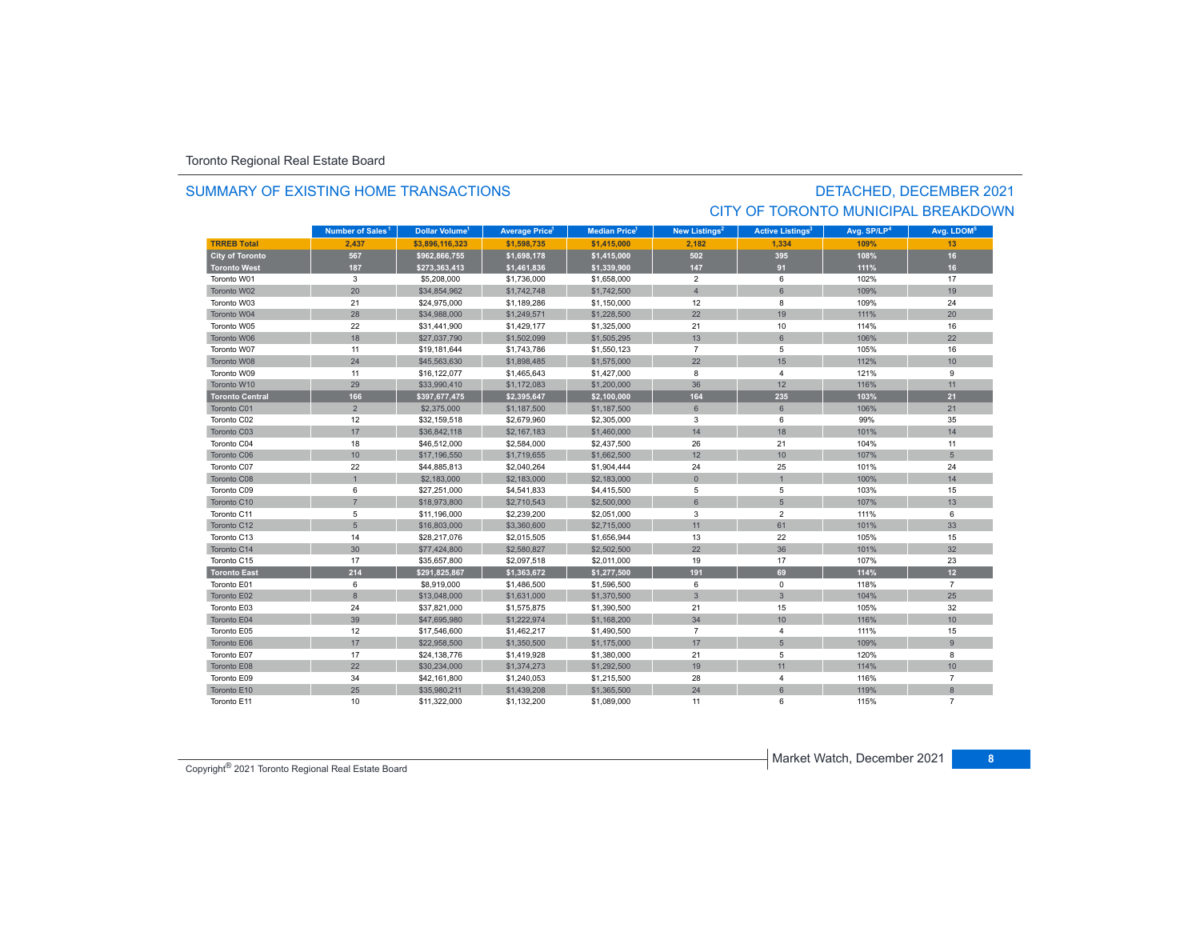Toronto Regional Real Estate Board

## SUMMARY OF EXISTING HOME TRANSACTIONS

## DETACHED, DECEMBER 2021
## CITY OF TORONTO MUNICIPAL BREAKDOWN

| | Number of Sales[1] | Dollar Volume[1] | Average Price[1] | Median Price[1] | New Listings[2] | Active Listings[3] | Avg. SP/LP[4] | Avg. LDOM[5] |
|---|---|---|---|---|---|---|---|---|
| **TRREB Total** | **2,437** | **$3,896,116,323** | **$1,598,735** | **$1,415,000** | **2,182** | **1,334** | **109%** | **13** |
| **City of Toronto** | **567** | **$962,866,755** | **$1,698,178** | **$1,415,000** | **502** | **395** | **108%** | **16** |
| **Toronto West** | **187** | **$273,363,413** | **$1,461,836** | **$1,339,900** | **147** | **91** | **111%** | **16** |
| Toronto W01 | 3 | $5,208,000 | $1,736,000 | $1,658,000 | 2 | 6 | 102% | 17 |
| Toronto W02 | 20 | $34,854,962 | $1,742,748 | $1,742,500 | 4 | 6 | 109% | 19 |
| Toronto W03 | 21 | $24,975,000 | $1,189,286 | $1,150,000 | 12 | 8 | 109% | 24 |
| Toronto W04 | 28 | $34,988,000 | $1,249,571 | $1,228,500 | 22 | 19 | 111% | 20 |
| Toronto W05 | 22 | $31,441,900 | $1,429,177 | $1,325,000 | 21 | 10 | 114% | 16 |
| Toronto W06 | 18 | $27,037,790 | $1,502,099 | $1,505,295 | 13 | 6 | 106% | 22 |
| Toronto W07 | 11 | $19,181,644 | $1,743,786 | $1,550,123 | 7 | 5 | 105% | 16 |
| Toronto W08 | 24 | $45,563,630 | $1,898,485 | $1,575,000 | 22 | 15 | 112% | 10 |
| Toronto W09 | 11 | $16,122,077 | $1,465,643 | $1,427,000 | 8 | 4 | 121% | 9 |
| Toronto W10 | 29 | $33,990,410 | $1,172,083 | $1,200,000 | 36 | 12 | 116% | 11 |
| **Toronto Central** | **166** | **$397,677,475** | **$2,395,647** | **$2,100,000** | **164** | **235** | **103%** | **21** |
| Toronto C01 | 2 | $2,375,000 | $1,187,500 | $1,187,500 | 6 | 6 | 106% | 21 |
| Toronto C02 | 12 | $32,159,518 | $2,679,960 | $2,305,000 | 3 | 6 | 99% | 35 |
| Toronto C03 | 17 | $36,842,118 | $2,167,183 | $1,460,000 | 14 | 18 | 101% | 14 |
| Toronto C04 | 18 | $46,512,000 | $2,584,000 | $2,437,500 | 26 | 21 | 104% | 11 |
| Toronto C06 | 10 | $17,196,550 | $1,719,655 | $1,662,500 | 12 | 10 | 107% | 5 |
| Toronto C07 | 22 | $44,885,813 | $2,040,264 | $1,904,444 | 24 | 25 | 101% | 24 |
| Toronto C08 | 1 | $2,183,000 | $2,183,000 | $2,183,000 | 0 | 1 | 100% | 14 |
| Toronto C09 | 6 | $27,251,000 | $4,541,833 | $4,415,500 | 5 | 5 | 103% | 15 |
| Toronto C10 | 7 | $18,973,800 | $2,710,543 | $2,500,000 | 6 | 5 | 107% | 13 |
| Toronto C11 | 5 | $11,196,000 | $2,239,200 | $2,051,000 | 3 | 2 | 111% | 6 |
| Toronto C12 | 5 | $16,803,000 | $3,360,600 | $2,715,000 | 11 | 61 | 101% | 33 |
| Toronto C13 | 14 | $28,217,076 | $2,015,505 | $1,656,944 | 13 | 22 | 105% | 15 |
| Toronto C14 | 30 | $77,424,800 | $2,580,827 | $2,502,500 | 22 | 36 | 101% | 32 |
| Toronto C15 | 17 | $35,657,800 | $2,097,518 | $2,011,000 | 19 | 17 | 107% | 23 |
| **Toronto East** | **214** | **$291,825,867** | **$1,363,672** | **$1,277,500** | **191** | **69** | **114%** | **12** |
| Toronto E01 | 6 | $8,919,000 | $1,486,500 | $1,596,500 | 6 | 0 | 118% | 7 |
| Toronto E02 | 8 | $13,048,000 | $1,631,000 | $1,370,500 | 3 | 3 | 104% | 25 |
| Toronto E03 | 24 | $37,821,000 | $1,575,875 | $1,390,500 | 21 | 15 | 105% | 32 |
| Toronto E04 | 39 | $47,695,980 | $1,222,974 | $1,168,200 | 34 | 10 | 116% | 10 |
| Toronto E05 | 12 | $17,546,600 | $1,462,217 | $1,490,500 | 7 | 4 | 111% | 15 |
| Toronto E06 | 17 | $22,958,500 | $1,350,500 | $1,175,000 | 17 | 5 | 109% | 9 |
| Toronto E07 | 17 | $24,138,776 | $1,419,928 | $1,380,000 | 21 | 5 | 120% | 8 |
| Toronto E08 | 22 | $30,234,000 | $1,374,273 | $1,292,500 | 19 | 11 | 114% | 10 |
| Toronto E09 | 34 | $42,161,800 | $1,240,053 | $1,215,500 | 28 | 4 | 116% | 7 |
| Toronto E10 | 25 | $35,980,211 | $1,439,208 | $1,365,500 | 24 | 6 | 119% | 8 |
| Toronto E11 | 10 | $11,322,000 | $1,132,200 | $1,089,000 | 11 | 6 | 115% | 7 |

Copyright® 2021 Toronto Regional Real Estate Board

Market Watch, December 2021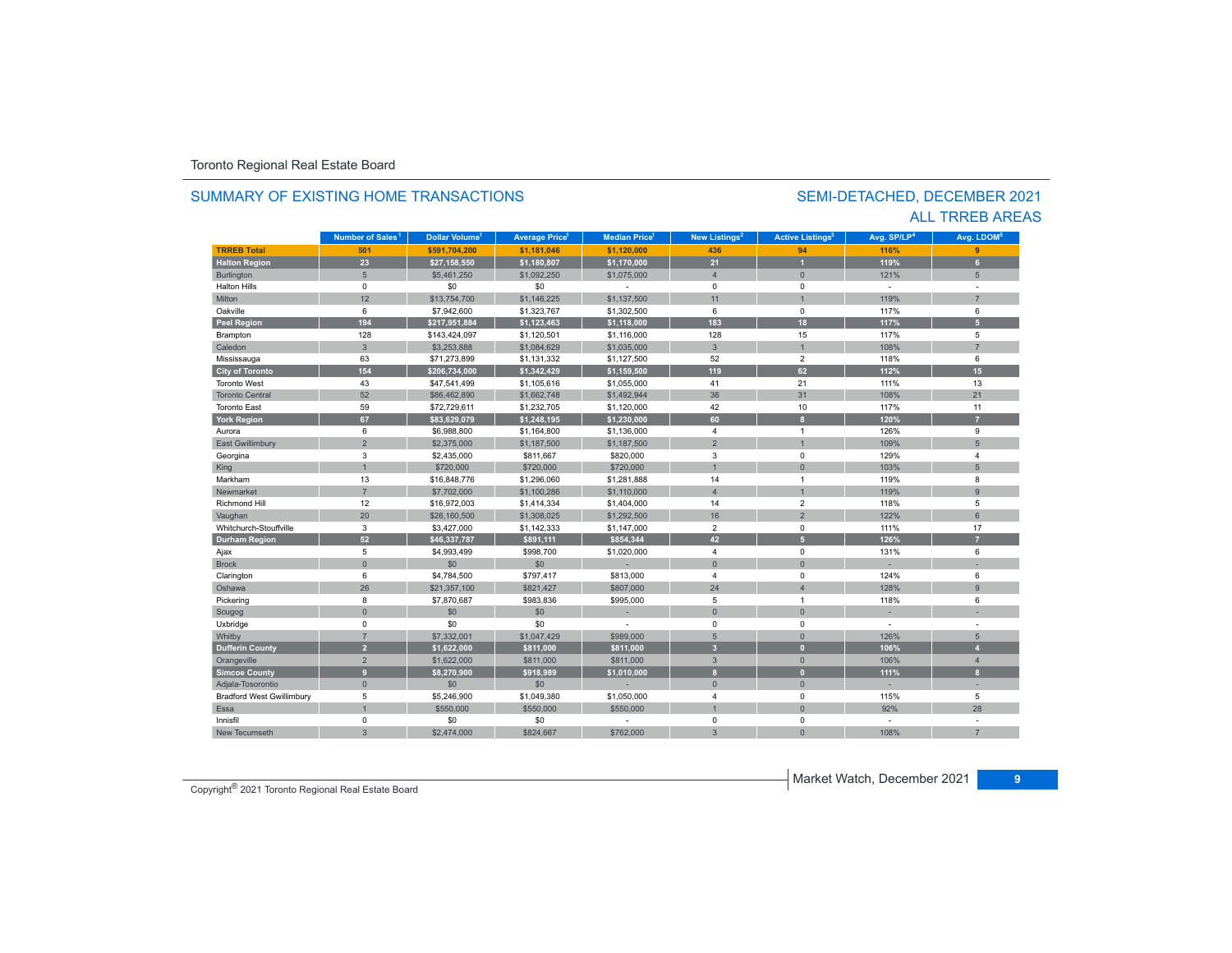Toronto Regional Real Estate Board

## SUMMARY OF EXISTING HOME TRANSACTIONS

## SEMI-DETACHED, DECEMBER 2021
## ALL TRREB AREAS

| | Number of Sales[1] | Dollar Volume[1] | Average Price[1] | Median Price[1] | New Listings[2] | Active Listings[3] | Avg. SP/LP[4] | Avg. LDOM[5] |
|---|---|---|---|---|---|---|---|---|
| **TRREB Total** | **501** | **$591,704,200** | **$1,181,046** | **$1,120,000** | **436** | **94** | **116%** | **9** |
| **Halton Region** | **23** | **$27,158,550** | **$1,180,807** | **$1,170,000** | **21** | **1** | **119%** | **6** |
| Burlington | 5 | $5,461,250 | $1,092,250 | $1,075,000 | 4 | 0 | 121% | 5 |
| Halton Hills | 0 | $0 | $0 | - | 0 | 0 | - | - |
| Milton | 12 | $13,754,700 | $1,146,225 | $1,137,500 | 11 | 1 | 119% | 7 |
| Oakville | 6 | $7,942,600 | $1,323,767 | $1,302,500 | 6 | 0 | 117% | 6 |
| **Peel Region** | **194** | **$217,951,884** | **$1,123,463** | **$1,118,000** | **183** | **18** | **117%** | **5** |
| Brampton | 128 | $143,424,097 | $1,120,501 | $1,116,000 | 128 | 15 | 117% | 5 |
| Caledon | 3 | $3,253,888 | $1,084,629 | $1,035,000 | 3 | 1 | 108% | 7 |
| Mississauga | 63 | $71,273,899 | $1,131,332 | $1,127,500 | 52 | 2 | 118% | 6 |
| **City of Toronto** | **154** | **$206,734,000** | **$1,342,429** | **$1,159,500** | **119** | **62** | **112%** | **15** |
| Toronto West | 43 | $47,541,499 | $1,105,616 | $1,055,000 | 41 | 21 | 111% | 13 |
| Toronto Central | 52 | $86,462,890 | $1,662,748 | $1,492,944 | 36 | 31 | 108% | 21 |
| Toronto East | 59 | $72,729,611 | $1,232,705 | $1,120,000 | 42 | 10 | 117% | 11 |
| **York Region** | **67** | **$83,629,079** | **$1,248,195** | **$1,230,000** | **60** | **8** | **120%** | **7** |
| Aurora | 6 | $6,988,800 | $1,164,800 | $1,136,000 | 4 | 1 | 126% | 9 |
| East Gwillimbury | 2 | $2,375,000 | $1,187,500 | $1,187,500 | 2 | 1 | 109% | 5 |
| Georgina | 3 | $2,435,000 | $811,667 | $820,000 | 3 | 0 | 129% | 4 |
| King | 1 | $720,000 | $720,000 | $720,000 | 1 | 0 | 103% | 5 |
| Markham | 13 | $16,848,776 | $1,296,060 | $1,281,888 | 14 | 1 | 119% | 8 |
| Newmarket | 7 | $7,702,000 | $1,100,286 | $1,110,000 | 4 | 1 | 119% | 9 |
| Richmond Hill | 12 | $16,972,003 | $1,414,334 | $1,404,000 | 14 | 2 | 118% | 5 |
| Vaughan | 20 | $26,160,500 | $1,308,025 | $1,292,500 | 16 | 2 | 122% | 6 |
| Whitchurch-Stouffville | 3 | $3,427,000 | $1,142,333 | $1,147,000 | 2 | 0 | 111% | 17 |
| **Durham Region** | **52** | **$46,337,787** | **$891,111** | **$854,344** | **42** | **5** | **126%** | **7** |
| Ajax | 5 | $4,993,499 | $998,700 | $1,020,000 | 4 | 0 | 131% | 6 |
| Brock | 0 | $0 | $0 | - | 0 | 0 | - | - |
| Clarington | 6 | $4,784,500 | $797,417 | $813,000 | 4 | 0 | 124% | 6 |
| Oshawa | 26 | $21,357,100 | $821,427 | $807,000 | 24 | 4 | 128% | 9 |
| Pickering | 8 | $7,870,687 | $983,836 | $995,000 | 5 | 1 | 118% | 6 |
| Scugog | 0 | $0 | $0 | - | 0 | 0 | - | - |
| Uxbridge | 0 | $0 | $0 | - | 0 | 0 | - | - |
| Whitby | 7 | $7,332,001 | $1,047,429 | $989,000 | 5 | 0 | 126% | 5 |
| **Dufferin County** | **2** | **$1,622,000** | **$811,000** | **$811,000** | **3** | **0** | **106%** | **4** |
| Orangeville | 2 | $1,622,000 | $811,000 | $811,000 | 3 | 0 | 106% | 4 |
| **Simcoe County** | **9** | **$8,270,900** | **$918,989** | **$1,010,000** | **8** | **0** | **111%** | **8** |
| Adjala-Tosorontio | 0 | $0 | $0 | - | 0 | 0 | - | - |
| Bradford West Gwillimbury | 5 | $5,246,900 | $1,049,380 | $1,050,000 | 4 | 0 | 115% | 5 |
| Essa | 1 | $550,000 | $550,000 | $550,000 | 1 | 0 | 92% | 28 |
| Innisfil | 0 | $0 | $0 | - | 0 | 0 | - | - |
| New Tecumseth | 3 | $2,474,000 | $824,667 | $762,000 | 3 | 0 | 108% | 7 |

Copyright® 2021 Toronto Regional Real Estate Board

Market Watch, December 2021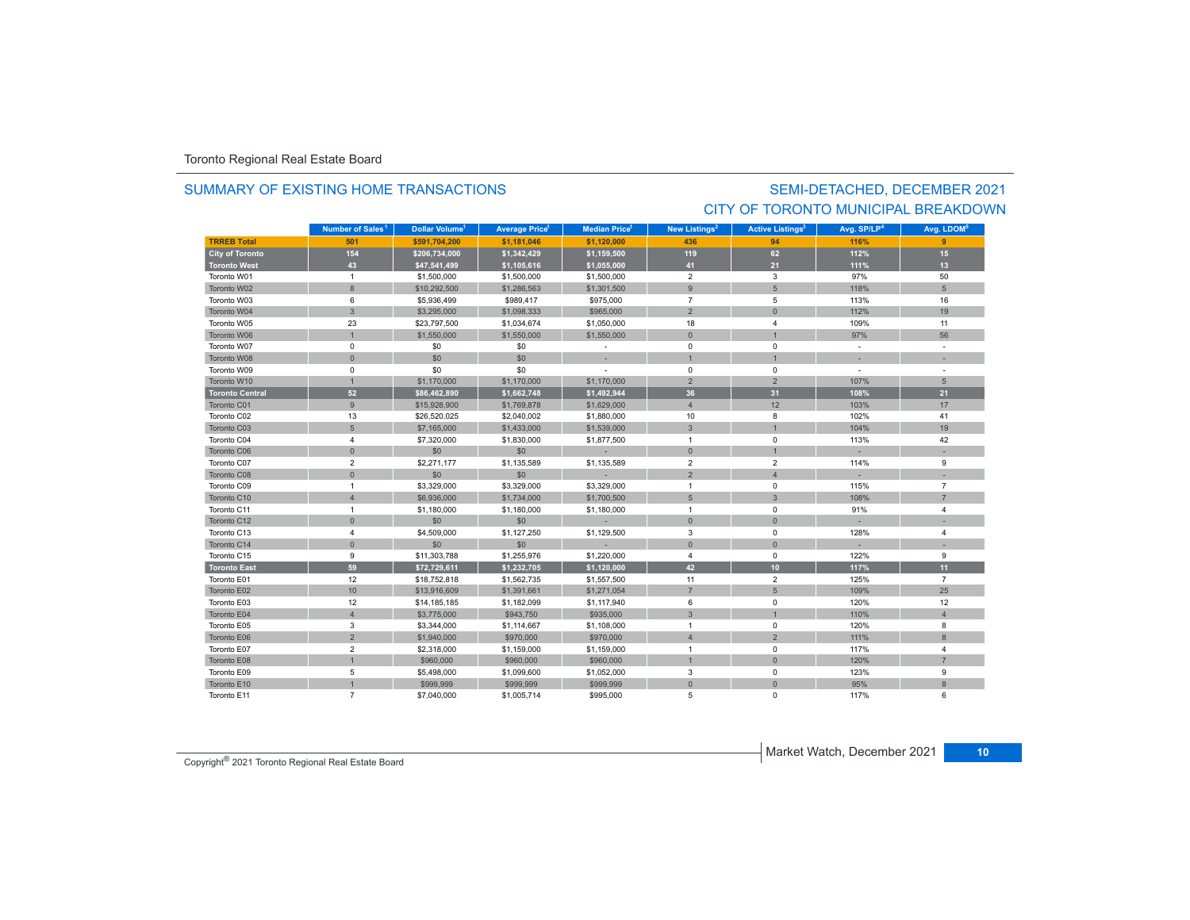Toronto Regional Real Estate Board

## SUMMARY OF EXISTING HOME TRANSACTIONS

## SEMI-DETACHED, DECEMBER 2021
## CITY OF TORONTO MUNICIPAL BREAKDOWN

| | Number of Sales[1] | Dollar Volume[1] | Average Price[1] | Median Price[1] | New Listings[2] | Active Listings[3] | Avg. SP/LP[4] | Avg. LDOM[5] |
|---|---|---|---|---|---|---|---|---|
| **TRREB Total** | **501** | **$591,704,200** | **$1,181,046** | **$1,120,000** | **436** | **94** | **116%** | **9** |
| **City of Toronto** | **154** | **$206,734,000** | **$1,342,429** | **$1,159,500** | **119** | **62** | **112%** | **15** |
| **Toronto West** | **43** | **$47,541,499** | **$1,105,616** | **$1,055,000** | **41** | **21** | **111%** | **13** |
| Toronto W01 | 1 | $1,500,000 | $1,500,000 | $1,500,000 | 2 | 3 | 97% | 50 |
| Toronto W02 | 8 | $10,292,500 | $1,286,563 | $1,301,500 | 9 | 5 | 118% | 5 |
| Toronto W03 | 6 | $5,936,499 | $989,417 | $975,000 | 7 | 5 | 113% | 16 |
| Toronto W04 | 3 | $3,295,000 | $1,098,333 | $965,000 | 2 | 0 | 112% | 19 |
| Toronto W05 | 23 | $23,797,500 | $1,034,674 | $1,050,000 | 18 | 4 | 109% | 11 |
| Toronto W06 | 1 | $1,550,000 | $1,550,000 | $1,550,000 | 0 | 1 | 97% | 56 |
| Toronto W07 | 0 | $0 | $0 | - | 0 | 0 | - | - |
| Toronto W08 | 0 | $0 | $0 | - | 1 | 1 | - | - |
| Toronto W09 | 0 | $0 | $0 | - | 0 | 0 | - | - |
| Toronto W10 | 1 | $1,170,000 | $1,170,000 | $1,170,000 | 2 | 2 | 107% | 5 |
| **Toronto Central** | **52** | **$86,462,890** | **$1,662,748** | **$1,492,944** | **36** | **31** | **108%** | **21** |
| Toronto C01 | 9 | $15,928,900 | $1,769,878 | $1,629,000 | 4 | 12 | 103% | 17 |
| Toronto C02 | 13 | $26,520,025 | $2,040,002 | $1,880,000 | 10 | 8 | 102% | 41 |
| Toronto C03 | 5 | $7,165,000 | $1,433,000 | $1,539,000 | 3 | 1 | 104% | 19 |
| Toronto C04 | 4 | $7,320,000 | $1,830,000 | $1,877,500 | 1 | 0 | 113% | 42 |
| Toronto C06 | 0 | $0 | $0 | - | 0 | 1 | - | - |
| Toronto C07 | 2 | $2,271,177 | $1,135,589 | $1,135,589 | 2 | 2 | 114% | 9 |
| Toronto C08 | 0 | $0 | $0 | - | 2 | 4 | - | - |
| Toronto C09 | 1 | $3,329,000 | $3,329,000 | $3,329,000 | 1 | 0 | 115% | 7 |
| Toronto C10 | 4 | $6,936,000 | $1,734,000 | $1,700,500 | 5 | 3 | 108% | 7 |
| Toronto C11 | 1 | $1,180,000 | $1,180,000 | $1,180,000 | 1 | 0 | 91% | 4 |
| Toronto C12 | 0 | $0 | $0 | - | 0 | 0 | - | - |
| Toronto C13 | 4 | $4,509,000 | $1,127,250 | $1,129,500 | 3 | 0 | 128% | 4 |
| Toronto C14 | 0 | $0 | $0 | - | 0 | 0 | - | - |
| Toronto C15 | 9 | $11,303,788 | $1,255,976 | $1,220,000 | 4 | 0 | 122% | 9 |
| **Toronto East** | **59** | **$72,729,611** | **$1,232,705** | **$1,120,000** | **42** | **10** | **117%** | **11** |
| Toronto E01 | 12 | $18,752,818 | $1,562,735 | $1,557,500 | 11 | 2 | 125% | 7 |
| Toronto E02 | 10 | $13,916,609 | $1,391,661 | $1,271,054 | 7 | 5 | 109% | 25 |
| Toronto E03 | 12 | $14,185,185 | $1,182,099 | $1,117,940 | 6 | 0 | 120% | 12 |
| Toronto E04 | 4 | $3,775,000 | $943,750 | $935,000 | 3 | 1 | 110% | 4 |
| Toronto E05 | 3 | $3,344,000 | $1,114,667 | $1,108,000 | 1 | 0 | 120% | 8 |
| Toronto E06 | 2 | $1,940,000 | $970,000 | $970,000 | 4 | 2 | 111% | 8 |
| Toronto E07 | 2 | $2,318,000 | $1,159,000 | $1,159,000 | 1 | 0 | 117% | 4 |
| Toronto E08 | 1 | $960,000 | $960,000 | $960,000 | 1 | 0 | 120% | 7 |
| Toronto E09 | 5 | $5,498,000 | $1,099,600 | $1,052,000 | 3 | 0 | 123% | 9 |
| Toronto E10 | 1 | $999,999 | $999,999 | $999,999 | 0 | 0 | 95% | 8 |
| Toronto E11 | 7 | $7,040,000 | $1,005,714 | $995,000 | 5 | 0 | 117% | 6 |

Copyright® 2021 Toronto Regional Real Estate Board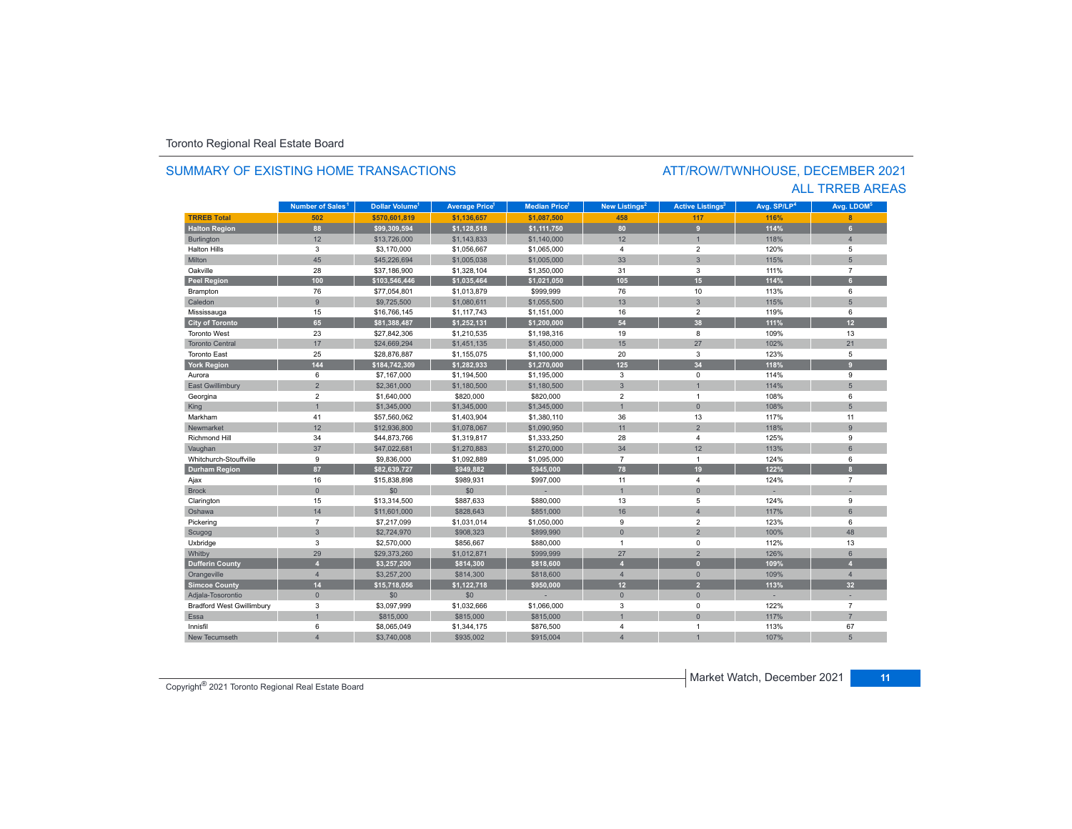Toronto Regional Real Estate Board

## SUMMARY OF EXISTING HOME TRANSACTIONS

## ATT/ROW/TWNHOUSE, DECEMBER 2021
## ALL TRREB AREAS

| | Number of Sales[1] | Dollar Volume[1] | Average Price[1] | Median Price[1] | New Listings[2] | Active Listings[3] | Avg. SP/LP[4] | Avg. LDOM[5] |
|---|---|---|---|---|---|---|---|---|
| **TRREB Total** | **502** | **$570,601,819** | **$1,136,657** | **$1,087,500** | **458** | **117** | **116%** | **8** |
| **Halton Region** | **88** | **$99,309,594** | **$1,128,518** | **$1,111,750** | **80** | **9** | **114%** | **6** |
| Burlington | 12 | $13,726,000 | $1,143,833 | $1,140,000 | 12 | 1 | 118% | 4 |
| Halton Hills | 3 | $3,170,000 | $1,056,667 | $1,065,000 | 4 | 2 | 120% | 5 |
| Milton | 45 | $45,226,694 | $1,005,038 | $1,005,000 | 33 | 3 | 115% | 5 |
| Oakville | 28 | $37,186,900 | $1,328,104 | $1,350,000 | 31 | 3 | 111% | 7 |
| **Peel Region** | **100** | **$103,546,446** | **$1,035,464** | **$1,021,050** | **105** | **15** | **114%** | **6** |
| Brampton | 76 | $77,054,801 | $1,013,879 | $999,999 | 76 | 10 | 113% | 6 |
| Caledon | 9 | $9,725,500 | $1,080,611 | $1,055,500 | 13 | 3 | 115% | 5 |
| Mississauga | 15 | $16,766,145 | $1,117,743 | $1,151,000 | 16 | 2 | 119% | 6 |
| **City of Toronto** | **65** | **$81,388,487** | **$1,252,131** | **$1,200,000** | **54** | **38** | **111%** | **12** |
| Toronto West | 23 | $27,842,306 | $1,210,535 | $1,198,316 | 19 | 8 | 109% | 13 |
| Toronto Central | 17 | $24,669,294 | $1,451,135 | $1,450,000 | 15 | 27 | 102% | 21 |
| Toronto East | 25 | $28,876,887 | $1,155,075 | $1,100,000 | 20 | 3 | 123% | 5 |
| **York Region** | **144** | **$184,742,309** | **$1,282,933** | **$1,270,000** | **125** | **34** | **118%** | **9** |
| Aurora | 6 | $7,167,000 | $1,194,500 | $1,195,000 | 3 | 0 | 114% | 9 |
| East Gwillimbury | 2 | $2,361,000 | $1,180,500 | $1,180,500 | 3 | 1 | 114% | 5 |
| Georgina | 2 | $1,640,000 | $820,000 | $820,000 | 2 | 1 | 108% | 6 |
| King | 1 | $1,345,000 | $1,345,000 | $1,345,000 | 1 | 0 | 108% | 5 |
| Markham | 41 | $57,560,062 | $1,403,904 | $1,380,110 | 36 | 13 | 117% | 11 |
| Newmarket | 12 | $12,936,800 | $1,078,067 | $1,090,950 | 11 | 2 | 118% | 9 |
| Richmond Hill | 34 | $44,873,766 | $1,319,817 | $1,333,250 | 28 | 4 | 125% | 9 |
| Vaughan | 37 | $47,022,681 | $1,270,883 | $1,270,000 | 34 | 12 | 113% | 6 |
| Whitchurch-Stouffville | 9 | $9,836,000 | $1,092,889 | $1,095,000 | 7 | 1 | 124% | 6 |
| **Durham Region** | **87** | **$82,639,727** | **$949,882** | **$945,000** | **78** | **19** | **122%** | **8** |
| Ajax | 16 | $15,838,898 | $989,931 | $997,000 | 11 | 4 | 124% | 7 |
| Brock | 0 | $0 | $0 | - | 1 | 0 | - | - |
| Clarington | 15 | $13,314,500 | $887,633 | $880,000 | 13 | 5 | 124% | 9 |
| Oshawa | 14 | $11,601,000 | $828,643 | $851,000 | 16 | 4 | 117% | 6 |
| Pickering | 7 | $7,217,099 | $1,031,014 | $1,050,000 | 9 | 2 | 123% | 6 |
| Scugog | 3 | $2,724,970 | $908,323 | $899,990 | 0 | 2 | 100% | 48 |
| Uxbridge | 3 | $2,570,000 | $856,667 | $880,000 | 1 | 0 | 112% | 13 |
| Whitby | 29 | $29,373,260 | $1,012,871 | $999,999 | 27 | 2 | 126% | 6 |
| **Dufferin County** | **4** | **$3,257,200** | **$814,300** | **$818,600** | **4** | **0** | **109%** | **4** |
| Orangeville | 4 | $3,257,200 | $814,300 | $818,600 | 4 | 0 | 109% | 4 |
| **Simcoe County** | **14** | **$15,718,056** | **$1,122,718** | **$950,000** | **12** | **2** | **113%** | **32** |
| Adjala-Tosorontio | 0 | $0 | $0 | - | 0 | 0 | - | - |
| Bradford West Gwillimbury | 3 | $3,097,999 | $1,032,666 | $1,066,000 | 3 | 0 | 122% | 7 |
| Essa | 1 | $815,000 | $815,000 | $815,000 | 1 | 0 | 117% | 7 |
| Innisfil | 6 | $8,065,049 | $1,344,175 | $876,500 | 4 | 1 | 113% | 67 |
| New Tecumseth | 4 | $3,740,008 | $935,002 | $915,004 | 4 | 1 | 107% | 5 |

Copyright® 2021 Toronto Regional Real Estate Board

Market Watch, December 2021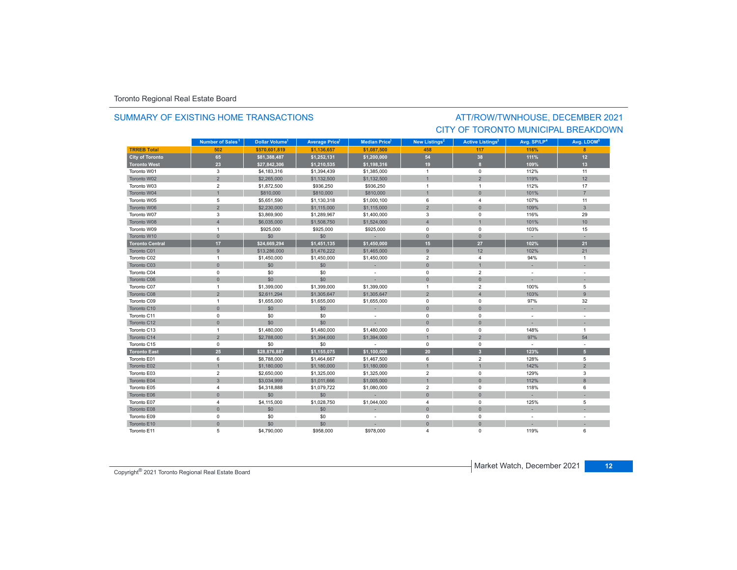Toronto Regional Real Estate Board

## SUMMARY OF EXISTING HOME TRANSACTIONS

## ATT/ROW/TWNHOUSE, DECEMBER 2021
## CITY OF TORONTO MUNICIPAL BREAKDOWN

| | Number of Sales[1] | Dollar Volume[1] | Average Price[1] | Median Price[1] | New Listings[2] | Active Listings[3] | Avg. SP/LP[4] | Avg. LDOM[5] |
|---|---|---|---|---|---|---|---|---|
| **TRREB Total** | **502** | **$570,601,819** | **$1,136,657** | **$1,087,500** | **458** | **117** | **116%** | **8** |
| **City of Toronto** | **65** | **$81,388,487** | **$1,252,131** | **$1,200,000** | **54** | **38** | **111%** | **12** |
| **Toronto West** | **23** | **$27,842,306** | **$1,210,535** | **$1,198,316** | **19** | **8** | **109%** | **13** |
| Toronto W01 | 3 | $4,183,316 | $1,394,439 | $1,385,000 | 1 | 0 | 112% | 11 |
| Toronto W02 | 2 | $2,265,000 | $1,132,500 | $1,132,500 | 1 | 2 | 119% | 12 |
| Toronto W03 | 2 | $1,872,500 | $936,250 | $936,250 | 1 | 1 | 112% | 17 |
| Toronto W04 | 1 | $810,000 | $810,000 | $810,000 | 1 | 0 | 101% | 7 |
| Toronto W05 | 5 | $5,651,590 | $1,130,318 | $1,000,100 | 6 | 4 | 107% | 11 |
| Toronto W06 | 2 | $2,230,000 | $1,115,000 | $1,115,000 | 2 | 0 | 109% | 3 |
| Toronto W07 | 3 | $3,869,900 | $1,289,967 | $1,400,000 | 3 | 0 | 116% | 29 |
| Toronto W08 | 4 | $6,035,000 | $1,508,750 | $1,524,000 | 4 | 1 | 101% | 10 |
| Toronto W09 | 1 | $925,000 | $925,000 | $925,000 | 0 | 0 | 103% | 15 |
| Toronto W10 | 0 | $0 | $0 | - | 0 | 0 | - | - |
| **Toronto Central** | **17** | **$24,669,294** | **$1,451,135** | **$1,450,000** | **15** | **27** | **102%** | **21** |
| Toronto C01 | 9 | $13,286,000 | $1,476,222 | $1,465,000 | 9 | 12 | 102% | 21 |
| Toronto C02 | 1 | $1,450,000 | $1,450,000 | $1,450,000 | 2 | 4 | 94% | 1 |
| Toronto C03 | 0 | $0 | $0 | - | 0 | 1 | - | - |
| Toronto C04 | 0 | $0 | $0 | - | 0 | 2 | - | - |
| Toronto C06 | 0 | $0 | $0 | - | 0 | 0 | - | - |
| Toronto C07 | 1 | $1,399,000 | $1,399,000 | $1,399,000 | 1 | 2 | 100% | 5 |
| Toronto C08 | 2 | $2,611,294 | $1,305,647 | $1,305,647 | 2 | 4 | 103% | 9 |
| Toronto C09 | 1 | $1,655,000 | $1,655,000 | $1,655,000 | 0 | 0 | 97% | 32 |
| Toronto C10 | 0 | $0 | $0 | - | 0 | 0 | - | - |
| Toronto C11 | 0 | $0 | $0 | - | 0 | 0 | - | - |
| Toronto C12 | 0 | $0 | $0 | - | 0 | 0 | - | - |
| Toronto C13 | 1 | $1,480,000 | $1,480,000 | $1,480,000 | 0 | 0 | 148% | 1 |
| Toronto C14 | 2 | $2,788,000 | $1,394,000 | $1,394,000 | 1 | 2 | 97% | 54 |
| Toronto C15 | 0 | $0 | $0 | - | 0 | 0 | - | - |
| **Toronto East** | **25** | **$28,876,887** | **$1,155,075** | **$1,100,000** | **20** | **3** | **123%** | **5** |
| Toronto E01 | 6 | $8,788,000 | $1,464,667 | $1,467,500 | 6 | 2 | 128% | 5 |
| Toronto E02 | 1 | $1,180,000 | $1,180,000 | $1,180,000 | 1 | 1 | 142% | 2 |
| Toronto E03 | 2 | $2,650,000 | $1,325,000 | $1,325,000 | 2 | 0 | 129% | 3 |
| Toronto E04 | 3 | $3,034,999 | $1,011,666 | $1,005,000 | 1 | 0 | 112% | 8 |
| Toronto E05 | 4 | $4,318,888 | $1,079,722 | $1,080,000 | 2 | 0 | 118% | 6 |
| Toronto E06 | 0 | $0 | $0 | - | 0 | 0 | - | - |
| Toronto E07 | 4 | $4,115,000 | $1,028,750 | $1,044,000 | 4 | 0 | 125% | 5 |
| Toronto E08 | 0 | $0 | $0 | - | 0 | 0 | - | - |
| Toronto E09 | 0 | $0 | $0 | - | 0 | 0 | - | - |
| Toronto E10 | 0 | $0 | $0 | - | 0 | 0 | - | - |
| Toronto E11 | 5 | $4,790,000 | $958,000 | $978,000 | 4 | 0 | 119% | 6 |

Copyright® 2021 Toronto Regional Real Estate Board

Market Watch, December 2021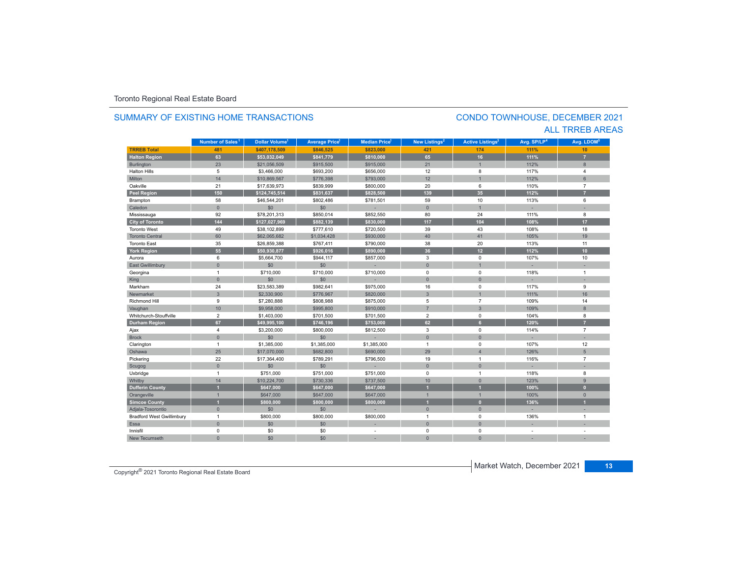Toronto Regional Real Estate Board

## SUMMARY OF EXISTING HOME TRANSACTIONS

## CONDO TOWNHOUSE, DECEMBER 2021
## ALL TRREB AREAS

| | Number of Sales[1] | Dollar Volume[1] | Average Price[1] | Median Price[1] | New Listings[2] | Active Listings[3] | Avg. SP/LP[4] | Avg. LDOM[5] |
|---|---|---|---|---|---|---|---|---|
| **TRREB Total** | **481** | **$407,178,509** | **$846,525** | **$823,000** | **421** | **174** | **111%** | **10** |
| **Halton Region** | **63** | **$53,032,049** | **$841,779** | **$810,000** | **65** | **16** | **111%** | **7** |
| Burlington | 23 | $21,056,509 | $915,500 | $915,000 | 21 | 1 | 112% | 8 |
| Halton Hills | 5 | $3,466,000 | $693,200 | $656,000 | 12 | 8 | 117% | 4 |
| Milton | 14 | $10,869,567 | $776,398 | $793,000 | 12 | 1 | 112% | 6 |
| Oakville | 21 | $17,639,973 | $839,999 | $800,000 | 20 | 6 | 110% | 7 |
| **Peel Region** | **150** | **$124,745,514** | **$831,637** | **$828,500** | **139** | **35** | **112%** | **7** |
| Brampton | 58 | $46,544,201 | $802,486 | $781,501 | 59 | 10 | 113% | 6 |
| Caledon | 0 | $0 | $0 | - | 0 | 1 | - | - |
| Mississauga | 92 | $78,201,313 | $850,014 | $852,550 | 80 | 24 | 111% | 8 |
| **City of Toronto** | **144** | **$127,027,969** | **$882,139** | **$830,000** | **117** | **104** | **108%** | **17** |
| Toronto West | 49 | $38,102,899 | $777,610 | $720,500 | 39 | 43 | 108% | 18 |
| Toronto Central | 60 | $62,065,682 | $1,034,428 | $930,000 | 40 | 41 | 105% | 19 |
| Toronto East | 35 | $26,859,388 | $767,411 | $790,000 | 38 | 20 | 113% | 11 |
| **York Region** | **55** | **$50,930,877** | **$926,016** | **$890,000** | **36** | **12** | **112%** | **10** |
| Aurora | 6 | $5,664,700 | $944,117 | $857,000 | 3 | 0 | 107% | 10 |
| East Gwillimbury | 0 | $0 | $0 | - | 0 | 1 | - | - |
| Georgina | 1 | $710,000 | $710,000 | $710,000 | 0 | 0 | 118% | 1 |
| King | 0 | $0 | $0 | - | 0 | 0 | - | - |
| Markham | 24 | $23,583,389 | $982,641 | $975,000 | 16 | 0 | 117% | 9 |
| Newmarket | 3 | $2,330,900 | $776,967 | $820,000 | 3 | 1 | 111% | 16 |
| Richmond Hill | 9 | $7,280,888 | $808,988 | $875,000 | 5 | 7 | 109% | 14 |
| Vaughan | 10 | $9,958,000 | $995,800 | $910,000 | 7 | 3 | 109% | 8 |
| Whitchurch-Stouffville | 2 | $1,403,000 | $701,500 | $701,500 | 2 | 0 | 104% | 8 |
| **Durham Region** | **67** | **$49,995,100** | **$746,196** | **$753,000** | **62** | **6** | **120%** | **7** |
| Ajax | 4 | $3,200,000 | $800,000 | $812,500 | 3 | 0 | 114% | 7 |
| Brock | 0 | $0 | $0 | - | 0 | 0 | - | - |
| Clarington | 1 | $1,385,000 | $1,385,000 | $1,385,000 | 1 | 0 | 107% | 12 |
| Oshawa | 25 | $17,070,000 | $682,800 | $690,000 | 29 | 4 | 126% | 5 |
| Pickering | 22 | $17,364,400 | $789,291 | $796,500 | 19 | 1 | 116% | 7 |
| Scugog | 0 | $0 | $0 | - | 0 | 0 | - | - |
| Uxbridge | 1 | $751,000 | $751,000 | $751,000 | 0 | 1 | 118% | 8 |
| Whitby | 14 | $10,224,700 | $730,336 | $737,500 | 10 | 0 | 123% | 9 |
| **Dufferin County** | **1** | **$647,000** | **$647,000** | **$647,000** | **1** | **1** | **100%** | **0** |
| Orangeville | 1 | $647,000 | $647,000 | $647,000 | 1 | 1 | 100% | 0 |
| **Simcoe County** | **1** | **$800,000** | **$800,000** | **$800,000** | **1** | **0** | **136%** | **1** |
| Adjala-Tosorontio | 0 | $0 | $0 | - | 0 | 0 | - | - |
| Bradford West Gwillimbury | 1 | $800,000 | $800,000 | $800,000 | 1 | 0 | 136% | 1 |
| Essa | 0 | $0 | $0 | - | 0 | 0 | - | - |
| Innisfil | 0 | $0 | $0 | - | 0 | 0 | - | - |
| New Tecumseth | 0 | $0 | $0 | - | 0 | 0 | - | - |

Copyright® 2021 Toronto Regional Real Estate Board

Market Watch, December 2021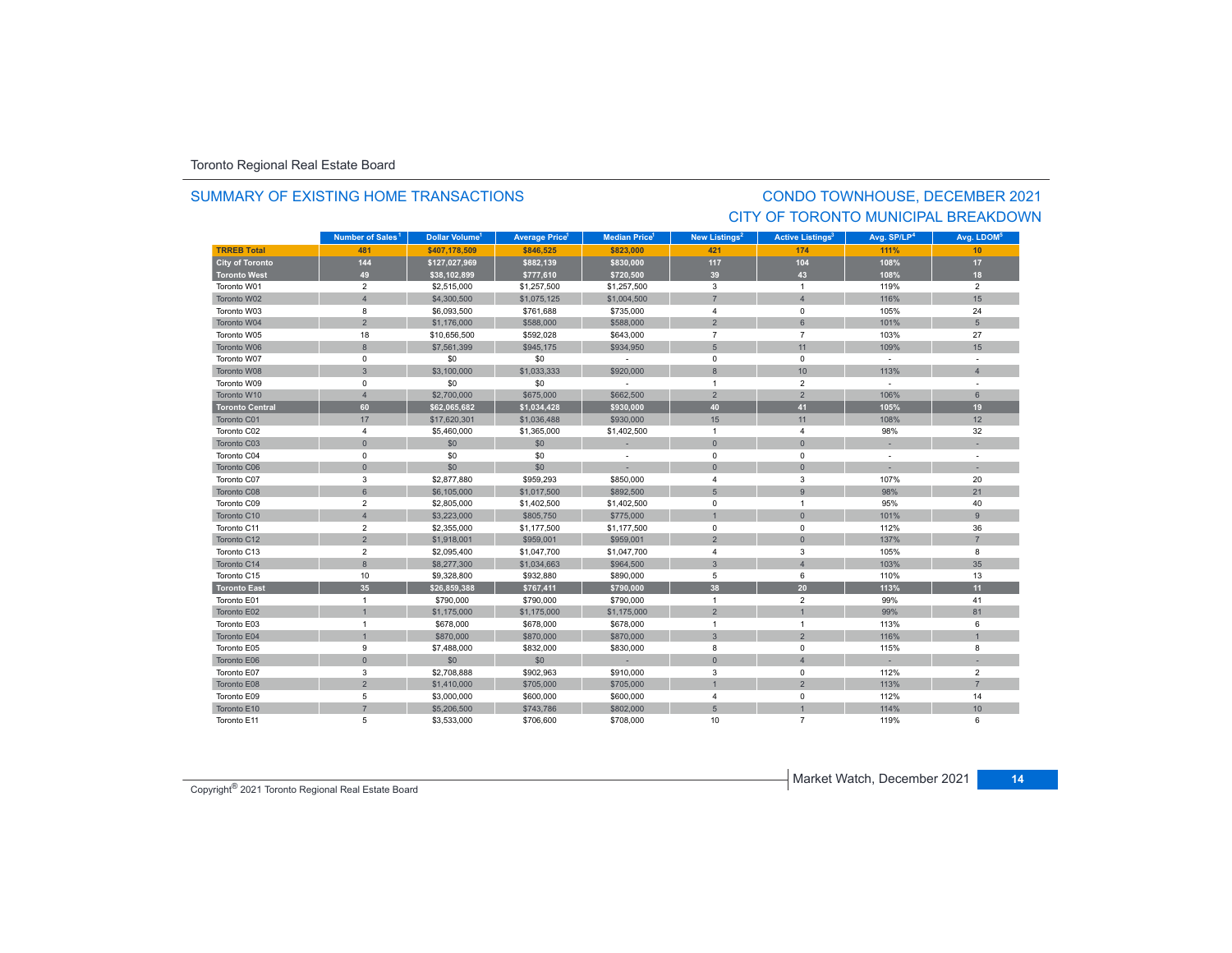Toronto Regional Real Estate Board

## SUMMARY OF EXISTING HOME TRANSACTIONS

## CONDO TOWNHOUSE, DECEMBER 2021
## CITY OF TORONTO MUNICIPAL BREAKDOWN

| | Number of Sales[1] | Dollar Volume[1] | Average Price[1] | Median Price[1] | New Listings[2] | Active Listings[3] | Avg. SP/LP[4] | Avg. LDOM[5] |
|---|---|---|---|---|---|---|---|---|
| **TRREB Total** | **481** | **$407,178,509** | **$846,525** | **$823,000** | **421** | **174** | **111%** | **10** |
| **City of Toronto** | **144** | **$127,027,969** | **$882,139** | **$830,000** | **117** | **104** | **108%** | **17** |
| **Toronto West** | **49** | **$38,102,899** | **$777,610** | **$720,500** | **39** | **43** | **108%** | **18** |
| Toronto W01 | 2 | $2,515,000 | $1,257,500 | $1,257,500 | 3 | 1 | 119% | 2 |
| Toronto W02 | 4 | $4,300,500 | $1,075,125 | $1,004,500 | 7 | 4 | 116% | 15 |
| Toronto W03 | 8 | $6,093,500 | $761,688 | $735,000 | 4 | 0 | 105% | 24 |
| Toronto W04 | 2 | $1,176,000 | $588,000 | $588,000 | 2 | 6 | 101% | 5 |
| Toronto W05 | 18 | $10,656,500 | $592,028 | $643,000 | 7 | 7 | 103% | 27 |
| Toronto W06 | 8 | $7,561,399 | $945,175 | $934,950 | 5 | 11 | 109% | 15 |
| Toronto W07 | 0 | $0 | $0 | - | 0 | 0 | - | - |
| Toronto W08 | 3 | $3,100,000 | $1,033,333 | $920,000 | 8 | 10 | 113% | 4 |
| Toronto W09 | 0 | $0 | $0 | - | 1 | 2 | - | - |
| Toronto W10 | 4 | $2,700,000 | $675,000 | $662,500 | 2 | 2 | 106% | 6 |
| **Toronto Central** | **60** | **$62,065,682** | **$1,034,428** | **$930,000** | **40** | **41** | **105%** | **19** |
| Toronto C01 | 17 | $17,620,301 | $1,036,488 | $930,000 | 15 | 11 | 108% | 12 |
| Toronto C02 | 4 | $5,460,000 | $1,365,000 | $1,402,500 | 1 | 4 | 98% | 32 |
| Toronto C03 | 0 | $0 | $0 | - | 0 | 0 | - | - |
| Toronto C04 | 0 | $0 | $0 | - | 0 | 0 | - | - |
| Toronto C06 | 0 | $0 | $0 | - | 0 | 0 | - | - |
| Toronto C07 | 3 | $2,877,880 | $959,293 | $850,000 | 4 | 3 | 107% | 20 |
| Toronto C08 | 6 | $6,105,000 | $1,017,500 | $892,500 | 5 | 9 | 98% | 21 |
| Toronto C09 | 2 | $2,805,000 | $1,402,500 | $1,402,500 | 0 | 1 | 95% | 40 |
| Toronto C10 | 4 | $3,223,000 | $805,750 | $775,000 | 1 | 0 | 101% | 9 |
| Toronto C11 | 2 | $2,355,000 | $1,177,500 | $1,177,500 | 0 | 0 | 112% | 36 |
| Toronto C12 | 2 | $1,918,001 | $959,001 | $959,001 | 2 | 0 | 137% | 7 |
| Toronto C13 | 2 | $2,095,400 | $1,047,700 | $1,047,700 | 4 | 3 | 105% | 8 |
| Toronto C14 | 8 | $8,277,300 | $1,034,663 | $964,500 | 3 | 4 | 103% | 35 |
| Toronto C15 | 10 | $9,328,800 | $932,880 | $890,000 | 5 | 6 | 110% | 13 |
| **Toronto East** | **35** | **$26,859,388** | **$767,411** | **$790,000** | **38** | **20** | **113%** | **11** |
| Toronto E01 | 1 | $790,000 | $790,000 | $790,000 | 1 | 2 | 99% | 41 |
| Toronto E02 | 1 | $1,175,000 | $1,175,000 | $1,175,000 | 2 | 1 | 99% | 81 |
| Toronto E03 | 1 | $678,000 | $678,000 | $678,000 | 1 | 1 | 113% | 6 |
| Toronto E04 | 1 | $870,000 | $870,000 | $870,000 | 3 | 2 | 116% | 1 |
| Toronto E05 | 9 | $7,488,000 | $832,000 | $830,000 | 8 | 0 | 115% | 8 |
| Toronto E06 | 0 | $0 | $0 | - | 0 | 4 | - | - |
| Toronto E07 | 3 | $2,708,888 | $902,963 | $910,000 | 3 | 0 | 112% | 2 |
| Toronto E08 | 2 | $1,410,000 | $705,000 | $705,000 | 1 | 2 | 113% | 7 |
| Toronto E09 | 5 | $3,000,000 | $600,000 | $600,000 | 4 | 0 | 112% | 14 |
| Toronto E10 | 7 | $5,206,500 | $743,786 | $802,000 | 5 | 1 | 114% | 10 |
| Toronto E11 | 5 | $3,533,000 | $706,600 | $708,000 | 10 | 7 | 119% | 6 |

Copyright® 2021 Toronto Regional Real Estate Board

Market Watch, December 2021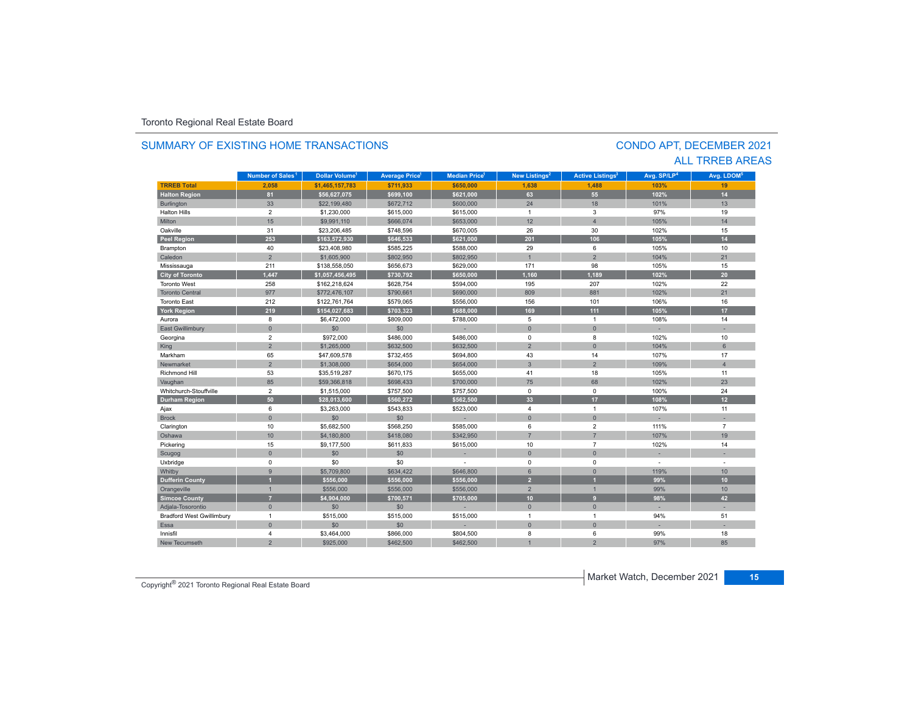Toronto Regional Real Estate Board

## SUMMARY OF EXISTING HOME TRANSACTIONS

## CONDO APT, DECEMBER 2021
## ALL TRREB AREAS

| | Number of Sales[1] | Dollar Volume[1] | Average Price[1] | Median Price[1] | New Listings[2] | Active Listings[3] | Avg. SP/LP[4] | Avg. LDOM[5] |
|---|---|---|---|---|---|---|---|---|
| **TRREB Total** | **2,058** | **$1,465,157,783** | **$711,933** | **$650,000** | **1,638** | **1,488** | **103%** | **19** |
| **Halton Region** | **81** | **$56,627,075** | **$699,100** | **$621,000** | **63** | **55** | **102%** | **14** |
| Burlington | 33 | $22,199,480 | $672,712 | $600,000 | 24 | 18 | 101% | 13 |
| Halton Hills | 2 | $1,230,000 | $615,000 | $615,000 | 1 | 3 | 97% | 19 |
| Milton | 15 | $9,991,110 | $666,074 | $653,000 | 12 | 4 | 105% | 14 |
| Oakville | 31 | $23,206,485 | $748,596 | $670,005 | 26 | 30 | 102% | 15 |
| **Peel Region** | **253** | **$163,572,930** | **$646,533** | **$621,000** | **201** | **106** | **105%** | **14** |
| Brampton | 40 | $23,408,980 | $585,225 | $588,000 | 29 | 6 | 105% | 10 |
| Caledon | 2 | $1,605,900 | $802,950 | $802,950 | 1 | 2 | 104% | 21 |
| Mississauga | 211 | $138,558,050 | $656,673 | $629,000 | 171 | 98 | 105% | 15 |
| **City of Toronto** | **1,447** | **$1,057,456,495** | **$730,792** | **$650,000** | **1,160** | **1,189** | **102%** | **20** |
| Toronto West | 258 | $162,218,624 | $628,754 | $594,000 | 195 | 207 | 102% | 22 |
| Toronto Central | 977 | $772,476,107 | $790,661 | $690,000 | 809 | 881 | 102% | 21 |
| Toronto East | 212 | $122,761,764 | $579,065 | $556,000 | 156 | 101 | 106% | 16 |
| **York Region** | **219** | **$154,027,683** | **$703,323** | **$688,000** | **169** | **111** | **105%** | **17** |
| Aurora | 8 | $6,472,000 | $809,000 | $788,000 | 5 | 1 | 108% | 14 |
| East Gwillimbury | 0 | $0 | - | - | 0 | 0 | - | - |
| Georgina | 2 | $972,000 | $486,000 | $486,000 | 0 | 8 | 102% | 10 |
| King | 2 | $1,265,000 | $632,500 | $632,500 | 2 | 0 | 104% | 6 |
| Markham | 65 | $47,609,578 | $732,455 | $694,800 | 43 | 14 | 107% | 17 |
| Newmarket | 2 | $1,308,000 | $654,000 | $654,000 | 3 | 2 | 109% | 4 |
| Richmond Hill | 53 | $35,519,287 | $670,175 | $655,000 | 41 | 18 | 105% | 11 |
| Vaughan | 85 | $59,366,818 | $698,433 | $700,000 | 75 | 68 | 102% | 23 |
| Whitchurch-Stouffville | 2 | $1,515,000 | $757,500 | $757,500 | 0 | 0 | 100% | 24 |
| **Durham Region** | **50** | **$28,013,600** | **$560,272** | **$562,500** | **33** | **17** | **108%** | **12** |
| Ajax | 6 | $3,263,000 | $543,833 | $523,000 | 4 | 1 | 107% | 11 |
| Brock | 0 | $0 | $0 | - | 0 | 0 | - | - |
| Clarington | 10 | $5,682,500 | $568,250 | $585,000 | 6 | 2 | 111% | 7 |
| Oshawa | 10 | $4,180,800 | $418,080 | $342,950 | 7 | 7 | 107% | 19 |
| Pickering | 15 | $9,177,500 | $611,833 | $615,000 | 10 | 7 | 102% | 14 |
| Scugog | 0 | $0 | $0 | - | 0 | 0 | - | - |
| Uxbridge | 0 | $0 | $0 | - | 0 | 0 | - | - |
| Whitby | 9 | $5,709,800 | $634,422 | $646,800 | 6 | 0 | 119% | 10 |
| **Dufferin County** | **1** | **$556,000** | **$556,000** | **$556,000** | **2** | **1** | **99%** | **10** |
| Orangeville | 1 | $556,000 | $556,000 | $556,000 | 2 | 1 | 99% | 10 |
| **Simcoe County** | **7** | **$4,904,000** | **$700,571** | **$705,000** | **10** | **9** | **98%** | **42** |
| Adjala-Tosorontio | 0 | $0 | $0 | - | 0 | 0 | - | - |
| Bradford West Gwillimbury | 1 | $515,000 | $515,000 | $515,000 | 1 | 1 | 94% | 51 |
| Essa | 0 | $0 | $0 | - | 0 | 0 | - | - |
| Innisfil | 4 | $3,464,000 | $866,000 | $804,500 | 8 | 6 | 99% | 18 |
| New Tecumseth | 2 | $925,000 | $462,500 | $462,500 | 1 | 2 | 97% | 85 |

Copyright® 2021 Toronto Regional Real Estate Board

Market Watch, December 2021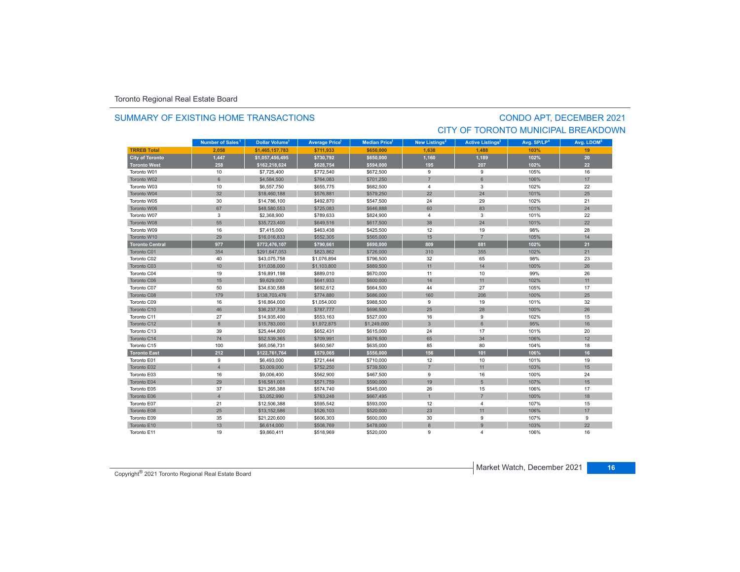Toronto Regional Real Estate Board

## SUMMARY OF EXISTING HOME TRANSACTIONS

## CONDO APT, DECEMBER 2021
## CITY OF TORONTO MUNICIPAL BREAKDOWN

| | Number of Sales[1] | Dollar Volume[1] | Average Price[1] | Median Price[1] | New Listings[2] | Active Listings[3] | Avg. SP/LP[4] | Avg. LDOM[5] |
|---|---|---|---|---|---|---|---|---|
| **TRREB Total** | **2,058** | **$1,465,157,783** | **$711,933** | **$650,000** | **1,638** | **1,488** | **103%** | **19** |
| **City of Toronto** | **1,447** | **$1,057,456,495** | **$730,792** | **$650,000** | **1,160** | **1,189** | **102%** | **20** |
| **Toronto West** | **258** | **$162,218,624** | **$628,754** | **$594,000** | **195** | **207** | **102%** | **22** |
| Toronto W01 | 10 | $7,725,400 | $772,540 | $672,500 | 9 | 9 | 105% | 16 |
| Toronto W02 | 6 | $4,584,500 | $764,083 | $701,250 | 7 | 6 | 106% | 17 |
| Toronto W03 | 10 | $6,557,750 | $655,775 | $682,500 | 4 | 3 | 102% | 22 |
| Toronto W04 | 32 | $18,460,188 | $576,881 | $579,250 | 22 | 24 | 101% | 25 |
| Toronto W05 | 30 | $14,786,100 | $492,870 | $547,500 | 24 | 29 | 102% | 21 |
| Toronto W06 | 67 | $48,580,553 | $725,083 | $646,888 | 60 | 83 | 101% | 24 |
| Toronto W07 | 3 | $2,368,900 | $789,633 | $824,900 | 4 | 3 | 101% | 22 |
| Toronto W08 | 55 | $35,723,400 | $649,516 | $617,500 | 38 | 24 | 101% | 22 |
| Toronto W09 | 16 | $7,415,000 | $463,438 | $425,500 | 12 | 19 | 98% | 28 |
| Toronto W10 | 29 | $16,016,833 | $552,305 | $565,000 | 15 | 7 | 105% | 14 |
| **Toronto Central** | **977** | **$772,476,107** | **$790,661** | **$690,000** | **809** | **881** | **102%** | **21** |
| Toronto C01 | 354 | $291,647,053 | $823,862 | $726,000 | 310 | 355 | 102% | 21 |
| Toronto C02 | 40 | $43,075,758 | $1,076,894 | $796,500 | 32 | 65 | 98% | 23 |
| Toronto C03 | 10 | $11,038,000 | $1,103,800 | $889,500 | 11 | 14 | 100% | 26 |
| Toronto C04 | 19 | $16,891,198 | $889,010 | $670,000 | 11 | 10 | 99% | 26 |
| Toronto C06 | 15 | $9,629,000 | $641,933 | $600,000 | 14 | 11 | 102% | 11 |
| Toronto C07 | 50 | $34,630,588 | $692,612 | $664,500 | 44 | 27 | 105% | 17 |
| Toronto C08 | 179 | $138,703,476 | $774,880 | $686,000 | 160 | 206 | 100% | 25 |
| Toronto C09 | 16 | $16,864,000 | $1,054,000 | $988,500 | 9 | 19 | 101% | 32 |
| Toronto C10 | 46 | $36,237,738 | $787,777 | $696,500 | 25 | 28 | 100% | 26 |
| Toronto C11 | 27 | $14,935,400 | $553,163 | $527,000 | 16 | 9 | 102% | 15 |
| Toronto C12 | 8 | $15,783,000 | $1,972,875 | $1,249,000 | 3 | 6 | 95% | 16 |
| Toronto C13 | 39 | $25,444,800 | $652,431 | $615,000 | 24 | 17 | 101% | 20 |
| Toronto C14 | 74 | $52,539,365 | $709,991 | $676,500 | 65 | 34 | 106% | 12 |
| Toronto C15 | 100 | $65,056,731 | $650,567 | $635,000 | 85 | 80 | 104% | 18 |
| **Toronto East** | **212** | **$122,761,764** | **$579,065** | **$556,000** | **156** | **101** | **106%** | **16** |
| Toronto E01 | 9 | $6,493,000 | $721,444 | $710,000 | 12 | 10 | 101% | 19 |
| Toronto E02 | 4 | $3,009,000 | $752,250 | $739,500 | 7 | 11 | 103% | 15 |
| Toronto E03 | 16 | $9,006,400 | $562,900 | $467,500 | 9 | 16 | 100% | 24 |
| Toronto E04 | 29 | $16,581,001 | $571,759 | $590,000 | 19 | 5 | 107% | 15 |
| Toronto E05 | 37 | $21,265,388 | $574,740 | $545,000 | 26 | 15 | 106% | 17 |
| Toronto E06 | 4 | $3,052,990 | $763,248 | $667,495 | 1 | 7 | 100% | 18 |
| Toronto E07 | 21 | $12,506,388 | $595,542 | $593,000 | 12 | 4 | 107% | 15 |
| Toronto E08 | 25 | $13,152,586 | $526,103 | $520,000 | 23 | 11 | 106% | 17 |
| Toronto E09 | 35 | $21,220,600 | $606,303 | $600,000 | 30 | 9 | 107% | 9 |
| Toronto E10 | 13 | $6,614,000 | $508,769 | $478,000 | 8 | 9 | 103% | 22 |
| Toronto E11 | 19 | $9,860,411 | $518,969 | $520,000 | 9 | 4 | 106% | 16 |

Copyright® 2021 Toronto Regional Real Estate Board

Market Watch, December 2021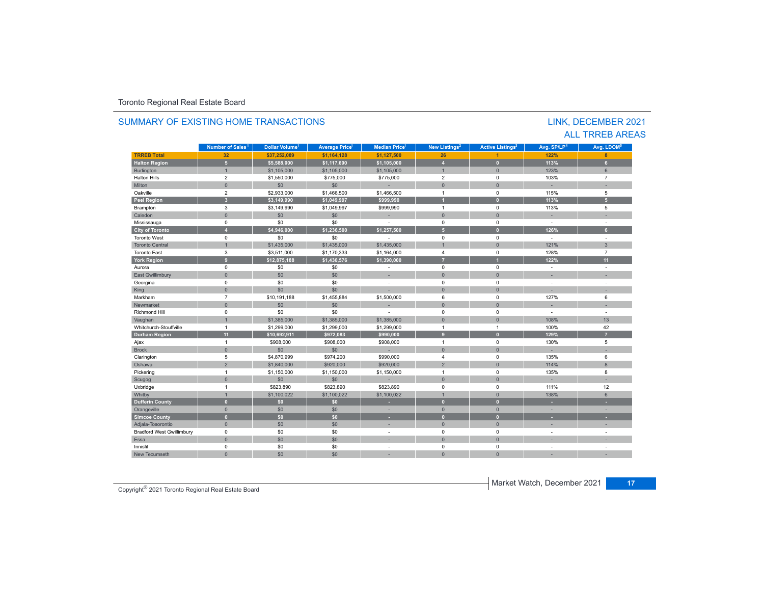Toronto Regional Real Estate Board

## SUMMARY OF EXISTING HOME TRANSACTIONS

## LINK, DECEMBER 2021
## ALL TRREB AREAS

| | Number of Sales[1] | Dollar Volume[1] | Average Price[1] | Median Price[1] | New Listings[2] | Active Listings[3] | Avg. SP/LP[4] | Avg. LDOM[5] |
|---|---|---|---|---|---|---|---|---|
| **TRREB Total** | **32** | **$37,252,089** | **$1,164,128** | **$1,127,500** | **26** | **1** | **122%** | **8** |
| **Halton Region** | **5** | **$5,588,000** | **$1,117,600** | **$1,105,000** | **4** | **0** | **113%** | **6** |
| Burlington | 1 | $1,105,000 | $1,105,000 | $1,105,000 | 1 | 0 | 123% | 6 |
| Halton Hills | 2 | $1,550,000 | $775,000 | $775,000 | 2 | 0 | 103% | 7 |
| Milton | 0 | $0 | $0 | - | 0 | 0 | - | - |
| Oakville | 2 | $2,933,000 | $1,466,500 | $1,466,500 | 1 | 0 | 115% | 5 |
| **Peel Region** | **3** | **$3,149,990** | **$1,049,997** | **$999,990** | **1** | **0** | **113%** | **5** |
| Brampton | 3 | $3,149,990 | $1,049,997 | $999,990 | 1 | 0 | 113% | 5 |
| Caledon | 0 | $0 | $0 | - | 0 | 0 | - | - |
| Mississauga | 0 | $0 | $0 | - | 0 | 0 | - | - |
| **City of Toronto** | **4** | **$4,946,000** | **$1,236,500** | **$1,257,500** | **5** | **0** | **126%** | **6** |
| Toronto West | 0 | $0 | $0 | - | 0 | 0 | - | - |
| Toronto Central | 1 | $1,435,000 | $1,435,000 | $1,435,000 | 1 | 0 | 121% | 3 |
| Toronto East | 3 | $3,511,000 | $1,170,333 | $1,164,000 | 4 | 0 | 128% | 7 |
| **York Region** | **9** | **$12,875,188** | **$1,430,576** | **$1,390,000** | **7** | **1** | **122%** | **11** |
| Aurora | 0 | $0 | $0 | - | 0 | 0 | - | - |
| East Gwillimbury | 0 | $0 | $0 | - | 0 | 0 | - | - |
| Georgina | 0 | $0 | $0 | - | 0 | 0 | - | - |
| King | 0 | $0 | $0 | - | 0 | 0 | - | - |
| Markham | 7 | $10,191,188 | $1,455,884 | $1,500,000 | 6 | 0 | 127% | 6 |
| Newmarket | 0 | $0 | $0 | - | 0 | 0 | - | - |
| Richmond Hill | 0 | $0 | $0 | - | 0 | 0 | - | - |
| Vaughan | 1 | $1,385,000 | $1,385,000 | $1,385,000 | 0 | 0 | 108% | 13 |
| Whitchurch-Stouffville | 1 | $1,299,000 | $1,299,000 | $1,299,000 | 1 | 1 | 100% | 42 |
| **Durham Region** | **11** | **$10,692,911** | **$972,083** | **$990,000** | **9** | **0** | **129%** | **7** |
| Ajax | 1 | $908,000 | $908,000 | $908,000 | 1 | 0 | 130% | 5 |
| Brock | 0 | $0 | $0 | - | 0 | 0 | - | - |
| Clarington | 5 | $4,870,999 | $974,200 | $990,000 | 4 | 0 | 135% | 6 |
| Oshawa | 2 | $1,840,000 | $920,000 | $920,000 | 2 | 0 | 114% | 8 |
| Pickering | 1 | $1,150,000 | $1,150,000 | $1,150,000 | 1 | 0 | 135% | 8 |
| Scugog | 0 | $0 | $0 | - | 0 | 0 | - | - |
| Uxbridge | 1 | $823,890 | $823,890 | $823,890 | 0 | 0 | 111% | 12 |
| Whitby | 1 | $1,100,022 | $1,100,022 | $1,100,022 | 1 | 0 | 138% | 6 |
| **Dufferin County** | **0** | **$0** | **$0** | **-** | **0** | **0** | **-** | **-** |
| Orangeville | 0 | $0 | $0 | - | 0 | 0 | - | - |
| **Simcoe County** | **0** | **$0** | **$0** | **-** | **0** | **0** | **-** | **-** |
| Adjala-Tosorontio | 0 | $0 | $0 | - | 0 | 0 | - | - |
| Bradford West Gwillimbury | 0 | $0 | $0 | - | 0 | 0 | - | - |
| Essa | 0 | $0 | $0 | - | 0 | 0 | - | - |
| Innisfil | 0 | $0 | $0 | - | 0 | 0 | - | - |
| New Tecumseth | 0 | $0 | $0 | - | 0 | 0 | - | - |

Copyright® 2021 Toronto Regional Real Estate Board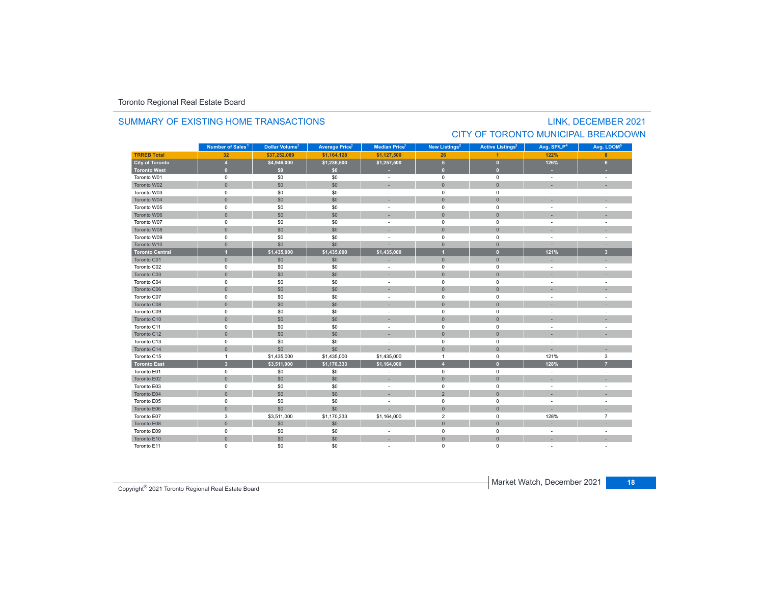Toronto Regional Real Estate Board

## SUMMARY OF EXISTING HOME TRANSACTIONS

## LINK, DECEMBER 2021
## CITY OF TORONTO MUNICIPAL BREAKDOWN

| | Number of Sales[1] | Dollar Volume[1] | Average Price[1] | Median Price[1] | New Listings[2] | Active Listings[3] | Avg. SP/LP[4] | Avg. LDOM[5] |
|---|---|---|---|---|---|---|---|---|
| **TRREB Total** | **32** | **$37,252,089** | **$1,164,128** | **$1,127,500** | **26** | **1** | **122%** | **8** |
| **City of Toronto** | **4** | **$4,946,000** | **$1,236,500** | **$1,257,500** | **5** | **0** | **126%** | **6** |
| **Toronto West** | **0** | **$0** | **$0** | **-** | **0** | **0** | **-** | **-** |
| Toronto W01 | 0 | $0 | $0 | - | 0 | 0 | - | - |
| Toronto W02 | 0 | $0 | $0 | - | 0 | 0 | - | - |
| Toronto W03 | 0 | $0 | $0 | - | 0 | 0 | - | - |
| Toronto W04 | 0 | $0 | $0 | - | 0 | 0 | - | - |
| Toronto W05 | 0 | $0 | $0 | - | 0 | 0 | - | - |
| Toronto W06 | 0 | $0 | $0 | - | 0 | 0 | - | - |
| Toronto W07 | 0 | $0 | $0 | - | 0 | 0 | - | - |
| Toronto W08 | 0 | $0 | $0 | - | 0 | 0 | - | - |
| Toronto W09 | 0 | $0 | $0 | - | 0 | 0 | - | - |
| Toronto W10 | 0 | $0 | $0 | - | 0 | 0 | - | - |
| **Toronto Central** | **1** | **$1,435,000** | **$1,435,000** | **$1,435,000** | **1** | **0** | **121%** | **3** |
| Toronto C01 | 0 | $0 | $0 | - | 0 | 0 | - | - |
| Toronto C02 | 0 | $0 | $0 | - | 0 | 0 | - | - |
| Toronto C03 | 0 | $0 | $0 | - | 0 | 0 | - | - |
| Toronto C04 | 0 | $0 | $0 | - | 0 | 0 | - | - |
| Toronto C06 | 0 | $0 | $0 | - | 0 | 0 | - | - |
| Toronto C07 | 0 | $0 | $0 | - | 0 | 0 | - | - |
| Toronto C08 | 0 | $0 | $0 | - | 0 | 0 | - | - |
| Toronto C09 | 0 | $0 | $0 | - | 0 | 0 | - | - |
| Toronto C10 | 0 | $0 | $0 | - | 0 | 0 | - | - |
| Toronto C11 | 0 | $0 | $0 | - | 0 | 0 | - | - |
| Toronto C12 | 0 | $0 | $0 | - | 0 | 0 | - | - |
| Toronto C13 | 0 | $0 | $0 | - | 0 | 0 | - | - |
| Toronto C14 | 0 | $0 | $0 | - | 0 | 0 | - | - |
| Toronto C15 | 1 | $1,435,000 | $1,435,000 | $1,435,000 | 1 | 0 | 121% | 3 |
| **Toronto East** | **3** | **$3,511,000** | **$1,170,333** | **$1,164,000** | **4** | **0** | **128%** | **7** |
| Toronto E01 | 0 | $0 | $0 | - | 0 | 0 | - | - |
| Toronto E02 | 0 | $0 | $0 | - | 0 | 0 | - | - |
| Toronto E03 | 0 | $0 | $0 | - | 0 | 0 | - | - |
| Toronto E04 | 0 | $0 | $0 | - | 2 | 0 | - | - |
| Toronto E05 | 0 | $0 | $0 | - | 0 | 0 | - | - |
| Toronto E06 | 0 | $0 | $0 | - | 0 | 0 | - | - |
| Toronto E07 | 3 | $3,511,000 | $1,170,333 | $1,164,000 | 2 | 0 | 128% | 7 |
| Toronto E08 | 0 | $0 | $0 | - | 0 | 0 | - | - |
| Toronto E09 | 0 | $0 | $0 | - | 0 | 0 | - | - |
| Toronto E10 | 0 | $0 | $0 | - | 0 | 0 | - | - |
| Toronto E11 | 0 | $0 | $0 | - | 0 | 0 | - | - |

Copyright® 2021 Toronto Regional Real Estate Board

Market Watch, December 2021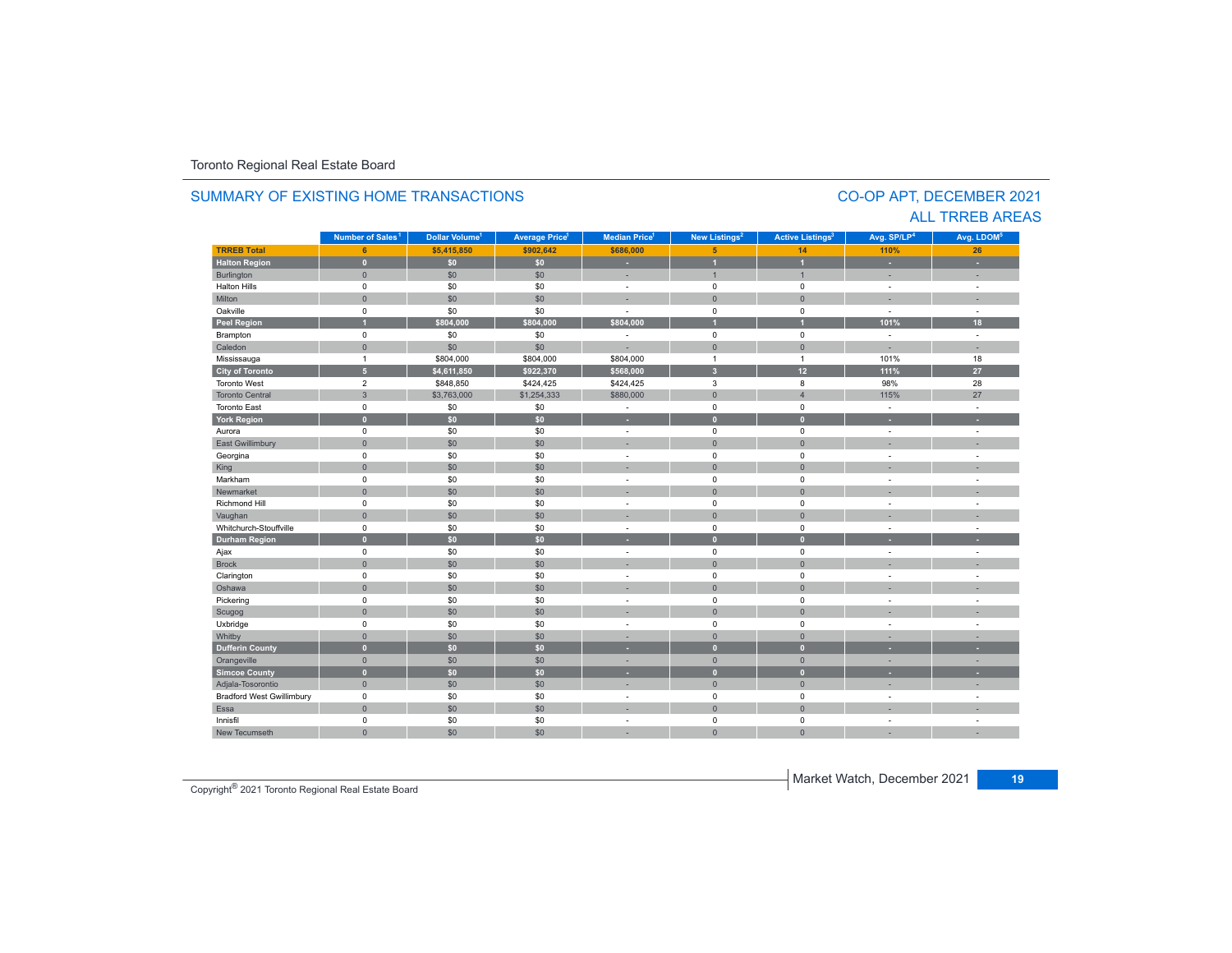Toronto Regional Real Estate Board

## SUMMARY OF EXISTING HOME TRANSACTIONS

## CO-OP APT, DECEMBER 2021
## ALL TRREB AREAS

| | Number of Sales[1] | Dollar Volume[1] | Average Price[1] | Median Price[1] | New Listings[2] | Active Listings[3] | Avg. SP/LP[4] | Avg. LDOM[5] |
|---|---|---|---|---|---|---|---|---|
| **TRREB Total** | **6** | **$5,415,850** | **$902,642** | **$686,000** | **5** | **14** | **110%** | **26** |
| **Halton Region** | **0** | **$0** | **$0** | **-** | **1** | **1** | **-** | **-** |
| Burlington | 0 | $0 | $0 | - | 1 | 1 | - | - |
| Halton Hills | 0 | $0 | $0 | - | 0 | 0 | - | - |
| Milton | 0 | $0 | $0 | - | 0 | 0 | - | - |
| Oakville | 0 | $0 | $0 | - | 0 | 0 | - | - |
| **Peel Region** | **1** | **$804,000** | **$804,000** | **$804,000** | **1** | **1** | **101%** | **18** |
| Brampton | 0 | $0 | $0 | - | 0 | 0 | - | - |
| Caledon | 0 | $0 | $0 | - | 0 | 0 | - | - |
| Mississauga | 1 | $804,000 | $804,000 | $804,000 | 1 | 1 | 101% | 18 |
| **City of Toronto** | **5** | **$4,611,850** | **$922,370** | **$568,000** | **3** | **12** | **111%** | **27** |
| Toronto West | 2 | $848,850 | $424,425 | $424,425 | 3 | 8 | 98% | 28 |
| Toronto Central | 3 | $3,763,000 | $1,254,333 | $880,000 | 0 | 4 | 115% | 27 |
| Toronto East | 0 | $0 | $0 | - | 0 | 0 | - | - |
| **York Region** | **0** | **$0** | **$0** | **-** | **0** | **0** | **-** | **-** |
| Aurora | 0 | $0 | $0 | - | 0 | 0 | - | - |
| East Gwillimbury | 0 | $0 | $0 | - | 0 | 0 | - | - |
| Georgina | 0 | $0 | $0 | - | 0 | 0 | - | - |
| King | 0 | $0 | $0 | - | 0 | 0 | - | - |
| Markham | 0 | $0 | $0 | - | 0 | 0 | - | - |
| Newmarket | 0 | $0 | $0 | - | 0 | 0 | - | - |
| Richmond Hill | 0 | $0 | $0 | - | 0 | 0 | - | - |
| Vaughan | 0 | $0 | $0 | - | 0 | 0 | - | - |
| Whitchurch-Stouffville | 0 | $0 | $0 | - | 0 | 0 | - | - |
| **Durham Region** | **0** | **$0** | **$0** | **-** | **0** | **0** | **-** | **-** |
| Ajax | 0 | $0 | $0 | - | 0 | 0 | - | - |
| Brock | 0 | $0 | $0 | - | 0 | 0 | - | - |
| Clarington | 0 | $0 | $0 | - | 0 | 0 | - | - |
| Oshawa | 0 | $0 | $0 | - | 0 | 0 | - | - |
| Pickering | 0 | $0 | $0 | - | 0 | 0 | - | - |
| Scugog | 0 | $0 | $0 | - | 0 | 0 | - | - |
| Uxbridge | 0 | $0 | $0 | - | 0 | 0 | - | - |
| Whitby | 0 | $0 | $0 | - | 0 | 0 | - | - |
| **Dufferin County** | **0** | **$0** | **$0** | **-** | **0** | **0** | **-** | **-** |
| Orangeville | 0 | $0 | $0 | - | 0 | 0 | - | - |
| **Simcoe County** | **0** | **$0** | **$0** | **-** | **0** | **0** | **-** | **-** |
| Adjala-Tosorontio | 0 | $0 | $0 | - | 0 | 0 | - | - |
| Bradford West Gwillimbury | 0 | $0 | $0 | - | 0 | 0 | - | - |
| Essa | 0 | $0 | $0 | - | 0 | 0 | - | - |
| Innisfil | 0 | $0 | $0 | - | 0 | 0 | - | - |
| New Tecumseth | 0 | $0 | $0 | - | 0 | 0 | - | - |

Copyright® 2021 Toronto Regional Real Estate Board

Market Watch, December 2021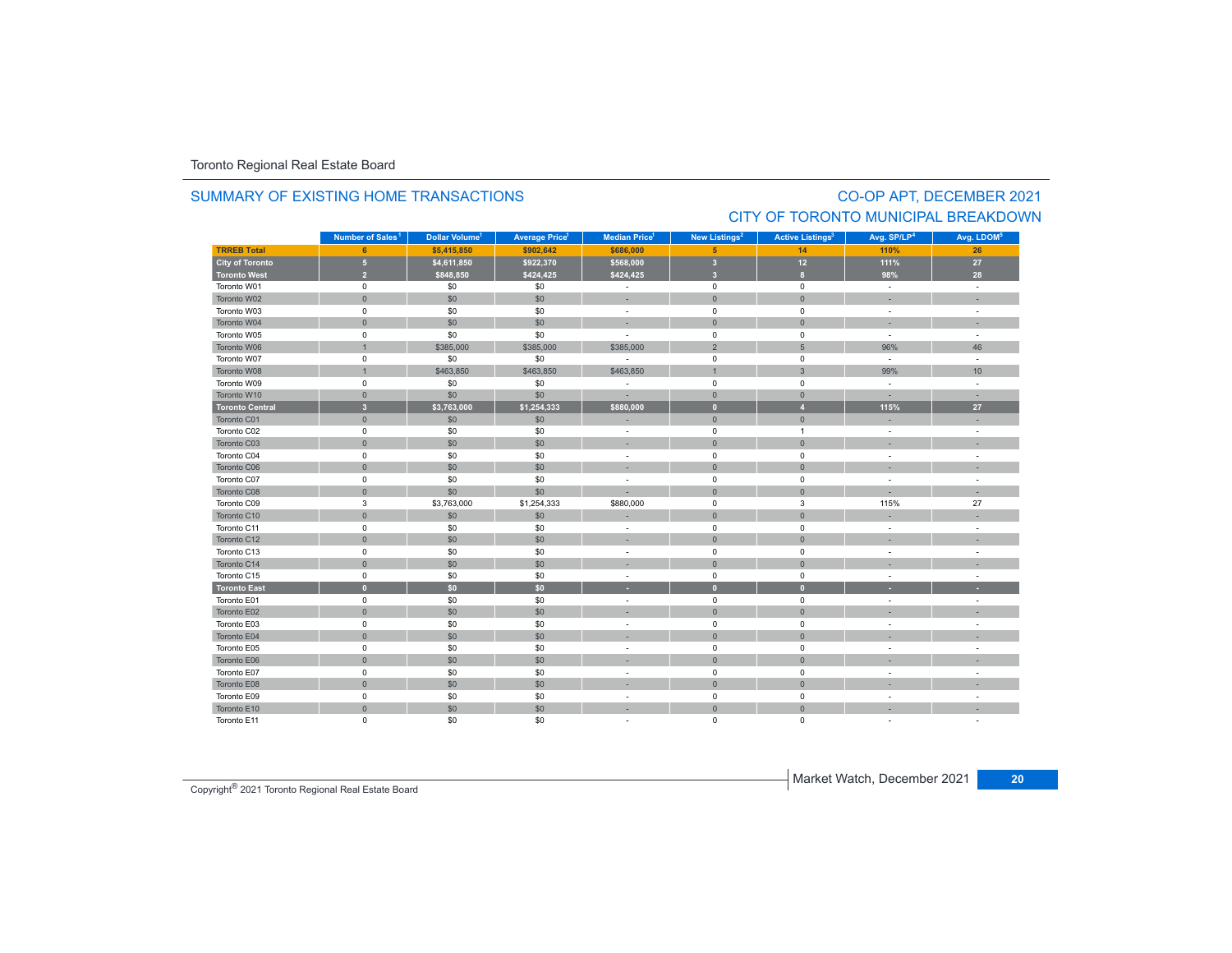Toronto Regional Real Estate Board

## SUMMARY OF EXISTING HOME TRANSACTIONS

## CO-OP APT, DECEMBER 2021
## CITY OF TORONTO MUNICIPAL BREAKDOWN

| | Number of Sales[1] | Dollar Volume[1] | Average Price[1] | Median Price[1] | New Listings[2] | Active Listings[3] | Avg. SP/LP[4] | Avg. LDOM[5] |
|---|---|---|---|---|---|---|---|---|
| **TRREB Total** | **6** | **$5,415,850** | **$902,642** | **$686,000** | **5** | **14** | **110%** | **26** |
| **City of Toronto** | **5** | **$4,611,850** | **$922,370** | **$568,000** | **3** | **12** | **111%** | **27** |
| **Toronto West** | **2** | **$848,850** | **$424,425** | **$424,425** | **3** | **8** | **98%** | **28** |
| Toronto W01 | 0 | $0 | $0 | - | 0 | 0 | - | - |
| Toronto W02 | 0 | $0 | $0 | - | 0 | 0 | - | - |
| Toronto W03 | 0 | $0 | $0 | - | 0 | 0 | - | - |
| Toronto W04 | 0 | $0 | $0 | - | 0 | 0 | - | - |
| Toronto W05 | 0 | $0 | $0 | - | 0 | 0 | - | - |
| Toronto W06 | 1 | $385,000 | $385,000 | $385,000 | 2 | 5 | 96% | 46 |
| Toronto W07 | 0 | $0 | $0 | - | 0 | 0 | - | - |
| Toronto W08 | 1 | $463,850 | $463,850 | $463,850 | 1 | 3 | 99% | 10 |
| Toronto W09 | 0 | $0 | $0 | - | 0 | 0 | - | - |
| Toronto W10 | 0 | $0 | $0 | - | 0 | 0 | - | - |
| **Toronto Central** | **3** | **$3,763,000** | **$1,254,333** | **$880,000** | **0** | **4** | **115%** | **27** |
| Toronto C01 | 0 | $0 | $0 | - | 0 | 0 | - | - |
| Toronto C02 | 0 | $0 | $0 | - | 0 | 1 | - | - |
| Toronto C03 | 0 | $0 | $0 | - | 0 | 0 | - | - |
| Toronto C04 | 0 | $0 | $0 | - | 0 | 0 | - | - |
| Toronto C06 | 0 | $0 | $0 | - | 0 | 0 | - | - |
| Toronto C07 | 0 | $0 | $0 | - | 0 | 0 | - | - |
| Toronto C08 | 0 | $0 | $0 | - | 0 | 0 | - | - |
| Toronto C09 | 3 | $3,763,000 | $1,254,333 | $880,000 | 0 | 3 | 115% | 27 |
| Toronto C10 | 0 | $0 | $0 | - | 0 | 0 | - | - |
| Toronto C11 | 0 | $0 | $0 | - | 0 | 0 | - | - |
| Toronto C12 | 0 | $0 | $0 | - | 0 | 0 | - | - |
| Toronto C13 | 0 | $0 | $0 | - | 0 | 0 | - | - |
| Toronto C14 | 0 | $0 | $0 | - | 0 | 0 | - | - |
| Toronto C15 | 0 | $0 | $0 | - | 0 | 0 | - | - |
| **Toronto East** | **0** | **$0** | **$0** | **-** | **0** | **0** | **-** | **-** |
| Toronto E01 | 0 | $0 | $0 | - | 0 | 0 | - | - |
| Toronto E02 | 0 | $0 | $0 | - | 0 | 0 | - | - |
| Toronto E03 | 0 | $0 | $0 | - | 0 | 0 | - | - |
| Toronto E04 | 0 | $0 | $0 | - | 0 | 0 | - | - |
| Toronto E05 | 0 | $0 | $0 | - | 0 | 0 | - | - |
| Toronto E06 | 0 | $0 | $0 | - | 0 | 0 | - | - |
| Toronto E07 | 0 | $0 | $0 | - | 0 | 0 | - | - |
| Toronto E08 | 0 | $0 | $0 | - | 0 | 0 | - | - |
| Toronto E09 | 0 | $0 | $0 | - | 0 | 0 | - | - |
| Toronto E10 | 0 | $0 | $0 | - | 0 | 0 | - | - |
| Toronto E11 | 0 | $0 | $0 | - | 0 | 0 | - | - |

Copyright® 2021 Toronto Regional Real Estate Board

Market Watch, December 2021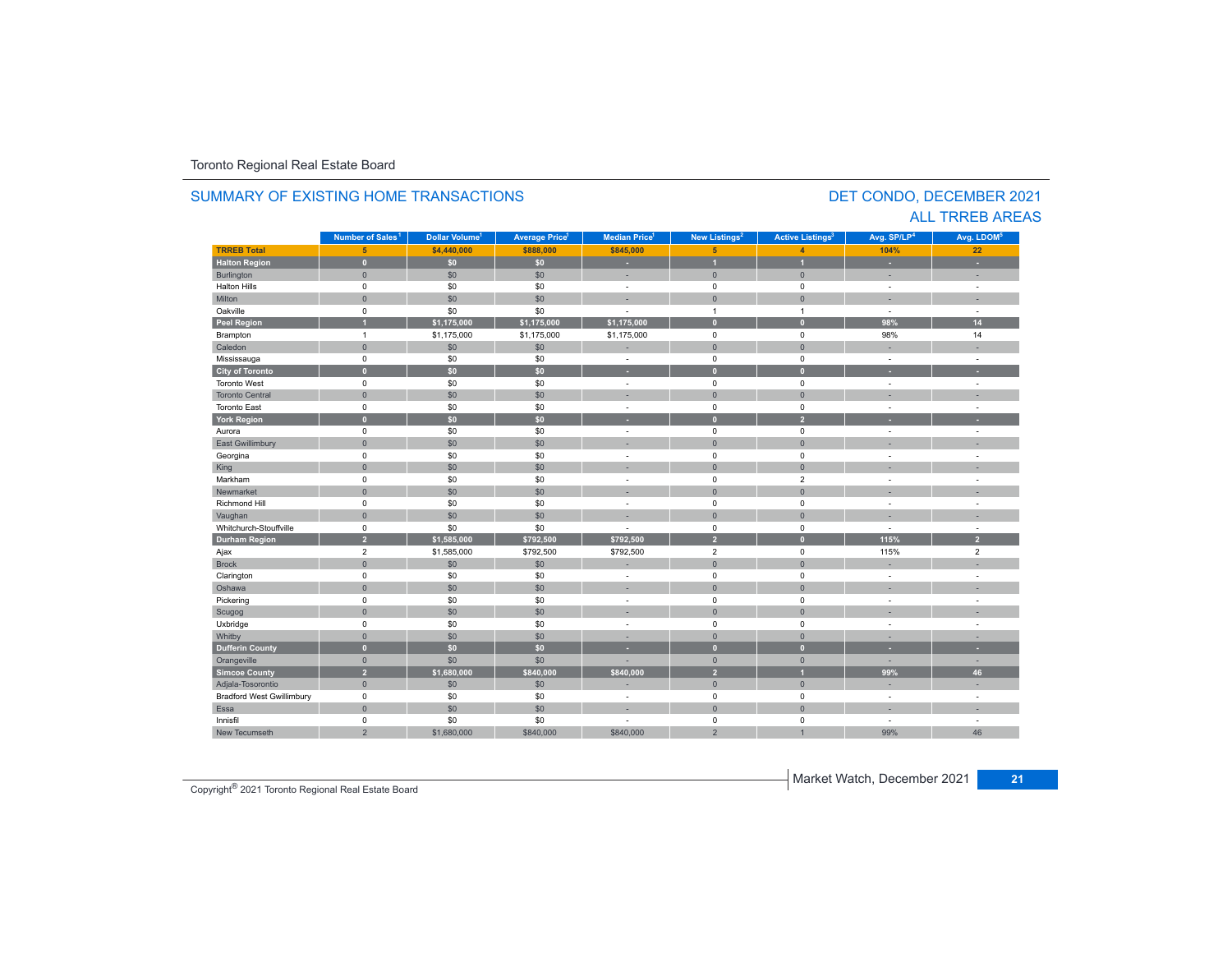Toronto Regional Real Estate Board

## SUMMARY OF EXISTING HOME TRANSACTIONS

## DET CONDO, DECEMBER 2021
## ALL TRREB AREAS

| | Number of Sales[1] | Dollar Volume[1] | Average Price[1] | Median Price[1] | New Listings[2] | Active Listings[3] | Avg. SP/LP[4] | Avg. LDOM[5] |
|---|---|---|---|---|---|---|---|---|
| **TRREB Total** | **5** | **$4,440,000** | **$888,000** | **$845,000** | **5** | **4** | **104%** | **22** |
| **Halton Region** | **0** | **$0** | **$0** | **-** | **1** | **1** | **-** | **-** |
| Burlington | 0 | $0 | $0 | - | 0 | 0 | - | - |
| Halton Hills | 0 | $0 | $0 | - | 0 | 0 | - | - |
| Milton | 0 | $0 | $0 | - | 0 | 0 | - | - |
| Oakville | 0 | $0 | $0 | - | 1 | 1 | - | - |
| **Peel Region** | **1** | **$1,175,000** | **$1,175,000** | **$1,175,000** | **0** | **0** | **98%** | **14** |
| Brampton | 1 | $1,175,000 | $1,175,000 | $1,175,000 | 0 | 0 | 98% | 14 |
| Caledon | 0 | $0 | $0 | - | 0 | 0 | - | - |
| Mississauga | 0 | $0 | $0 | - | 0 | 0 | - | - |
| **City of Toronto** | **0** | **$0** | **$0** | **-** | **0** | **0** | **-** | **-** |
| Toronto West | 0 | $0 | $0 | - | 0 | 0 | - | - |
| Toronto Central | 0 | $0 | $0 | - | 0 | 0 | - | - |
| Toronto East | 0 | $0 | $0 | - | 0 | 0 | - | - |
| **York Region** | **0** | **$0** | **$0** | **-** | **0** | **2** | **-** | **-** |
| Aurora | 0 | $0 | $0 | - | 0 | 0 | - | - |
| East Gwillimbury | 0 | $0 | $0 | - | 0 | 0 | - | - |
| Georgina | 0 | $0 | $0 | - | 0 | 0 | - | - |
| King | 0 | $0 | $0 | - | 0 | 0 | - | - |
| Markham | 0 | $0 | $0 | - | 0 | 2 | - | - |
| Newmarket | 0 | $0 | $0 | - | 0 | 0 | - | - |
| Richmond Hill | 0 | $0 | $0 | - | 0 | 0 | - | - |
| Vaughan | 0 | $0 | $0 | - | 0 | 0 | - | - |
| Whitchurch-Stouffville | 0 | $0 | $0 | - | 0 | 0 | - | - |
| **Durham Region** | **2** | **$1,585,000** | **$792,500** | **$792,500** | **2** | **0** | **115%** | **2** |
| Ajax | 2 | $1,585,000 | $792,500 | $792,500 | 2 | 0 | 115% | 2 |
| Brock | 0 | $0 | $0 | - | 0 | 0 | - | - |
| Clarington | 0 | $0 | $0 | - | 0 | 0 | - | - |
| Oshawa | 0 | $0 | $0 | - | 0 | 0 | - | - |
| Pickering | 0 | $0 | $0 | - | 0 | 0 | - | - |
| Scugog | 0 | $0 | $0 | - | 0 | 0 | - | - |
| Uxbridge | 0 | $0 | $0 | - | 0 | 0 | - | - |
| Whitby | 0 | $0 | $0 | - | 0 | 0 | - | - |
| **Dufferin County** | **0** | **$0** | **$0** | **-** | **0** | **0** | **-** | **-** |
| Orangeville | 0 | $0 | $0 | - | 0 | 0 | - | - |
| **Simcoe County** | **2** | **$1,680,000** | **$840,000** | **$840,000** | **2** | **1** | **99%** | **46** |
| Adjala-Tosorontio | 0 | $0 | $0 | - | 0 | 0 | - | - |
| Bradford West Gwillimbury | 0 | $0 | $0 | - | 0 | 0 | - | - |
| Essa | 0 | $0 | $0 | - | 0 | 0 | - | - |
| Innisfil | 0 | $0 | $0 | - | 0 | 0 | - | - |
| New Tecumseth | 2 | $1,680,000 | $840,000 | $840,000 | 2 | 1 | 99% | 46 |

Copyright® 2021 Toronto Regional Real Estate Board

Market Watch, December 2021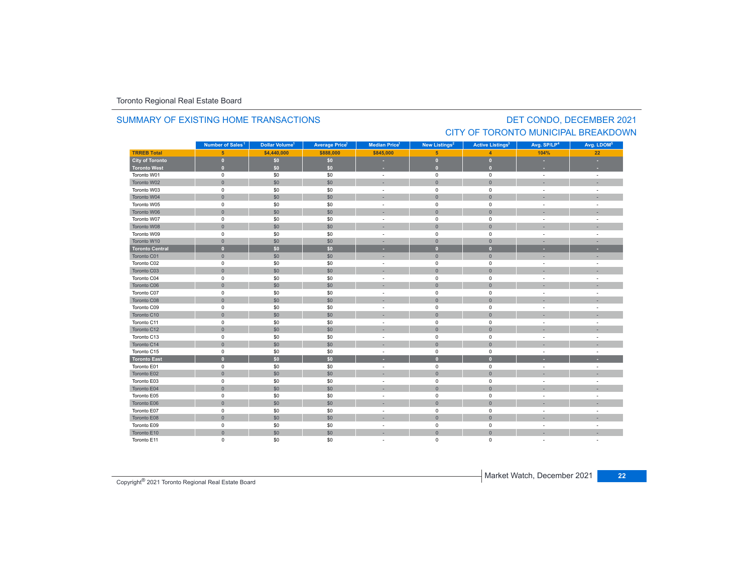Toronto Regional Real Estate Board

## SUMMARY OF EXISTING HOME TRANSACTIONS

## DET CONDO, DECEMBER 2021
## CITY OF TORONTO MUNICIPAL BREAKDOWN

| | Number of Sales[1] | Dollar Volume[1] | Average Price[1] | Median Price[1] | New Listings[2] | Active Listings[3] | Avg. SP/LP[4] | Avg. LDOM[5] |
|---|---|---|---|---|---|---|---|---|
| **TRREB Total** | **5** | **$4,440,000** | **$888,000** | **$845,000** | **5** | **4** | **104%** | **22** |
| **City of Toronto** | **0** | **$0** | **$0** | **-** | **0** | **0** | **-** | **-** |
| **Toronto West** | **0** | **$0** | **$0** | **-** | **0** | **0** | **-** | **-** |
| Toronto W01 | 0 | $0 | $0 | - | 0 | 0 | - | - |
| Toronto W02 | 0 | $0 | $0 | - | 0 | 0 | - | - |
| Toronto W03 | 0 | $0 | $0 | - | 0 | 0 | - | - |
| Toronto W04 | 0 | $0 | $0 | - | 0 | 0 | - | - |
| Toronto W05 | 0 | $0 | $0 | - | 0 | 0 | - | - |
| Toronto W06 | 0 | $0 | $0 | - | 0 | 0 | - | - |
| Toronto W07 | 0 | $0 | $0 | - | 0 | 0 | - | - |
| Toronto W08 | 0 | $0 | $0 | - | 0 | 0 | - | - |
| Toronto W09 | 0 | $0 | $0 | - | 0 | 0 | - | - |
| Toronto W10 | 0 | $0 | $0 | - | 0 | 0 | - | - |
| **Toronto Central** | **0** | **$0** | **$0** | **-** | **0** | **0** | **-** | **-** |
| Toronto C01 | 0 | $0 | $0 | - | 0 | 0 | - | - |
| Toronto C02 | 0 | $0 | $0 | - | 0 | 0 | - | - |
| Toronto C03 | 0 | $0 | $0 | - | 0 | 0 | - | - |
| Toronto C04 | 0 | $0 | $0 | - | 0 | 0 | - | - |
| Toronto C06 | 0 | $0 | $0 | - | 0 | 0 | - | - |
| Toronto C07 | 0 | $0 | $0 | - | 0 | 0 | - | - |
| Toronto C08 | 0 | $0 | $0 | - | 0 | 0 | - | - |
| Toronto C09 | 0 | $0 | $0 | - | 0 | 0 | - | - |
| Toronto C10 | 0 | $0 | $0 | - | 0 | 0 | - | - |
| Toronto C11 | 0 | $0 | $0 | - | 0 | 0 | - | - |
| Toronto C12 | 0 | $0 | $0 | - | 0 | 0 | - | - |
| Toronto C13 | 0 | $0 | $0 | - | 0 | 0 | - | - |
| Toronto C14 | 0 | $0 | $0 | - | 0 | 0 | - | - |
| Toronto C15 | 0 | $0 | $0 | - | 0 | 0 | - | - |
| **Toronto East** | **0** | **$0** | **$0** | **-** | **0** | **0** | **-** | **-** |
| Toronto E01 | 0 | $0 | $0 | - | 0 | 0 | - | - |
| Toronto E02 | 0 | $0 | $0 | - | 0 | 0 | - | - |
| Toronto E03 | 0 | $0 | $0 | - | 0 | 0 | - | - |
| Toronto E04 | 0 | $0 | $0 | - | 0 | 0 | - | - |
| Toronto E05 | 0 | $0 | $0 | - | 0 | 0 | - | - |
| Toronto E06 | 0 | $0 | $0 | - | 0 | 0 | - | - |
| Toronto E07 | 0 | $0 | $0 | - | 0 | 0 | - | - |
| Toronto E08 | 0 | $0 | $0 | - | 0 | 0 | - | - |
| Toronto E09 | 0 | $0 | $0 | - | 0 | 0 | - | - |
| Toronto E10 | 0 | $0 | $0 | - | 0 | 0 | - | - |
| Toronto E11 | 0 | $0 | $0 | - | 0 | 0 | - | - |

Copyright® 2021 Toronto Regional Real Estate Board

Market Watch, December 2021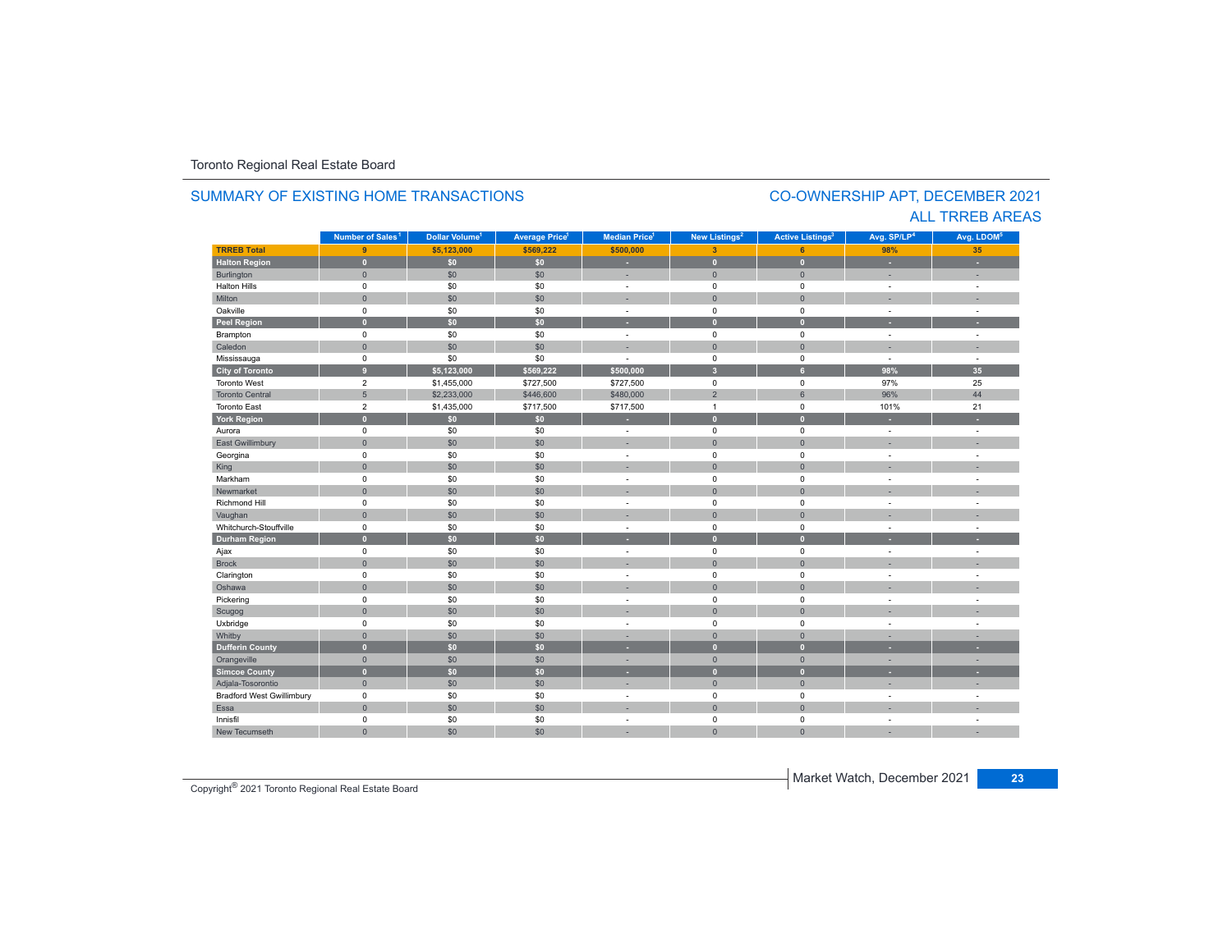Toronto Regional Real Estate Board

## SUMMARY OF EXISTING HOME TRANSACTIONS

## CO-OWNERSHIP APT, DECEMBER 2021
## ALL TRREB AREAS

| | Number of Sales[1] | Dollar Volume[1] | Average Price[1] | Median Price[1] | New Listings[2] | Active Listings[3] | Avg. SP/LP[4] | Avg. LDOM[5] |
|---|---|---|---|---|---|---|---|---|
| **TRREB Total** | **9** | **$5,123,000** | **$569,222** | **$500,000** | **3** | **6** | **98%** | **35** |
| **Halton Region** | **0** | **$0** | **$0** | **-** | **0** | **0** | **-** | **-** |
| Burlington | 0 | $0 | $0 | - | 0 | 0 | - | - |
| Halton Hills | 0 | $0 | $0 | - | 0 | 0 | - | - |
| Milton | 0 | $0 | $0 | - | 0 | 0 | - | - |
| Oakville | 0 | $0 | $0 | - | 0 | 0 | - | - |
| **Peel Region** | **0** | **$0** | **$0** | **-** | **0** | **0** | **-** | **-** |
| Brampton | 0 | $0 | $0 | - | 0 | 0 | - | - |
| Caledon | 0 | $0 | $0 | - | 0 | 0 | - | - |
| Mississauga | 0 | $0 | $0 | - | 0 | 0 | - | - |
| **City of Toronto** | **9** | **$5,123,000** | **$569,222** | **$500,000** | **3** | **6** | **98%** | **35** |
| Toronto West | 2 | $1,455,000 | $727,500 | $727,500 | 0 | 0 | 97% | 25 |
| Toronto Central | 5 | $2,233,000 | $446,600 | $480,000 | 2 | 6 | 96% | 44 |
| Toronto East | 2 | $1,435,000 | $717,500 | $717,500 | 1 | 0 | 101% | 21 |
| **York Region** | **0** | **$0** | **$0** | **-** | **0** | **0** | **-** | **-** |
| Aurora | 0 | $0 | $0 | - | 0 | 0 | - | - |
| East Gwillimbury | 0 | $0 | $0 | - | 0 | 0 | - | - |
| Georgina | 0 | $0 | $0 | - | 0 | 0 | - | - |
| King | 0 | $0 | $0 | - | 0 | 0 | - | - |
| Markham | 0 | $0 | $0 | - | 0 | 0 | - | - |
| Newmarket | 0 | $0 | $0 | - | 0 | 0 | - | - |
| Richmond Hill | 0 | $0 | $0 | - | 0 | 0 | - | - |
| Vaughan | 0 | $0 | $0 | - | 0 | 0 | - | - |
| Whitchurch-Stouffville | 0 | $0 | $0 | - | 0 | 0 | - | - |
| **Durham Region** | **0** | **$0** | **$0** | **-** | **0** | **0** | **-** | **-** |
| Ajax | 0 | $0 | $0 | - | 0 | 0 | - | - |
| Brock | 0 | $0 | $0 | - | 0 | 0 | - | - |
| Clarington | 0 | $0 | $0 | - | 0 | 0 | - | - |
| Oshawa | 0 | $0 | $0 | - | 0 | 0 | - | - |
| Pickering | 0 | $0 | $0 | - | 0 | 0 | - | - |
| Scugog | 0 | $0 | $0 | - | 0 | 0 | - | - |
| Uxbridge | 0 | $0 | $0 | - | 0 | 0 | - | - |
| Whitby | 0 | $0 | $0 | - | 0 | 0 | - | - |
| **Dufferin County** | **0** | **$0** | **$0** | **-** | **0** | **0** | **-** | **-** |
| Orangeville | 0 | $0 | $0 | - | 0 | 0 | - | - |
| **Simcoe County** | **0** | **$0** | **$0** | **-** | **0** | **0** | **-** | **-** |
| Adjala-Tosorontio | 0 | $0 | $0 | - | 0 | 0 | - | - |
| Bradford West Gwillimbury | 0 | $0 | $0 | - | 0 | 0 | - | - |
| Essa | 0 | $0 | $0 | - | 0 | 0 | - | - |
| Innisfil | 0 | $0 | $0 | - | 0 | 0 | - | - |
| New Tecumseth | 0 | $0 | $0 | - | 0 | 0 | - | - |

Copyright® 2021 Toronto Regional Real Estate Board

Market Watch, December 2021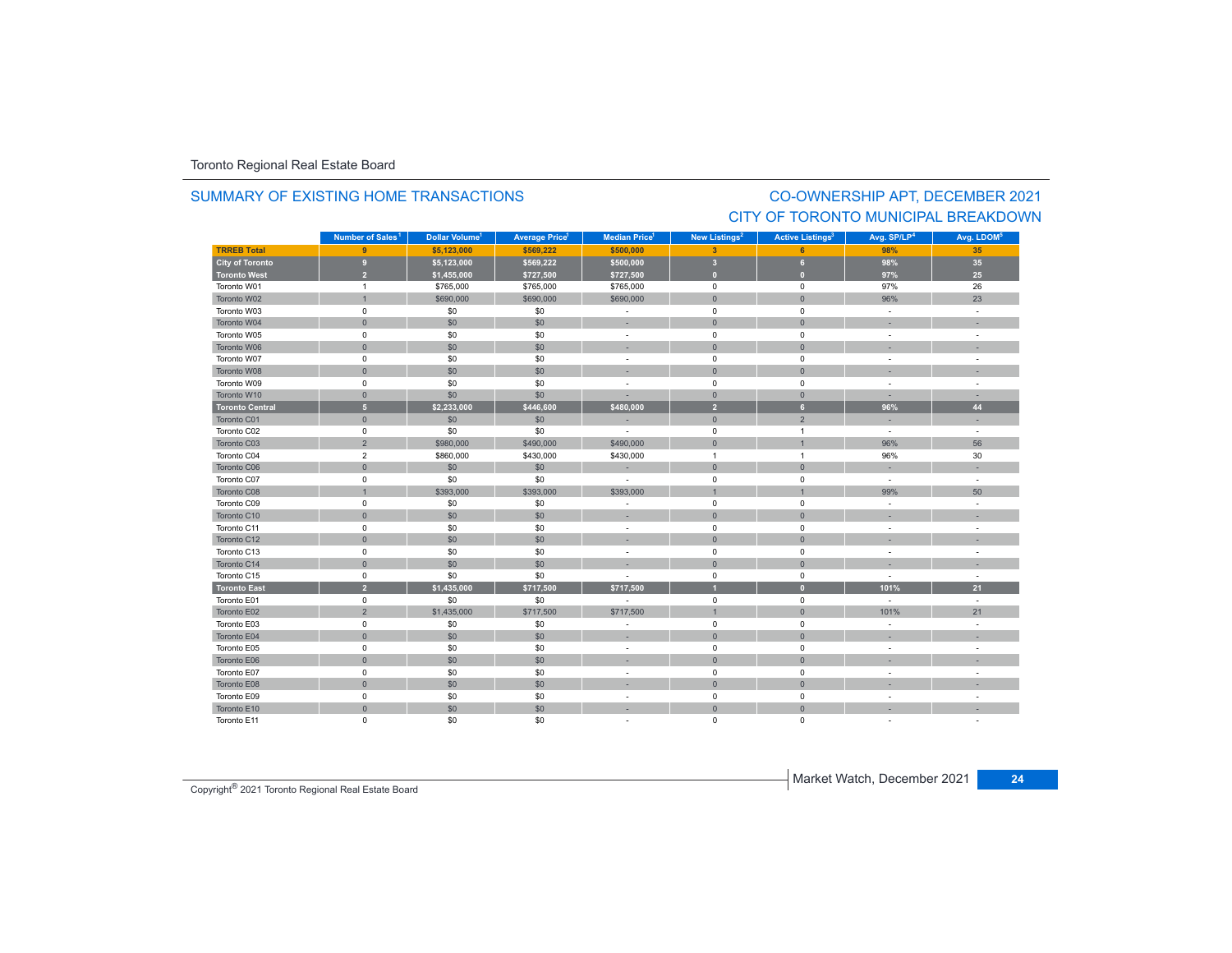Toronto Regional Real Estate Board

## SUMMARY OF EXISTING HOME TRANSACTIONS

## CO-OWNERSHIP APT, DECEMBER 2021
## CITY OF TORONTO MUNICIPAL BREAKDOWN

| | Number of Sales[1] | Dollar Volume[1] | Average Price[1] | Median Price[1] | New Listings[2] | Active Listings[3] | Avg. SP/LP[4] | Avg. LDOM[5] |
|---|---|---|---|---|---|---|---|---|
| **TRREB Total** | **9** | **$5,123,000** | **$569,222** | **$500,000** | **3** | **6** | **98%** | **35** |
| **City of Toronto** | **9** | **$5,123,000** | **$569,222** | **$500,000** | **3** | **6** | **98%** | **35** |
| **Toronto West** | **2** | **$1,455,000** | **$727,500** | **$727,500** | **0** | **0** | **97%** | **25** |
| Toronto W01 | 1 | $765,000 | $765,000 | $765,000 | 0 | 0 | 97% | 26 |
| Toronto W02 | 1 | $690,000 | $690,000 | $690,000 | 0 | 0 | 96% | 23 |
| Toronto W03 | 0 | $0 | $0 | - | 0 | 0 | - | - |
| Toronto W04 | 0 | $0 | $0 | - | 0 | 0 | - | - |
| Toronto W05 | 0 | $0 | $0 | - | 0 | 0 | - | - |
| Toronto W06 | 0 | $0 | $0 | - | 0 | 0 | - | - |
| Toronto W07 | 0 | $0 | $0 | - | 0 | 0 | - | - |
| Toronto W08 | 0 | $0 | $0 | - | 0 | 0 | - | - |
| Toronto W09 | 0 | $0 | $0 | - | 0 | 0 | - | - |
| Toronto W10 | 0 | $0 | $0 | - | 0 | 0 | - | - |
| **Toronto Central** | **5** | **$2,233,000** | **$446,600** | **$480,000** | **2** | **6** | **96%** | **44** |
| Toronto C01 | 0 | $0 | $0 | - | 0 | 2 | - | - |
| Toronto C02 | 0 | $0 | $0 | - | 0 | 1 | - | - |
| Toronto C03 | 2 | $980,000 | $490,000 | $490,000 | 0 | 1 | 96% | 56 |
| Toronto C04 | 2 | $860,000 | $430,000 | $430,000 | 1 | 1 | 96% | 30 |
| Toronto C06 | 0 | $0 | $0 | - | 0 | 0 | - | - |
| Toronto C07 | 0 | $0 | $0 | - | 0 | 0 | - | - |
| Toronto C08 | 1 | $393,000 | $393,000 | $393,000 | 1 | 1 | 99% | 50 |
| Toronto C09 | 0 | $0 | $0 | - | 0 | 0 | - | - |
| Toronto C10 | 0 | $0 | $0 | - | 0 | 0 | - | - |
| Toronto C11 | 0 | $0 | $0 | - | 0 | 0 | - | - |
| Toronto C12 | 0 | $0 | $0 | - | 0 | 0 | - | - |
| Toronto C13 | 0 | $0 | $0 | - | 0 | 0 | - | - |
| Toronto C14 | 0 | $0 | $0 | - | 0 | 0 | - | - |
| Toronto C15 | 0 | $0 | $0 | - | 0 | 0 | - | - |
| **Toronto East** | **2** | **$1,435,000** | **$717,500** | **$717,500** | **1** | **0** | **101%** | **21** |
| Toronto E01 | 0 | $0 | $0 | - | 0 | 0 | - | - |
| Toronto E02 | 2 | $1,435,000 | $717,500 | $717,500 | 1 | 0 | 101% | 21 |
| Toronto E03 | 0 | $0 | $0 | - | 0 | 0 | - | - |
| Toronto E04 | 0 | $0 | $0 | - | 0 | 0 | - | - |
| Toronto E05 | 0 | $0 | $0 | - | 0 | 0 | - | - |
| Toronto E06 | 0 | $0 | $0 | - | 0 | 0 | - | - |
| Toronto E07 | 0 | $0 | $0 | - | 0 | 0 | - | - |
| Toronto E08 | 0 | $0 | $0 | - | 0 | 0 | - | - |
| Toronto E09 | 0 | $0 | $0 | - | 0 | 0 | - | - |
| Toronto E10 | 0 | $0 | $0 | - | 0 | 0 | - | - |
| Toronto E11 | 0 | $0 | $0 | - | 0 | 0 | - | - |

Copyright® 2021 Toronto Regional Real Estate Board

Market Watch, December 2021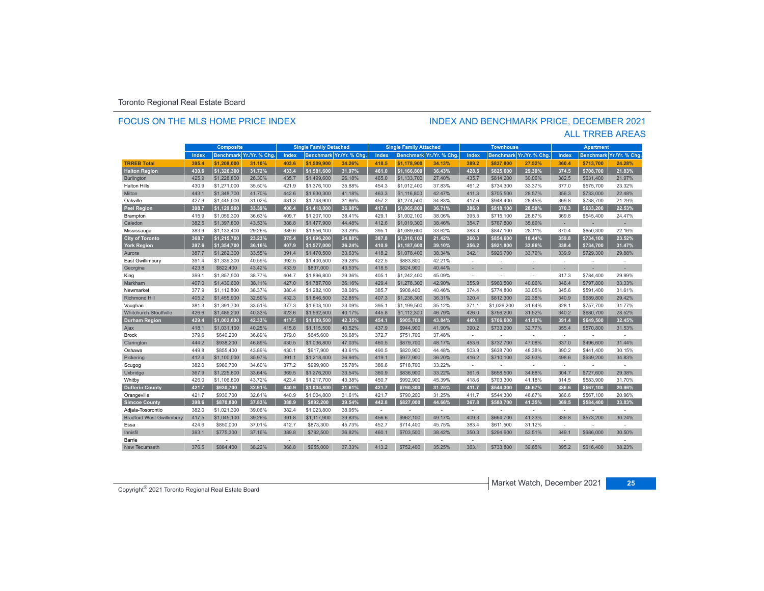Toronto Regional Real Estate Board

## FOCUS ON THE MLS HOME PRICE INDEX

## INDEX AND BENCHMARK PRICE, DECEMBER 2021
## ALL TRREB AREAS

| | Composite | | | Single Family Detached | | | Single Family Attached | | | Townhouse | | | Apartment | | |
|---|---|---|---|---|---|---|---|---|---|---|---|---|---|---|---|
| | Index | Benchmark | Yr./Yr. % Chg. | Index | Benchmark | Yr./Yr. % Chg. | Index | Benchmark | Yr./Yr. % Chg. | Index | Benchmark | Yr./Yr. % Chg. | Index | Benchmark | Yr./Yr. % Chg. |
| **TRREB Total** | **395.4** | **$1,208,000** | **31.10%** | **403.6** | **$1,509,900** | **34.26%** | **418.5** | **$1,178,900** | **34.13%** | **389.2** | **$837,800** | **27.52%** | **360.4** | **$713,700** | **24.28%** |
| **Halton Region** | **430.6** | **$1,326,300** | **31.72%** | **433.4** | **$1,581,600** | **31.97%** | **461.0** | **$1,166,800** | **36.43%** | **428.5** | **$825,600** | **29.30%** | **374.5** | **$708,700** | **21.83%** |
| Burlington | 425.9 | $1,228,800 | 26.30% | 435.7 | $1,499,600 | 26.18% | 465.0 | $1,133,700 | 27.40% | 435.7 | $814,200 | 30.06% | 382.5 | $631,400 | 21.97% |
| Halton Hills | 430.9 | $1,271,000 | 35.50% | 421.9 | $1,376,100 | 35.88% | 454.3 | $1,012,400 | 37.83% | 461.2 | $734,300 | 33.37% | 377.0 | $575,700 | 23.32% |
| Milton | 443.1 | $1,348,700 | 41.70% | 442.6 | $1,630,300 | 41.18% | 463.3 | $1,116,800 | 42.47% | 411.3 | $705,500 | 28.57% | 356.3 | $733,000 | 22.48% |
| Oakville | 427.9 | $1,445,000 | 31.02% | 431.3 | $1,748,900 | 31.86% | 457.2 | $1,274,500 | 34.83% | 417.6 | $948,400 | 28.45% | 369.8 | $738,700 | 21.29% |
| **Peel Region** | **398.7** | **$1,129,900** | **33.39%** | **400.4** | **$1,418,000** | **36.98%** | **417.1** | **$1,065,800** | **36.71%** | **386.9** | **$818,100** | **28.50%** | **370.3** | **$633,200** | **22.53%** |
| Brampton | 415.9 | $1,059,300 | 36.63% | 409.7 | $1,207,100 | 38.41% | 429.1 | $1,002,100 | 38.06% | 395.5 | $715,100 | 28.87% | 369.8 | $545,400 | 24.47% |
| Caledon | 382.5 | $1,397,800 | 43.53% | 388.8 | $1,477,900 | 44.48% | 412.6 | $1,019,300 | 38.46% | 354.7 | $767,800 | 35.69% | - | - | - |
| Mississauga | 383.9 | $1,133,400 | 29.26% | 389.6 | $1,556,100 | 33.29% | 395.1 | $1,089,600 | 33.62% | 383.3 | $847,100 | 28.11% | 370.4 | $650,300 | 22.16% |
| **City of Toronto** | **368.7** | **$1,215,700** | **23.23%** | **375.4** | **$1,696,200** | **24.88%** | **387.8** | **$1,310,100** | **21.42%** | **360.3** | **$854,600** | **18.44%** | **359.8** | **$734,100** | **23.52%** |
| **York Region** | **397.6** | **$1,354,700** | **36.16%** | **407.9** | **$1,577,000** | **36.24%** | **410.9** | **$1,187,600** | **39.10%** | **356.2** | **$921,800** | **33.86%** | **338.4** | **$734,700** | **31.47%** |
| Aurora | 387.7 | $1,282,300 | 33.55% | 391.4 | $1,470,500 | 33.63% | 418.2 | $1,078,400 | 38.34% | 342.1 | $926,700 | 33.79% | 339.9 | $729,300 | 29.88% |
| East Gwillimbury | 391.4 | $1,339,300 | 40.59% | 392.5 | $1,400,500 | 39.28% | 422.5 | $883,800 | 42.21% | - | - | - | - | - | - |
| Georgina | 423.8 | $822,400 | 43.42% | 433.9 | $837,000 | 43.53% | 418.5 | $824,900 | 40.44% | - | - | - | - | - | - |
| King | 399.1 | $1,857,500 | 38.77% | 404.7 | $1,896,800 | 39.36% | 405.1 | $1,242,400 | 45.09% | - | - | - | 317.3 | $784,400 | 29.99% |
| Markham | 407.0 | $1,430,600 | 38.11% | 427.0 | $1,787,700 | 36.16% | 429.4 | $1,278,300 | 42.90% | 355.9 | $960,500 | 40.06% | 346.4 | $797,800 | 33.33% |
| Newmarket | 377.9 | $1,112,800 | 38.37% | 380.4 | $1,282,100 | 38.08% | 385.7 | $908,400 | 40.46% | 374.4 | $774,800 | 33.05% | 345.6 | $591,400 | 31.61% |
| Richmond Hill | 405.2 | $1,455,900 | 32.59% | 432.3 | $1,846,500 | 32.85% | 407.3 | $1,238,300 | 36.31% | 320.4 | $812,300 | 22.38% | 340.9 | $689,800 | 29.42% |
| Vaughan | 381.3 | $1,391,700 | 33.51% | 377.3 | $1,603,100 | 33.09% | 395.1 | $1,199,500 | 35.12% | 371.1 | $1,026,200 | 31.64% | 328.1 | $757,700 | 31.77% |
| Whitchurch-Stouffville | 426.6 | $1,486,200 | 40.33% | 423.6 | $1,562,500 | 40.17% | 445.8 | $1,112,300 | 46.79% | 426.0 | $756,200 | 31.52% | 340.2 | $680,700 | 28.52% |
| **Durham Region** | **429.4** | **$1,002,600** | **42.33%** | **417.5** | **$1,089,500** | **42.35%** | **454.1** | **$905,700** | **43.84%** | **449.1** | **$706,600** | **41.90%** | **391.4** | **$649,500** | **32.45%** |
| Ajax | 418.1 | $1,031,100 | 40.25% | 415.8 | $1,115,500 | 40.52% | 437.9 | $944,900 | 41.90% | 390.2 | $733,200 | 32.77% | 355.4 | $570,800 | 31.53% |
| Brock | 379.6 | $640,200 | 36.89% | 379.0 | $645,600 | 36.68% | 372.7 | $751,700 | 37.48% | - | - | - | - | - | - |
| Clarington | 444.2 | $938,200 | 46.89% | 430.5 | $1,036,800 | 47.03% | 460.5 | $879,700 | 48.17% | 453.6 | $732,700 | 47.08% | 337.0 | $496,600 | 31.44% |
| Oshawa | 449.8 | $855,400 | 43.89% | 430.1 | $917,900 | 43.61% | 490.5 | $820,900 | 44.48% | 503.9 | $638,700 | 48.38% | 390.2 | $441,400 | 30.15% |
| Pickering | 412.4 | $1,100,000 | 35.97% | 391.1 | $1,218,400 | 36.94% | 419.1 | $977,900 | 36.20% | 416.2 | $710,100 | 32.93% | 498.6 | $939,200 | 34.83% |
| Scugog | 382.0 | $980,700 | 34.60% | 377.2 | $999,900 | 35.78% | 386.6 | $718,700 | 33.22% | - | - | - | - | - | - |
| Uxbridge | 367.9 | $1,225,800 | 33.64% | 369.5 | $1,276,200 | 33.54% | 360.9 | $836,900 | 33.22% | 361.6 | $658,500 | 34.88% | 304.7 | $727,600 | 29.38% |
| Whitby | 426.0 | $1,106,800 | 43.72% | 423.4 | $1,217,700 | 43.38% | 450.7 | $992,900 | 45.39% | 418.6 | $703,300 | 41.18% | 314.5 | $583,900 | 31.70% |
| **Dufferin County** | **421.7** | **$930,700** | **32.61%** | **440.9** | **$1,004,800** | **31.61%** | **421.7** | **$790,300** | **31.25%** | **411.7** | **$544,300** | **46.67%** | **386.6** | **$567,100** | **20.96%** |
| Orangeville | 421.7 | $930,700 | 32.61% | 440.9 | $1,004,800 | 31.61% | 421.7 | $790,200 | 31.25% | 411.7 | $544,300 | 46.67% | 386.6 | $567,100 | 20.96% |
| **Simcoe County** | **398.6** | **$870,800** | **37.83%** | **388.9** | **$892,200** | **39.54%** | **442.8** | **$827,000** | **44.66%** | **367.8** | **$580,700** | **41.35%** | **369.5** | **$584,400** | **33.83%** |
| Adjala-Tosorontio | 382.0 | $1,021,300 | 39.06% | 382.4 | $1,023,800 | 38.95% | - | - | - | - | - | - | - | - | - |
| Bradford West Gwillimbury | 417.5 | $1,045,100 | 39.26% | 391.8 | $1,117,900 | 39.83% | 456.6 | $962,100 | 49.17% | 409.3 | $664,700 | 41.33% | 339.8 | $573,200 | 30.24% |
| Essa | 424.6 | $850,000 | 37.01% | 412.7 | $873,300 | 45.73% | 452.7 | $714,400 | 45.75% | 383.4 | $611,500 | 31.12% | - | - | - |
| Innisfil | 393.1 | $775,300 | 37.16% | 389.8 | $792,500 | 36.82% | 460.1 | $703,500 | 38.42% | 350.3 | $294,600 | 53.51% | 349.1 | $686,000 | 30.50% |
| Barrie | - | - | - | - | - | - | - | - | - | - | - | - | - | - | - |
| New Tecumseth | 376.5 | $884,400 | 38.22% | 366.8 | $955,000 | 37.33% | 413.2 | $752,400 | 35.25% | 363.1 | $733,800 | 39.65% | 395.2 | $616,400 | 38.23% |

Copyright® 2021 Toronto Regional Real Estate Board

Market Watch, December 2021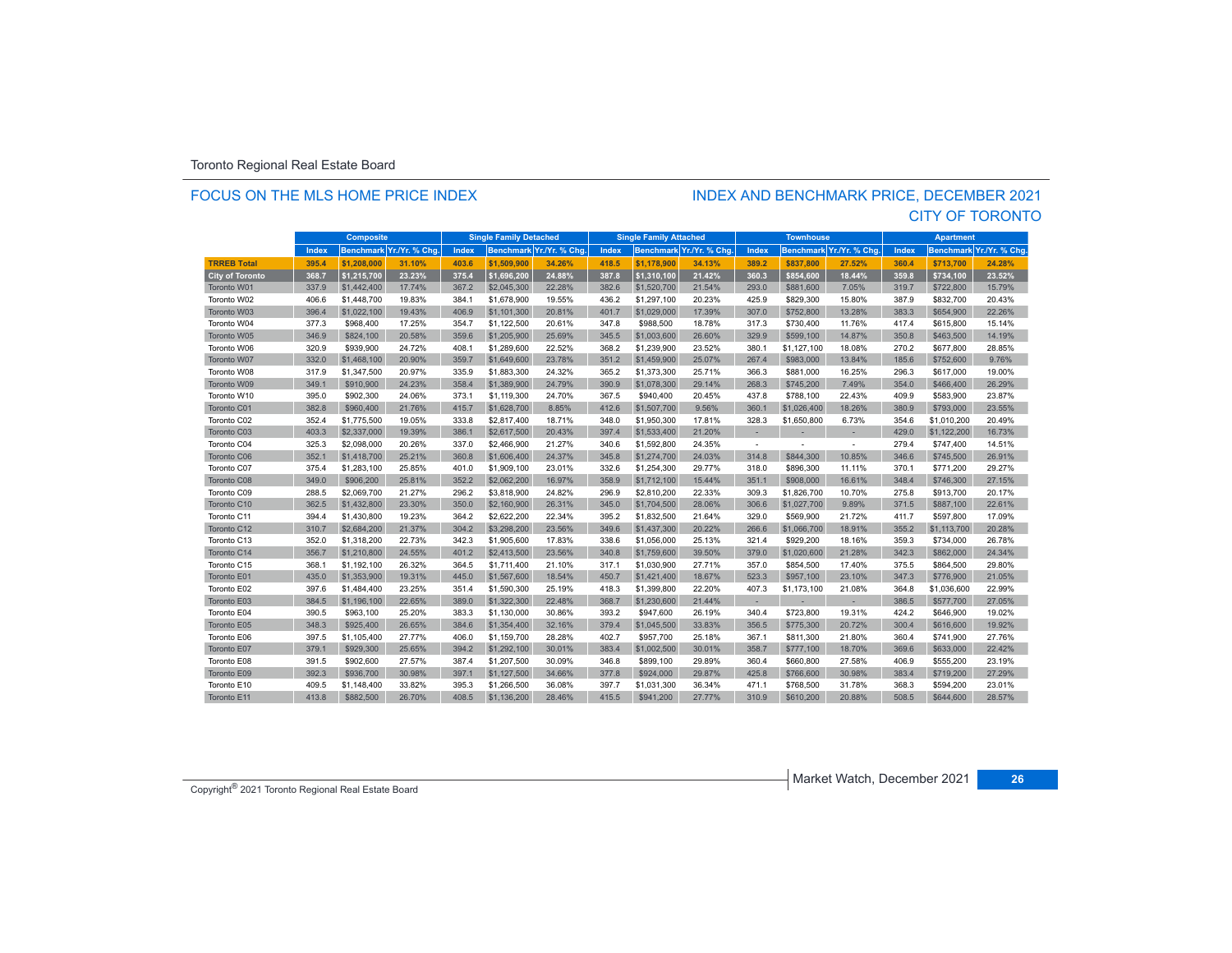Toronto Regional Real Estate Board

## FOCUS ON THE MLS HOME PRICE INDEX

## INDEX AND BENCHMARK PRICE, DECEMBER 2021
## CITY OF TORONTO

| | Composite | | | Single Family Detached | | | Single Family Attached | | | Townhouse | | | Apartment | | |
|---|---|---|---|---|---|---|---|---|---|---|---|---|---|---|---|
| | Index | Benchmark | Yr./Yr. % Chg. | Index | Benchmark | Yr./Yr. % Chg. | Index | Benchmark | Yr./Yr. % Chg. | Index | Benchmark | Yr./Yr. % Chg. | Index | Benchmark | Yr./Yr. % Chg. |
| **TRREB Total** | **395.4** | **$1,208,000** | **31.10%** | **403.6** | **$1,509,900** | **34.26%** | **418.5** | **$1,178,900** | **34.13%** | **389.2** | **$837,800** | **27.52%** | **360.4** | **$713,700** | **24.28%** |
| **City of Toronto** | **368.7** | **$1,215,700** | **23.23%** | **375.4** | **$1,696,200** | **24.88%** | **387.8** | **$1,310,100** | **21.42%** | **360.3** | **$854,600** | **18.44%** | **359.8** | **$734,100** | **23.52%** |
| Toronto W01 | 337.9 | $1,442,400 | 17.74% | 367.2 | $2,045,300 | 22.28% | 382.6 | $1,520,700 | 21.54% | 293.0 | $881,600 | 7.05% | 319.7 | $722,800 | 15.79% |
| Toronto W02 | 406.6 | $1,448,700 | 19.83% | 384.1 | $1,678,900 | 19.55% | 436.2 | $1,297,100 | 20.23% | 425.9 | $829,300 | 15.80% | 387.9 | $832,700 | 20.43% |
| Toronto W03 | 396.4 | $1,022,100 | 19.43% | 406.9 | $1,101,300 | 20.81% | 401.7 | $1,029,000 | 17.39% | 307.0 | $752,800 | 13.28% | 383.3 | $654,900 | 22.26% |
| Toronto W04 | 377.3 | $968,400 | 17.25% | 354.7 | $1,122,500 | 20.61% | 347.8 | $988,500 | 18.78% | 317.3 | $730,400 | 11.76% | 417.4 | $615,800 | 15.14% |
| Toronto W05 | 346.9 | $824,100 | 20.58% | 359.6 | $1,205,900 | 25.69% | 345.5 | $1,003,600 | 26.60% | 329.9 | $599,100 | 14.87% | 350.8 | $463,500 | 14.19% |
| Toronto W06 | 320.9 | $939,900 | 24.72% | 408.1 | $1,289,600 | 22.52% | 368.2 | $1,239,900 | 23.52% | 380.1 | $1,127,100 | 18.08% | 270.2 | $677,800 | 28.85% |
| Toronto W07 | 332.0 | $1,468,100 | 20.90% | 359.7 | $1,649,600 | 23.78% | 351.2 | $1,459,900 | 25.07% | 267.4 | $983,000 | 13.84% | 185.6 | $752,600 | 9.76% |
| Toronto W08 | 317.9 | $1,347,500 | 20.97% | 335.9 | $1,883,300 | 24.32% | 365.2 | $1,373,300 | 25.71% | 366.3 | $881,000 | 16.25% | 296.3 | $617,000 | 19.00% |
| Toronto W09 | 349.1 | $910,900 | 24.23% | 358.4 | $1,389,900 | 24.79% | 390.9 | $1,078,300 | 29.14% | 268.3 | $745,200 | 7.49% | 354.0 | $466,400 | 26.29% |
| Toronto W10 | 395.0 | $902,300 | 24.06% | 373.1 | $1,119,300 | 24.70% | 367.5 | $940,400 | 20.45% | 437.8 | $788,100 | 22.43% | 409.9 | $583,900 | 23.87% |
| Toronto C01 | 382.8 | $960,400 | 21.76% | 415.7 | $1,628,700 | 8.85% | 412.6 | $1,507,700 | 9.56% | 360.1 | $1,026,400 | 18.26% | 380.9 | $793,000 | 23.55% |
| Toronto C02 | 352.4 | $1,775,500 | 19.05% | 333.8 | $2,817,400 | 18.71% | 348.0 | $1,950,300 | 17.81% | 328.3 | $1,650,800 | 6.73% | 354.6 | $1,010,200 | 20.49% |
| Toronto C03 | 403.3 | $2,337,000 | 19.39% | 386.1 | $2,617,500 | 20.43% | 397.4 | $1,533,400 | 21.20% | - | - | - | 429.0 | $1,122,200 | 16.73% |
| Toronto C04 | 325.3 | $2,098,000 | 20.26% | 337.0 | $2,466,900 | 21.27% | 340.6 | $1,592,800 | 24.35% | - | - | - | 279.4 | $747,400 | 14.51% |
| Toronto C06 | 352.1 | $1,418,700 | 25.21% | 360.8 | $1,606,400 | 24.37% | 345.8 | $1,274,700 | 24.03% | 314.8 | $844,300 | 10.85% | 346.6 | $745,500 | 26.91% |
| Toronto C07 | 375.4 | $1,283,100 | 25.85% | 401.0 | $1,909,100 | 23.01% | 332.6 | $1,254,300 | 29.77% | 318.0 | $896,300 | 11.11% | 370.1 | $771,200 | 29.27% |
| Toronto C08 | 349.0 | $906,200 | 25.81% | 352.2 | $2,062,200 | 16.97% | 358.9 | $1,712,100 | 15.44% | 351.1 | $908,000 | 16.61% | 348.4 | $746,300 | 27.15% |
| Toronto C09 | 288.5 | $2,069,700 | 21.27% | 296.2 | $3,818,900 | 24.82% | 296.9 | $2,810,200 | 22.33% | 309.3 | $1,826,700 | 10.70% | 275.8 | $913,700 | 20.17% |
| Toronto C10 | 362.5 | $1,432,800 | 23.30% | 350.0 | $2,160,900 | 26.31% | 345.0 | $1,704,500 | 28.06% | 306.6 | $1,027,700 | 9.89% | 371.5 | $887,100 | 22.61% |
| Toronto C11 | 394.4 | $1,430,800 | 19.23% | 364.2 | $2,622,200 | 22.34% | 395.2 | $1,832,500 | 21.64% | 329.0 | $569,900 | 21.72% | 411.7 | $597,800 | 17.09% |
| Toronto C12 | 310.7 | $2,684,200 | 21.37% | 304.2 | $3,298,200 | 23.56% | 349.6 | $1,437,300 | 20.22% | 266.6 | $1,066,700 | 18.91% | 355.2 | $1,113,700 | 20.28% |
| Toronto C13 | 352.0 | $1,318,200 | 22.73% | 342.3 | $1,905,600 | 17.83% | 338.6 | $1,056,000 | 25.13% | 321.4 | $929,200 | 18.16% | 359.3 | $734,000 | 26.78% |
| Toronto C14 | 356.7 | $1,210,800 | 24.55% | 401.2 | $2,413,500 | 23.56% | 340.8 | $1,759,600 | 39.50% | 379.0 | $1,020,600 | 21.28% | 342.3 | $862,000 | 24.34% |
| Toronto C15 | 368.1 | $1,192,100 | 26.32% | 364.5 | $1,711,400 | 21.10% | 317.1 | $1,030,900 | 27.71% | 357.0 | $854,500 | 17.40% | 375.5 | $864,500 | 29.80% |
| Toronto E01 | 435.0 | $1,353,900 | 19.31% | 445.0 | $1,567,600 | 18.54% | 450.7 | $1,421,400 | 18.67% | 523.3 | $957,100 | 23.10% | 347.3 | $776,900 | 21.05% |
| Toronto E02 | 397.6 | $1,484,400 | 23.25% | 351.4 | $1,590,300 | 25.19% | 418.3 | $1,399,800 | 22.20% | 407.3 | $1,173,100 | 21.08% | 364.8 | $1,036,600 | 22.99% |
| Toronto E03 | 384.5 | $1,196,100 | 22.65% | 389.0 | $1,322,300 | 22.48% | 368.7 | $1,230,600 | 21.44% | - | - | - | 386.5 | $577,700 | 27.05% |
| Toronto E04 | 390.5 | $963,100 | 25.20% | 383.3 | $1,130,000 | 30.86% | 393.2 | $947,600 | 26.19% | 340.4 | $723,800 | 19.31% | 424.2 | $646,900 | 19.02% |
| Toronto E05 | 348.3 | $925,400 | 26.65% | 384.6 | $1,354,400 | 32.16% | 379.4 | $1,045,500 | 33.83% | 356.5 | $775,300 | 20.72% | 300.4 | $616,600 | 19.92% |
| Toronto E06 | 397.5 | $1,105,400 | 27.77% | 406.0 | $1,159,700 | 28.28% | 402.7 | $957,700 | 25.18% | 367.1 | $811,300 | 21.80% | 360.4 | $741,900 | 27.76% |
| Toronto E07 | 379.1 | $929,300 | 25.65% | 394.2 | $1,292,100 | 30.01% | 383.4 | $1,002,500 | 30.01% | 358.7 | $777,100 | 18.70% | 369.6 | $633,000 | 22.42% |
| Toronto E08 | 391.5 | $902,600 | 27.57% | 387.4 | $1,207,500 | 30.09% | 346.8 | $899,100 | 29.89% | 360.4 | $660,800 | 27.58% | 406.9 | $555,200 | 23.19% |
| Toronto E09 | 392.3 | $936,700 | 30.98% | 397.1 | $1,127,500 | 34.66% | 377.8 | $924,000 | 29.87% | 425.8 | $766,600 | 30.98% | 383.4 | $719,200 | 27.29% |
| Toronto E10 | 409.5 | $1,148,400 | 33.82% | 395.3 | $1,266,500 | 36.08% | 397.7 | $1,031,300 | 36.34% | 471.1 | $768,500 | 31.78% | 368.3 | $594,200 | 23.01% |
| Toronto E11 | 413.8 | $882,500 | 26.70% | 408.5 | $1,136,200 | 28.46% | 415.5 | $941,200 | 27.77% | 310.9 | $610,200 | 20.88% | 508.5 | $644,600 | 28.57% |

Copyright® 2021 Toronto Regional Real Estate Board

Market Watch, December 2021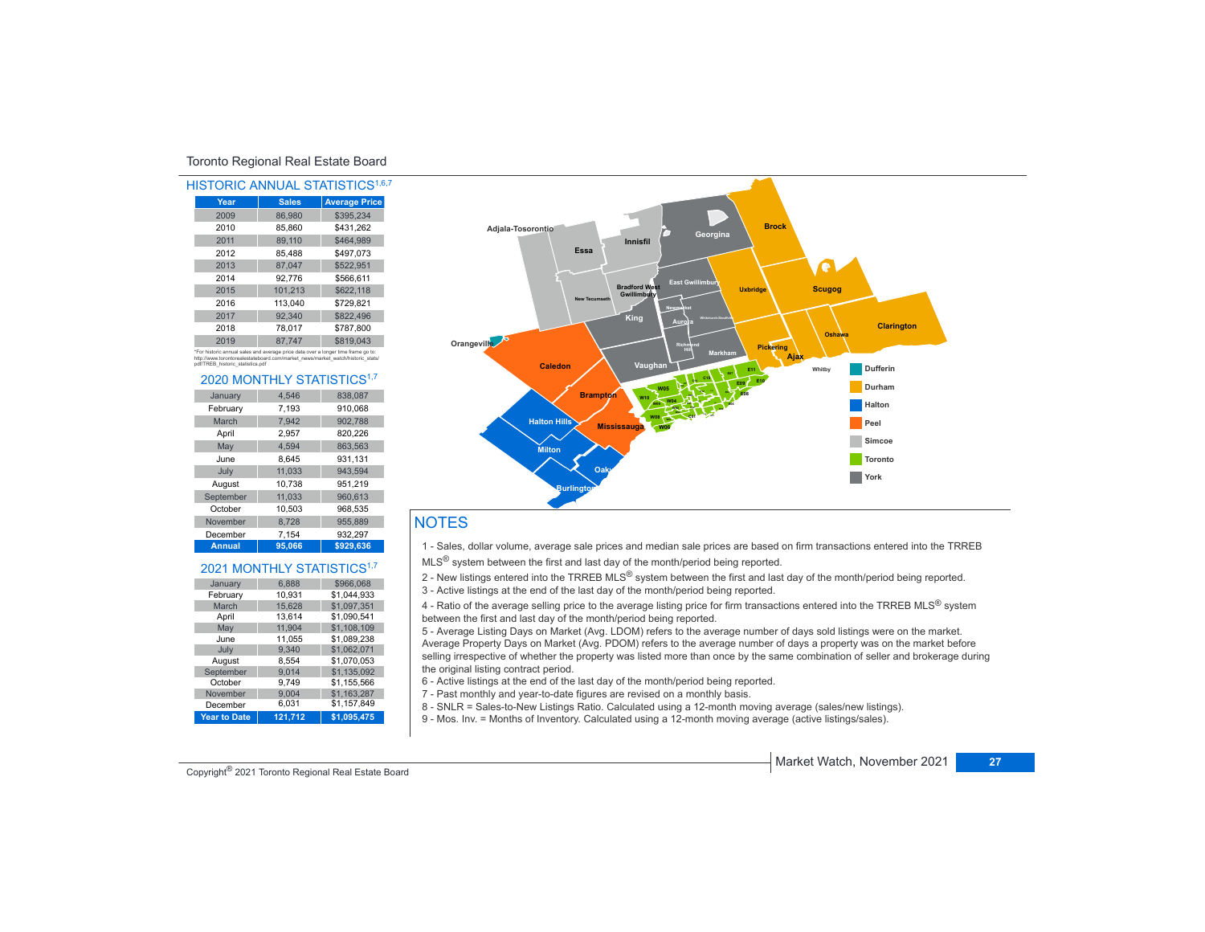Toronto Regional Real Estate Board

## HISTORIC ANNUAL STATISTICS[1,6,7]

| Year | Sales | Average Price |
|---|---|---|
| 2009 | 86,980 | $395,234 |
| 2010 | 85,860 | $431,262 |
| 2011 | 89,110 | $464,989 |
| 2012 | 85,488 | $497,073 |
| 2013 | 87,047 | $522,951 |
| 2014 | 92,776 | $566,611 |
| 2015 | 101,213 | $622,118 |
| 2016 | 113,040 | $729,821 |
| 2017 | 92,340 | $822,496 |
| 2018 | 78,017 | $787,800 |
| 2019 | 87,747 | $819,043 |

*For historic annual sales and average price data over a longer time frame go to: http://www.torontorealestateboard.com/market_news/market_watch/historic_stats/pdf/TREB_historic_statistics.pdf

## 2020 MONTHLY STATISTICS[1,7]

| | | |
|---|---|---|
| January | 4,546 | 838,087 |
| February | 7,193 | 910,068 |
| March | 7,942 | 902,788 |
| April | 2,957 | 820,226 |
| May | 4,594 | 863,563 |
| June | 8,645 | 931,131 |
| July | 11,033 | 943,594 |
| August | 10,738 | 951,219 |
| September | 11,033 | 960,613 |
| October | 10,503 | 968,535 |
| November | 8,728 | 955,889 |
| December | 7,154 | 932,297 |
| **Annual** | **95,066** | **$929,636** |

## 2021 MONTHLY STATISTICS[1,7]

| | | |
|---|---|---|
| January | 6,888 | $966,068 |
| February | 10,931 | $1,044,933 |
| March | 15,628 | $1,097,351 |
| April | 13,614 | $1,090,541 |
| May | 11,904 | $1,108,109 |
| June | 11,055 | $1,089,238 |
| July | 9,340 | $1,062,071 |
| August | 8,554 | $1,070,053 |
| September | 9,014 | $1,135,092 |
| October | 9,749 | $1,155,566 |
| November | 9,004 | $1,163,287 |
| December | 6,031 | $1,157,849 |
| **Year to Date** | **121,712** | **$1,095,475** |

Adjala-Tosorontio, Essa, Innisfil, Georgina, Brock, Bradford West Gwillimbury, East Gwillimbury, Uxbridge, Scugog, New Tecumseth, King, Newmarket, Aurora, Whitchurch-Stouffville, Oshawa, Clarington, Orangeville, Richmond Hill, Markham, Pickering, Ajax, Whitby, Caledon, Vaughan, Brampton, Halton Hills, Mississauga, Milton, Oakville, Burlington

Dufferin, Durham, Halton, Peel, Simcoe, Toronto, York

## NOTES

1 - Sales, dollar volume, average sale prices and median sale prices are based on firm transactions entered into the TRREB MLS® system between the first and last day of the month/period being reported.

2 - New listings entered into the TRREB MLS® system between the first and last day of the month/period being reported.

3 - Active listings at the end of the last day of the month/period being reported.

4 - Ratio of the average selling price to the average listing price for firm transactions entered into the TRREB MLS® system between the first and last day of the month/period being reported.

5 - Average Listing Days on Market (Avg. LDOM) refers to the average number of days sold listings were on the market. Average Property Days on Market (Avg. PDOM) refers to the average number of days a property was on the market before selling irrespective of whether the property was listed more than once by the same combination of seller and brokerage during the original listing contract period.

6 - Active listings at the end of the last day of the month/period being reported.

7 - Past monthly and year-to-date figures are revised on a monthly basis.

8 - SNLR = Sales-to-New Listings Ratio. Calculated using a 12-month moving average (sales/new listings).

9 - Mos. Inv. = Months of Inventory. Calculated using a 12-month moving average (active listings/sales).

Copyright® 2021 Toronto Regional Real Estate Board